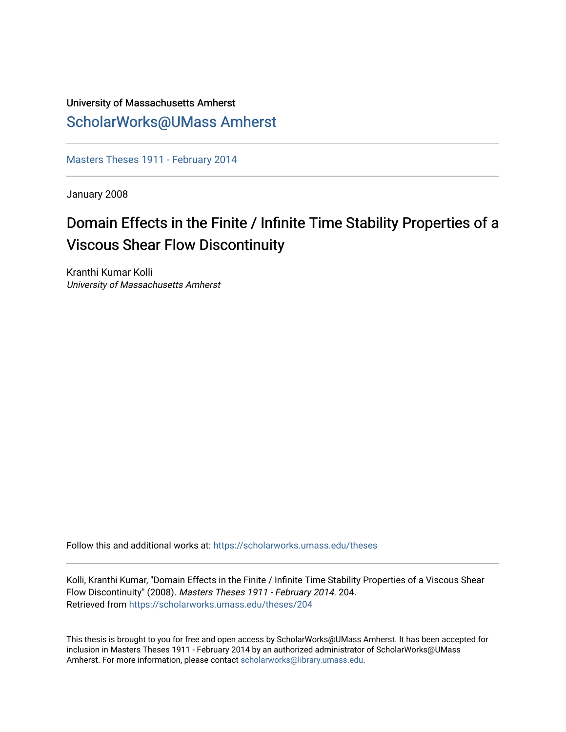University of Massachusetts Amherst

ScholarWorks@UMass Amherst

Masters Theses 1911 - February 2014

January 2008

# Domain Effects in the Finite / Infinite Time Stability Properties of a Viscous Shear Flow Discontinuity

Kranthi Kumar Kolli
*University of Massachusetts Amherst*

Follow this and additional works at: https://scholarworks.umass.edu/theses

Kolli, Kranthi Kumar, "Domain Effects in the Finite / Infinite Time Stability Properties of a Viscous Shear Flow Discontinuity" (2008). *Masters Theses 1911 - February 2014.* 204.
Retrieved from https://scholarworks.umass.edu/theses/204

This thesis is brought to you for free and open access by ScholarWorks@UMass Amherst. It has been accepted for inclusion in Masters Theses 1911 - February 2014 by an authorized administrator of ScholarWorks@UMass Amherst. For more information, please contact scholarworks@library.umass.edu.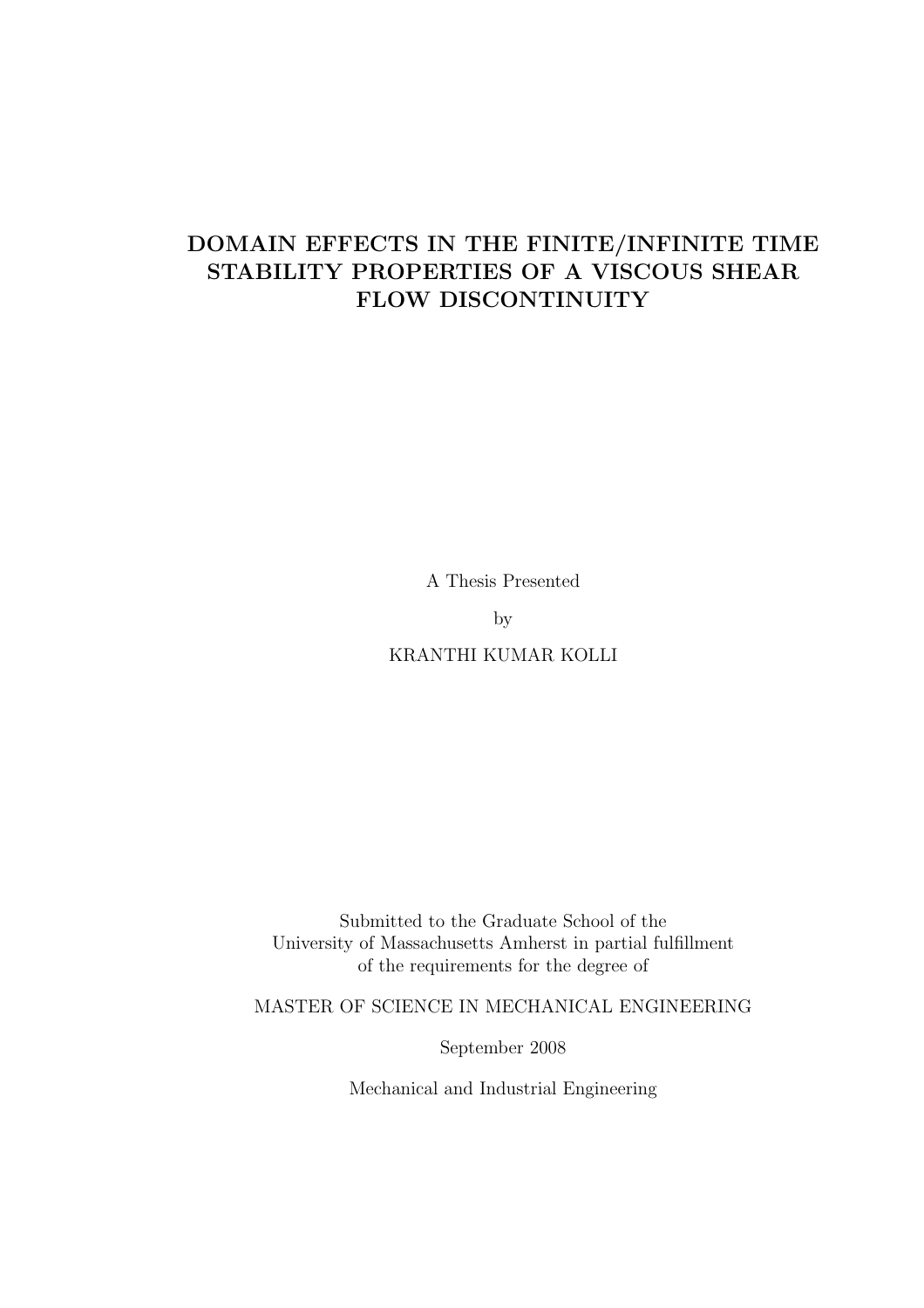# DOMAIN EFFECTS IN THE FINITE/INFINITE TIME STABILITY PROPERTIES OF A VISCOUS SHEAR FLOW DISCONTINUITY

A Thesis Presented

by

KRANTHI KUMAR KOLLI

Submitted to the Graduate School of the
University of Massachusetts Amherst in partial fulfillment
of the requirements for the degree of

MASTER OF SCIENCE IN MECHANICAL ENGINEERING

September 2008

Mechanical and Industrial Engineering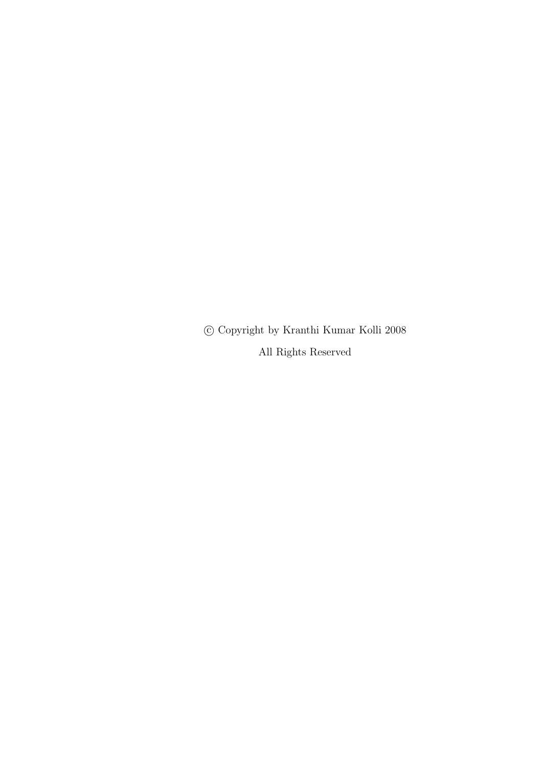© Copyright by Kranthi Kumar Kolli 2008

All Rights Reserved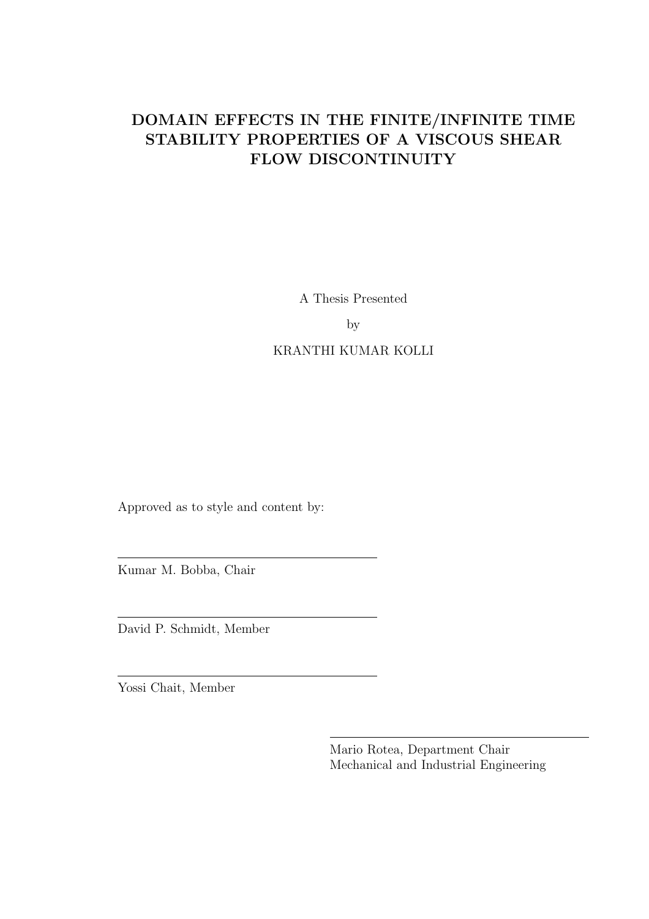# DOMAIN EFFECTS IN THE FINITE/INFINITE TIME STABILITY PROPERTIES OF A VISCOUS SHEAR FLOW DISCONTINUITY

A Thesis Presented

by

KRANTHI KUMAR KOLLI

Approved as to style and content by:

---

Kumar M. Bobba, Chair

---

David P. Schmidt, Member

---

Yossi Chait, Member

---

Mario Rotea, Department Chair
Mechanical and Industrial Engineering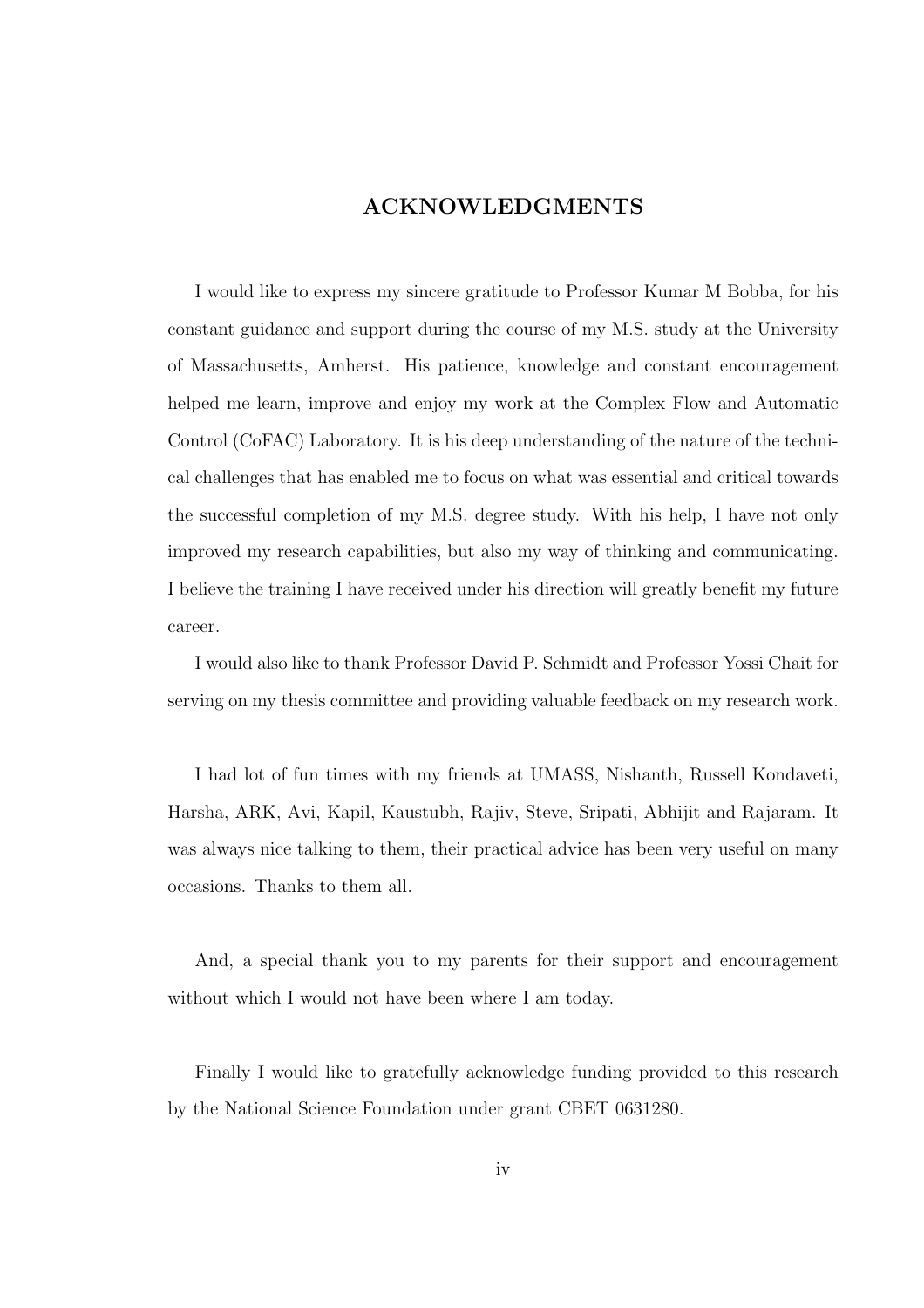# ACKNOWLEDGMENTS

I would like to express my sincere gratitude to Professor Kumar M Bobba, for his constant guidance and support during the course of my M.S. study at the University of Massachusetts, Amherst. His patience, knowledge and constant encouragement helped me learn, improve and enjoy my work at the Complex Flow and Automatic Control (CoFAC) Laboratory. It is his deep understanding of the nature of the technical challenges that has enabled me to focus on what was essential and critical towards the successful completion of my M.S. degree study. With his help, I have not only improved my research capabilities, but also my way of thinking and communicating. I believe the training I have received under his direction will greatly benefit my future career.

I would also like to thank Professor David P. Schmidt and Professor Yossi Chait for serving on my thesis committee and providing valuable feedback on my research work.

I had lot of fun times with my friends at UMASS, Nishanth, Russell Kondaveti, Harsha, ARK, Avi, Kapil, Kaustubh, Rajiv, Steve, Sripati, Abhijit and Rajaram. It was always nice talking to them, their practical advice has been very useful on many occasions. Thanks to them all.

And, a special thank you to my parents for their support and encouragement without which I would not have been where I am today.

Finally I would like to gratefully acknowledge funding provided to this research by the National Science Foundation under grant CBET 0631280.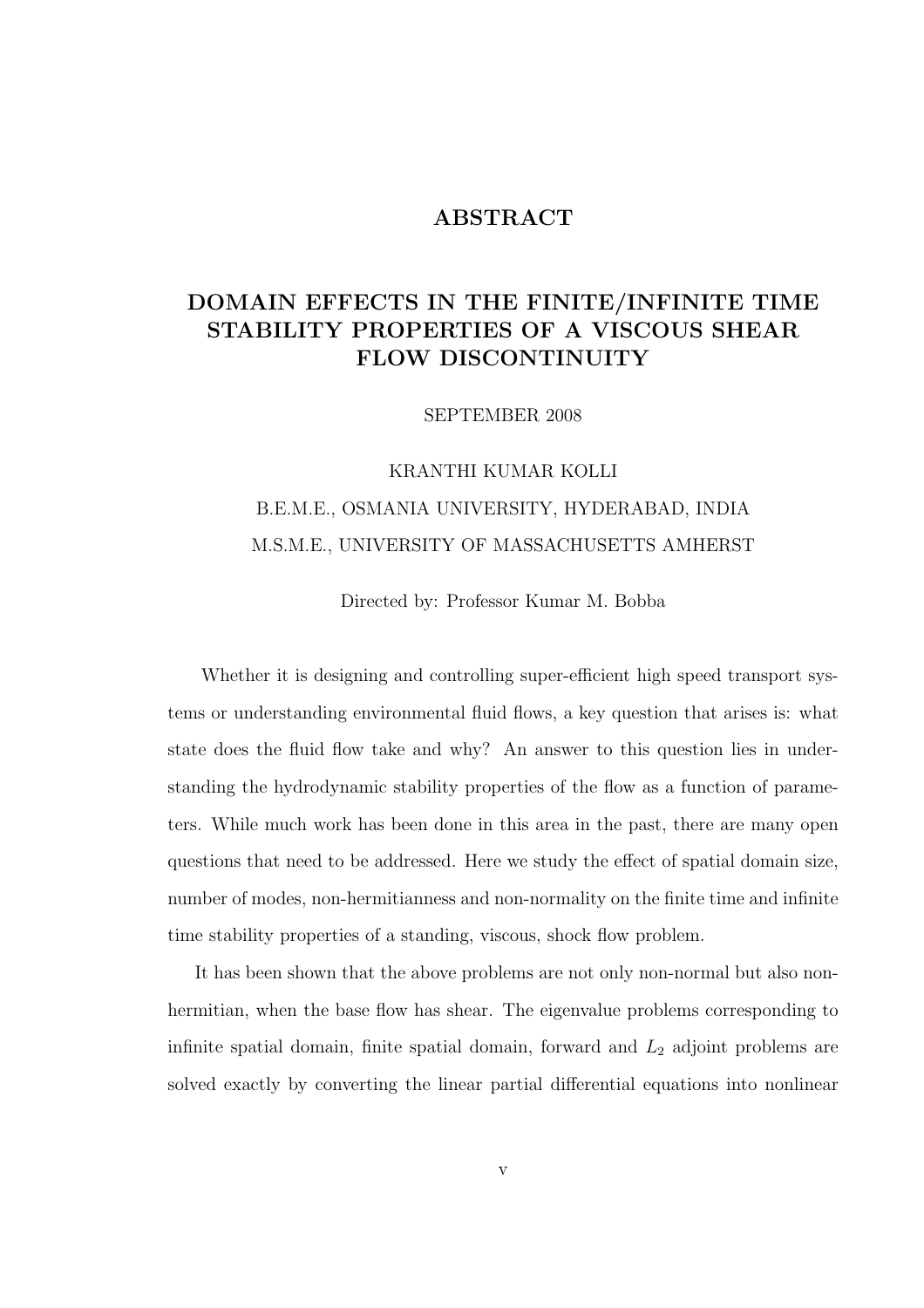# ABSTRACT

## DOMAIN EFFECTS IN THE FINITE/INFINITE TIME STABILITY PROPERTIES OF A VISCOUS SHEAR FLOW DISCONTINUITY

SEPTEMBER 2008

KRANTHI KUMAR KOLLI

B.E.M.E., OSMANIA UNIVERSITY, HYDERABAD, INDIA

M.S.M.E., UNIVERSITY OF MASSACHUSETTS AMHERST

Directed by: Professor Kumar M. Bobba

Whether it is designing and controlling super-efficient high speed transport systems or understanding environmental fluid flows, a key question that arises is: what state does the fluid flow take and why? An answer to this question lies in understanding the hydrodynamic stability properties of the flow as a function of parameters. While much work has been done in this area in the past, there are many open questions that need to be addressed. Here we study the effect of spatial domain size, number of modes, non-hermitianness and non-normality on the finite time and infinite time stability properties of a standing, viscous, shock flow problem.

It has been shown that the above problems are not only non-normal but also non-hermitian, when the base flow has shear. The eigenvalue problems corresponding to infinite spatial domain, finite spatial domain, forward and $L_2$ adjoint problems are solved exactly by converting the linear partial differential equations into nonlinear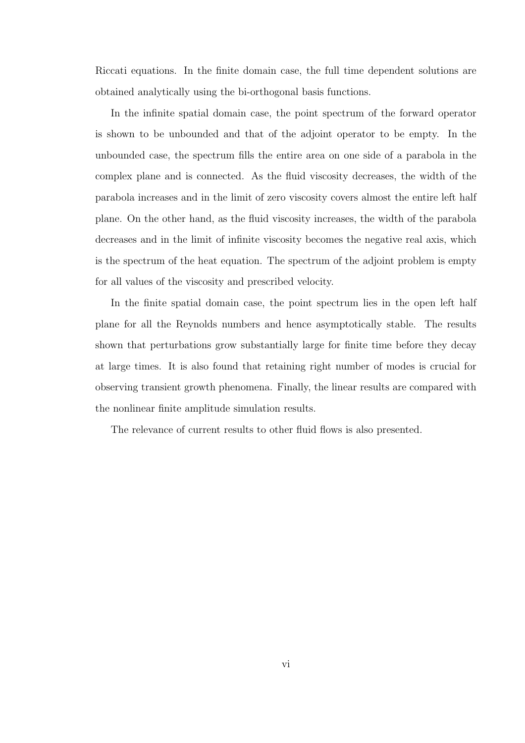Riccati equations. In the finite domain case, the full time dependent solutions are obtained analytically using the bi-orthogonal basis functions.

In the infinite spatial domain case, the point spectrum of the forward operator is shown to be unbounded and that of the adjoint operator to be empty. In the unbounded case, the spectrum fills the entire area on one side of a parabola in the complex plane and is connected. As the fluid viscosity decreases, the width of the parabola increases and in the limit of zero viscosity covers almost the entire left half plane. On the other hand, as the fluid viscosity increases, the width of the parabola decreases and in the limit of infinite viscosity becomes the negative real axis, which is the spectrum of the heat equation. The spectrum of the adjoint problem is empty for all values of the viscosity and prescribed velocity.

In the finite spatial domain case, the point spectrum lies in the open left half plane for all the Reynolds numbers and hence asymptotically stable. The results shown that perturbations grow substantially large for finite time before they decay at large times. It is also found that retaining right number of modes is crucial for observing transient growth phenomena. Finally, the linear results are compared with the nonlinear finite amplitude simulation results.

The relevance of current results to other fluid flows is also presented.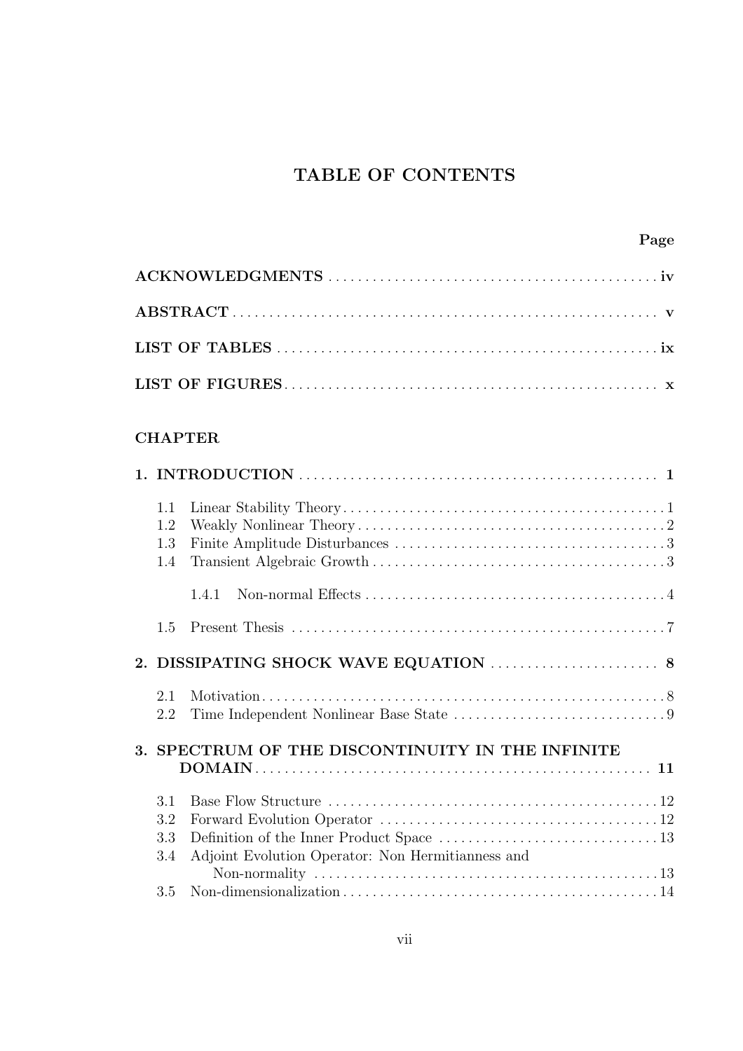# TABLE OF CONTENTS

| | Page |
|---|---|
| **ACKNOWLEDGMENTS** | **iv** |
| **ABSTRACT** | **v** |
| **LIST OF TABLES** | **ix** |
| **LIST OF FIGURES** | **x** |

**CHAPTER**

**1. INTRODUCTION** ........ **1**

- 1.1 Linear Stability Theory ........ 1
- 1.2 Weakly Nonlinear Theory ........ 2
- 1.3 Finite Amplitude Disturbances ........ 3
- 1.4 Transient Algebraic Growth ........ 3
  - 1.4.1 Non-normal Effects ........ 4
- 1.5 Present Thesis ........ 7

**2. DISSIPATING SHOCK WAVE EQUATION** ........ **8**

- 2.1 Motivation ........ 8
- 2.2 Time Independent Nonlinear Base State ........ 9

**3. SPECTRUM OF THE DISCONTINUITY IN THE INFINITE DOMAIN** ........ **11**

- 3.1 Base Flow Structure ........ 12
- 3.2 Forward Evolution Operator ........ 12
- 3.3 Definition of the Inner Product Space ........ 13
- 3.4 Adjoint Evolution Operator: Non Hermitianness and Non-normality ........ 13
- 3.5 Non-dimensionalization ........ 14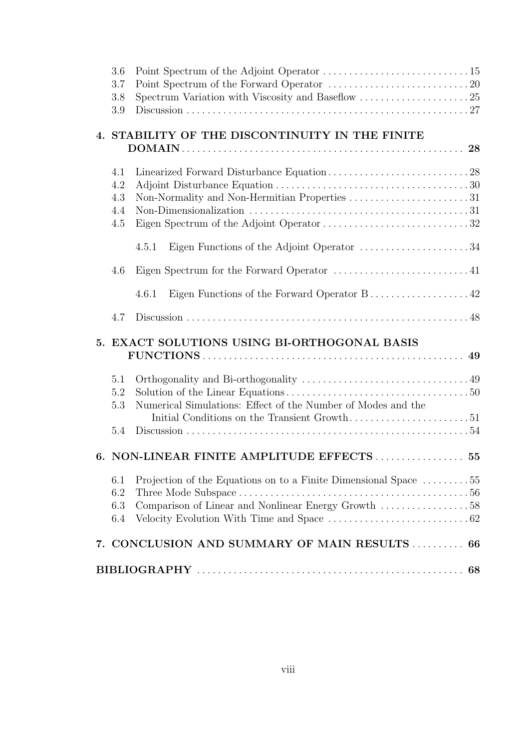3.6 Point Spectrum of the Adjoint Operator . . . . . 15
3.7 Point Spectrum of the Forward Operator . . . . . 20
3.8 Spectrum Variation with Viscosity and Baseflow . . . . . 25
3.9 Discussion . . . . . 27

**4. STABILITY OF THE DISCONTINUITY IN THE FINITE DOMAIN . . . . . 28**

4.1 Linearized Forward Disturbance Equation . . . . . 28
4.2 Adjoint Disturbance Equation . . . . . 30
4.3 Non-Normality and Non-Hermitian Properties . . . . . 31
4.4 Non-Dimensionalization . . . . . 31
4.5 Eigen Spectrum of the Adjoint Operator . . . . . 32

4.5.1 Eigen Functions of the Adjoint Operator . . . . . 34

4.6 Eigen Spectrum for the Forward Operator . . . . . 41

4.6.1 Eigen Functions of the Forward Operator B . . . . . 42

4.7 Discussion . . . . . 48

**5. EXACT SOLUTIONS USING BI-ORTHOGONAL BASIS FUNCTIONS . . . . . 49**

5.1 Orthogonality and Bi-orthogonality . . . . . 49
5.2 Solution of the Linear Equations . . . . . 50
5.3 Numerical Simulations: Effect of the Number of Modes and the Initial Conditions on the Transient Growth . . . . . 51
5.4 Discussion . . . . . 54

**6. NON-LINEAR FINITE AMPLITUDE EFFECTS . . . . . 55**

6.1 Projection of the Equations on to a Finite Dimensional Space . . . . . 55
6.2 Three Mode Subspace . . . . . 56
6.3 Comparison of Linear and Nonlinear Energy Growth . . . . . 58
6.4 Velocity Evolution With Time and Space . . . . . 62

**7. CONCLUSION AND SUMMARY OF MAIN RESULTS . . . . . 66**

**BIBLIOGRAPHY . . . . . 68**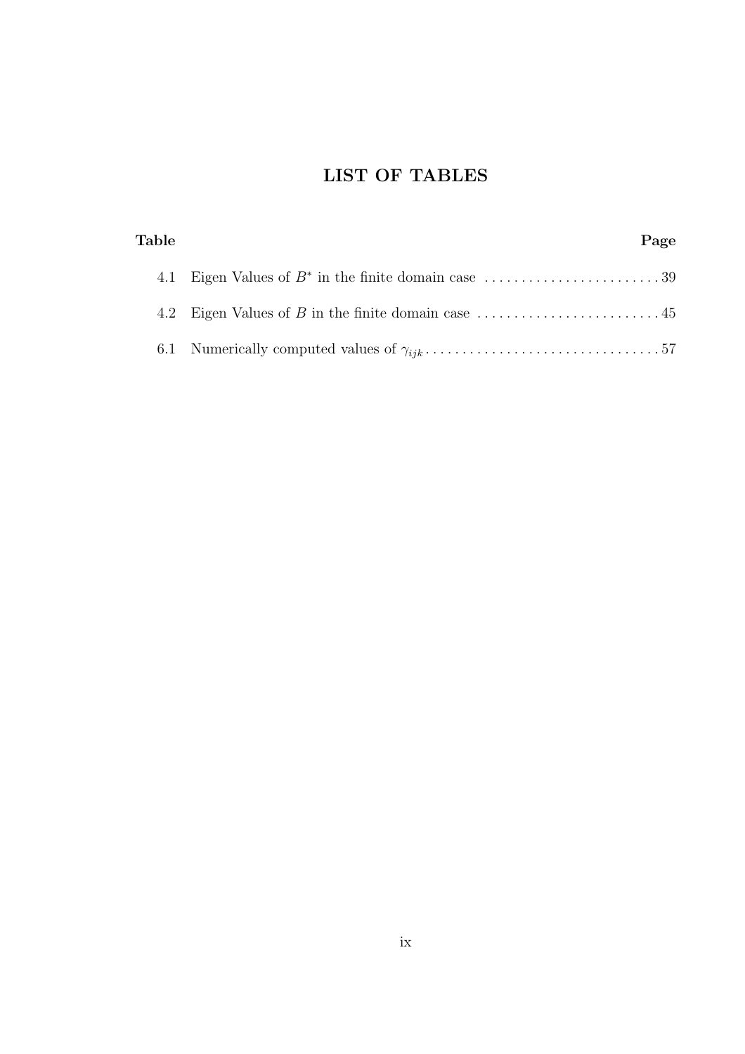# LIST OF TABLES

| Table | | Page |
|---|---|---|
| 4.1 | Eigen Values of $B^*$ in the finite domain case | 39 |
| 4.2 | Eigen Values of $B$ in the finite domain case | 45 |
| 6.1 | Numerically computed values of $\gamma_{ijk}$ | 57 |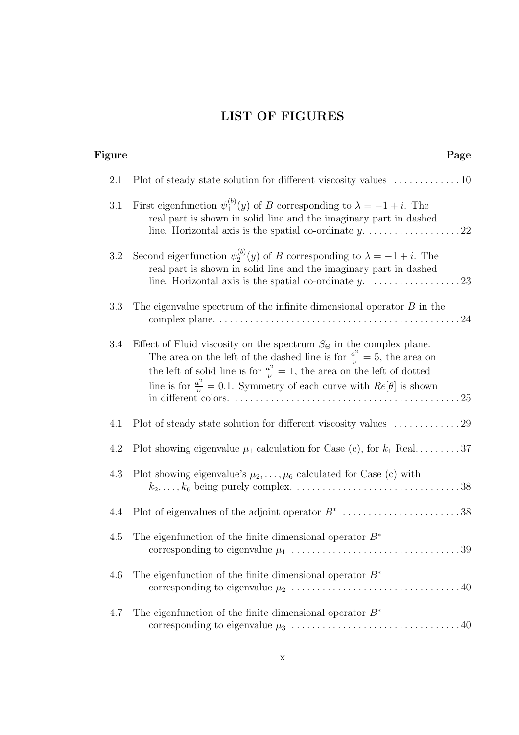# LIST OF FIGURES

| Figure | | Page |
|---|---|---|
| 2.1 | Plot of steady state solution for different viscosity values | 10 |
| 3.1 | First eigenfunction $\psi_1^{(b)}(y)$ of $B$ corresponding to $\lambda = -1 + i$. The real part is shown in solid line and the imaginary part in dashed line. Horizontal axis is the spatial co-ordinate $y$. | 22 |
| 3.2 | Second eigenfunction $\psi_2^{(b)}(y)$ of $B$ corresponding to $\lambda = -1 + i$. The real part is shown in solid line and the imaginary part in dashed line. Horizontal axis is the spatial co-ordinate $y$. | 23 |
| 3.3 | The eigenvalue spectrum of the infinite dimensional operator $B$ in the complex plane. | 24 |
| 3.4 | Effect of Fluid viscosity on the spectrum $S_\Theta$ in the complex plane. The area on the left of the dashed line is for $\frac{a^2}{\nu} = 5$, the area on the left of solid line is for $\frac{a^2}{\nu} = 1$, the area on the left of dotted line is for $\frac{a^2}{\nu} = 0.1$. Symmetry of each curve with $Re[\theta]$ is shown in different colors. | 25 |
| 4.1 | Plot of steady state solution for different viscosity values | 29 |
| 4.2 | Plot showing eigenvalue $\mu_1$ calculation for Case (c), for $k_1$ Real. | 37 |
| 4.3 | Plot showing eigenvalue's $\mu_2, \ldots, \mu_6$ calculated for Case (c) with $k_2, \ldots, k_6$ being purely complex. | 38 |
| 4.4 | Plot of eigenvalues of the adjoint operator $B^*$ | 38 |
| 4.5 | The eigenfunction of the finite dimensional operator $B^*$ corresponding to eigenvalue $\mu_1$ | 39 |
| 4.6 | The eigenfunction of the finite dimensional operator $B^*$ corresponding to eigenvalue $\mu_2$ | 40 |
| 4.7 | The eigenfunction of the finite dimensional operator $B^*$ corresponding to eigenvalue $\mu_3$ | 40 |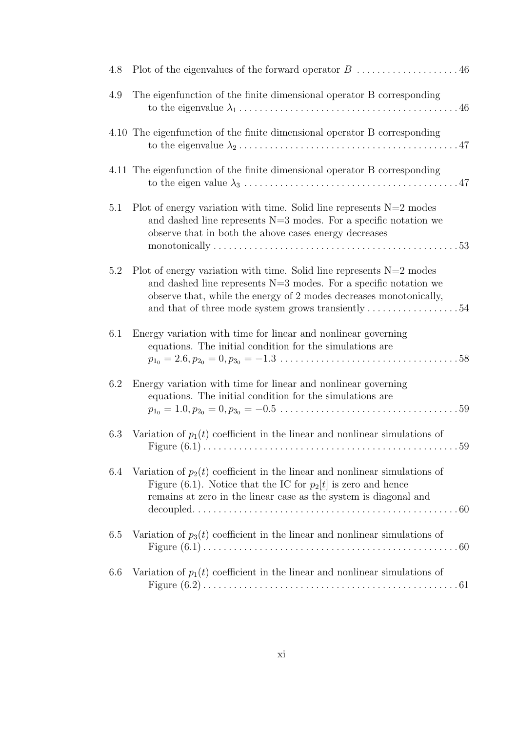4.8 Plot of the eigenvalues of the forward operator $B$ . . . . . . . . . . . . . . . . . . . . 46

4.9 The eigenfunction of the finite dimensional operator B corresponding to the eigenvalue $\lambda_1$ . . . . . . . . . . . . . . . . . . . . . . . . . . . . . . . . . . . . . . . . . . . 46

4.10 The eigenfunction of the finite dimensional operator B corresponding to the eigenvalue $\lambda_2$ . . . . . . . . . . . . . . . . . . . . . . . . . . . . . . . . . . . . . . . . . . . 47

4.11 The eigenfunction of the finite dimensional operator B corresponding to the eigen value $\lambda_3$ . . . . . . . . . . . . . . . . . . . . . . . . . . . . . . . . . . . . . . . . . . 47

5.1 Plot of energy variation with time. Solid line represents N=2 modes and dashed line represents N=3 modes. For a specific notation we observe that in both the above cases energy decreases monotonically . . . . . . . . . . . . . . . . . . . . . . . . . . . . . . . . . . . . . . . . . . . . . . . . 53

5.2 Plot of energy variation with time. Solid line represents N=2 modes and dashed line represents N=3 modes. For a specific notation we observe that, while the energy of 2 modes decreases monotonically, and that of three mode system grows transiently . . . . . . . . . . . . . . . . . . 54

6.1 Energy variation with time for linear and nonlinear governing equations. The initial condition for the simulations are $p_{1_0} = 2.6, p_{2_0} = 0, p_{3_0} = -1.3$ . . . . . . . . . . . . . . . . . . . . . . . . . . . . . . . . . . . 58

6.2 Energy variation with time for linear and nonlinear governing equations. The initial condition for the simulations are $p_{1_0} = 1.0, p_{2_0} = 0, p_{3_0} = -0.5$ . . . . . . . . . . . . . . . . . . . . . . . . . . . . . . . . . . . 59

6.3 Variation of $p_1(t)$ coefficient in the linear and nonlinear simulations of Figure (6.1) . . . . . . . . . . . . . . . . . . . . . . . . . . . . . . . . . . . . . . . . . . . . . . . . . 59

6.4 Variation of $p_2(t)$ coefficient in the linear and nonlinear simulations of Figure (6.1). Notice that the IC for $p_2[t]$ is zero and hence remains at zero in the linear case as the system is diagonal and decoupled. . . . . . . . . . . . . . . . . . . . . . . . . . . . . . . . . . . . . . . . . . . . . . . . . . . 60

6.5 Variation of $p_3(t)$ coefficient in the linear and nonlinear simulations of Figure (6.1) . . . . . . . . . . . . . . . . . . . . . . . . . . . . . . . . . . . . . . . . . . . . . . . . . 60

6.6 Variation of $p_1(t)$ coefficient in the linear and nonlinear simulations of Figure (6.2) . . . . . . . . . . . . . . . . . . . . . . . . . . . . . . . . . . . . . . . . . . . . . . . . . . 61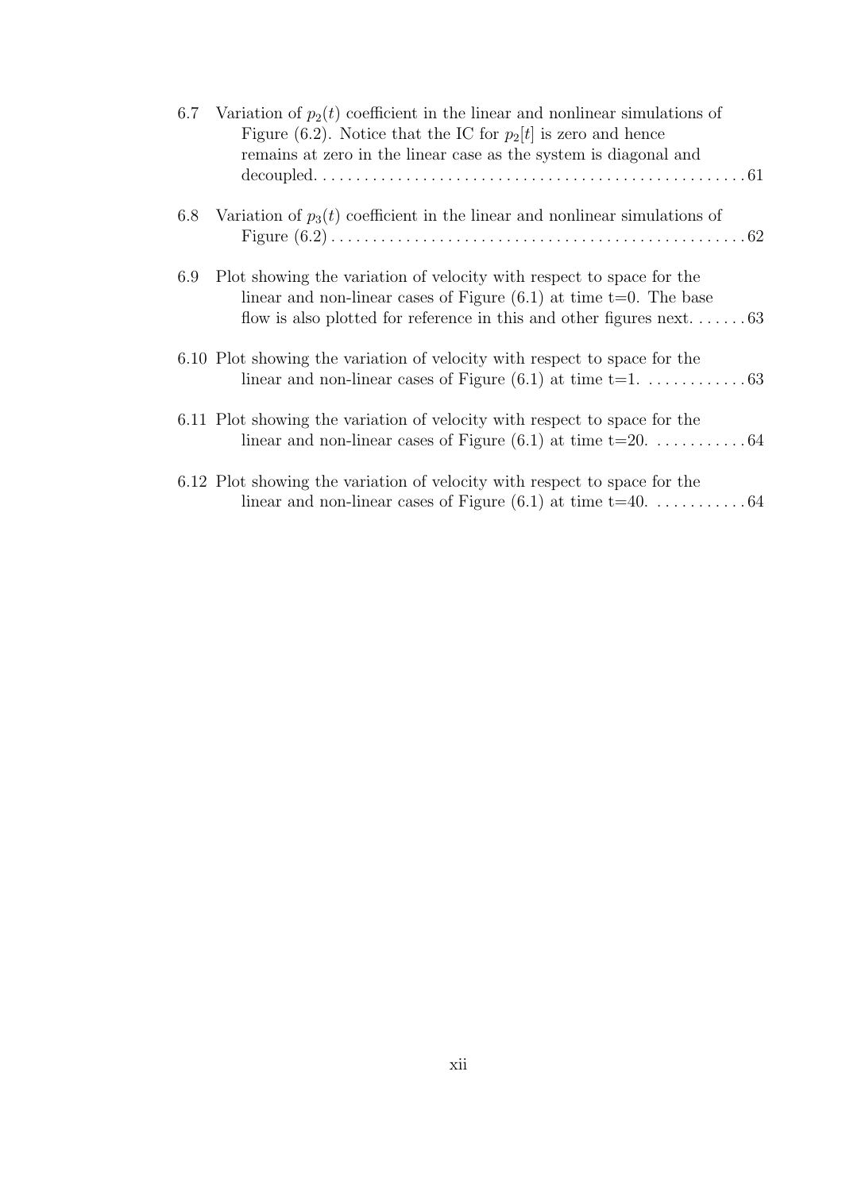6.7 Variation of $p_2(t)$ coefficient in the linear and nonlinear simulations of Figure (6.2). Notice that the IC for $p_2[t]$ is zero and hence remains at zero in the linear case as the system is diagonal and decoupled. . . . . . . . . . . . . . . . . . . . . . . . . . . . . . . . . . . . . . . . . . . . . . . . . . . 61

6.8 Variation of $p_3(t)$ coefficient in the linear and nonlinear simulations of Figure (6.2) . . . . . . . . . . . . . . . . . . . . . . . . . . . . . . . . . . . . . . . . . . . . . . . . . 62

6.9 Plot showing the variation of velocity with respect to space for the linear and non-linear cases of Figure (6.1) at time t=0. The base flow is also plotted for reference in this and other figures next. . . . . . . 63

6.10 Plot showing the variation of velocity with respect to space for the linear and non-linear cases of Figure (6.1) at time t=1. . . . . . . . . . . . . 63

6.11 Plot showing the variation of velocity with respect to space for the linear and non-linear cases of Figure (6.1) at time t=20. . . . . . . . . . . . 64

6.12 Plot showing the variation of velocity with respect to space for the linear and non-linear cases of Figure (6.1) at time t=40. . . . . . . . . . . . 64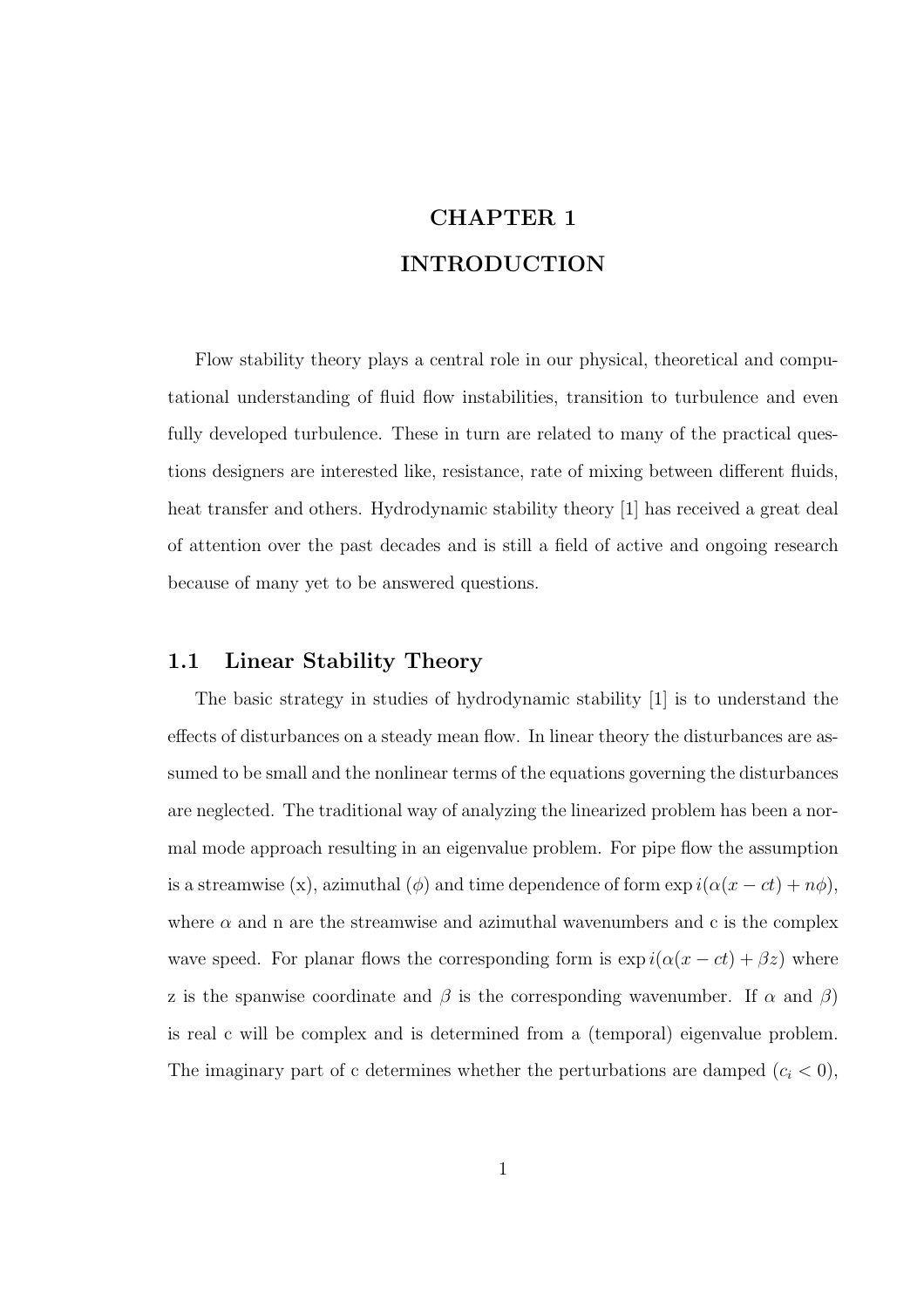# CHAPTER 1

# INTRODUCTION

Flow stability theory plays a central role in our physical, theoretical and computational understanding of fluid flow instabilities, transition to turbulence and even fully developed turbulence. These in turn are related to many of the practical questions designers are interested like, resistance, rate of mixing between different fluids, heat transfer and others. Hydrodynamic stability theory [1] has received a great deal of attention over the past decades and is still a field of active and ongoing research because of many yet to be answered questions.

## 1.1 Linear Stability Theory

The basic strategy in studies of hydrodynamic stability [1] is to understand the effects of disturbances on a steady mean flow. In linear theory the disturbances are assumed to be small and the nonlinear terms of the equations governing the disturbances are neglected. The traditional way of analyzing the linearized problem has been a normal mode approach resulting in an eigenvalue problem. For pipe flow the assumption is a streamwise (x), azimuthal ($\phi$) and time dependence of form $\exp i(\alpha(x - ct) + n\phi)$, where $\alpha$ and n are the streamwise and azimuthal wavenumbers and c is the complex wave speed. For planar flows the corresponding form is $\exp i(\alpha(x - ct) + \beta z)$ where z is the spanwise coordinate and $\beta$ is the corresponding wavenumber. If $\alpha$ and $\beta$) is real c will be complex and is determined from a (temporal) eigenvalue problem. The imaginary part of c determines whether the perturbations are damped ($c_i < 0$),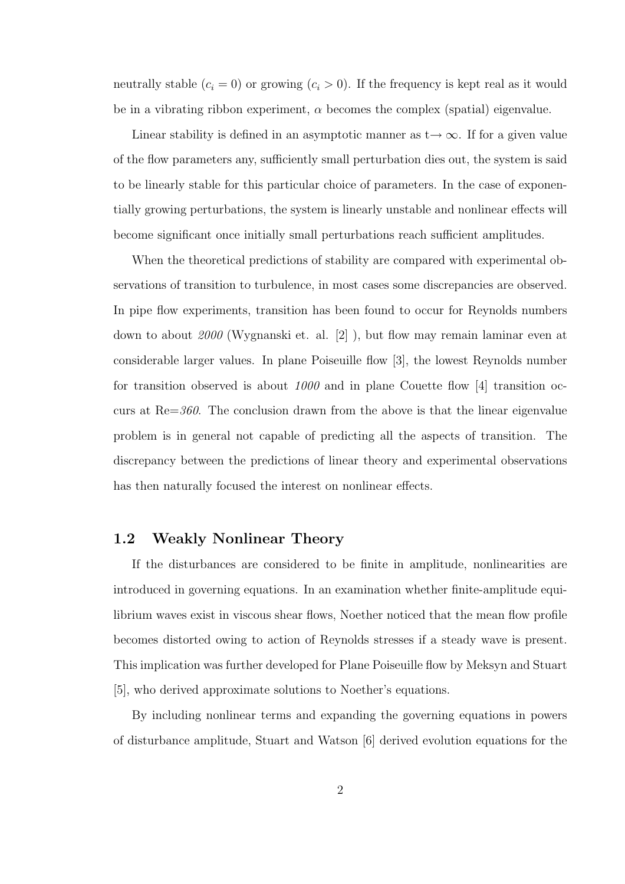neutrally stable ($c_i = 0$) or growing ($c_i > 0$). If the frequency is kept real as it would be in a vibrating ribbon experiment, $\alpha$ becomes the complex (spatial) eigenvalue.

Linear stability is defined in an asymptotic manner as t$\rightarrow \infty$. If for a given value of the flow parameters any, sufficiently small perturbation dies out, the system is said to be linearly stable for this particular choice of parameters. In the case of exponentially growing perturbations, the system is linearly unstable and nonlinear effects will become significant once initially small perturbations reach sufficient amplitudes.

When the theoretical predictions of stability are compared with experimental observations of transition to turbulence, in most cases some discrepancies are observed. In pipe flow experiments, transition has been found to occur for Reynolds numbers down to about *2000* (Wygnanski et. al. [2] ), but flow may remain laminar even at considerable larger values. In plane Poiseuille flow [3], the lowest Reynolds number for transition observed is about *1000* and in plane Couette flow [4] transition occurs at Re=*360*. The conclusion drawn from the above is that the linear eigenvalue problem is in general not capable of predicting all the aspects of transition. The discrepancy between the predictions of linear theory and experimental observations has then naturally focused the interest on nonlinear effects.

## 1.2 Weakly Nonlinear Theory

If the disturbances are considered to be finite in amplitude, nonlinearities are introduced in governing equations. In an examination whether finite-amplitude equilibrium waves exist in viscous shear flows, Noether noticed that the mean flow profile becomes distorted owing to action of Reynolds stresses if a steady wave is present. This implication was further developed for Plane Poiseuille flow by Meksyn and Stuart [5], who derived approximate solutions to Noether's equations.

By including nonlinear terms and expanding the governing equations in powers of disturbance amplitude, Stuart and Watson [6] derived evolution equations for the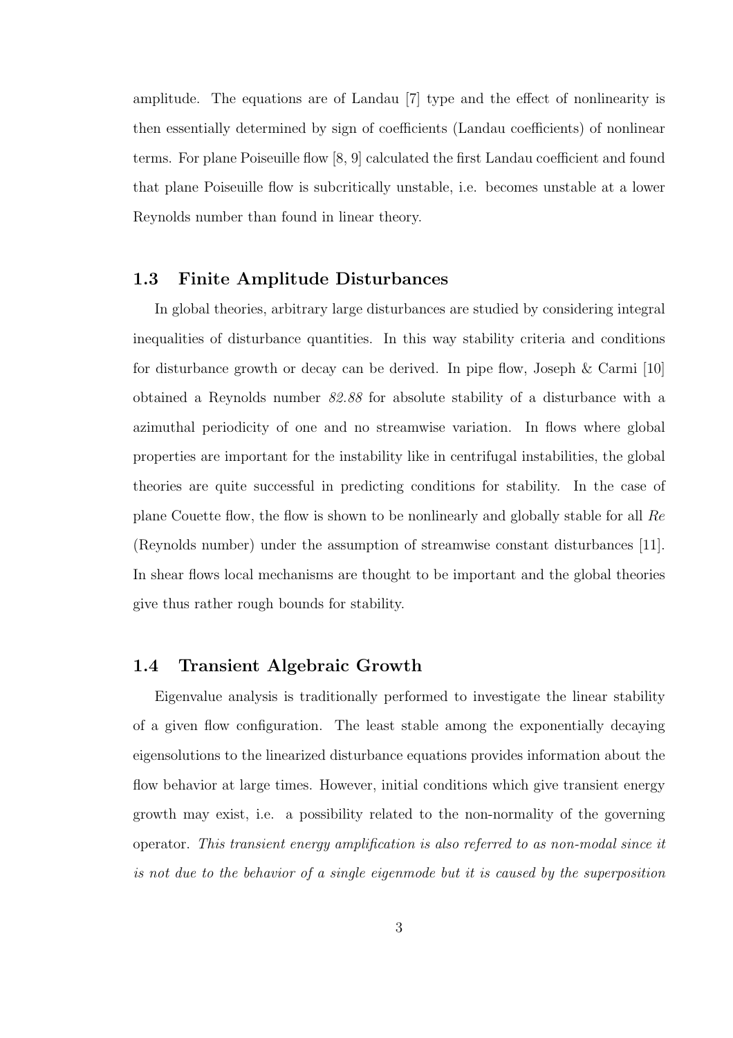amplitude. The equations are of Landau [7] type and the effect of nonlinearity is then essentially determined by sign of coefficients (Landau coefficients) of nonlinear terms. For plane Poiseuille flow [8, 9] calculated the first Landau coefficient and found that plane Poiseuille flow is subcritically unstable, i.e. becomes unstable at a lower Reynolds number than found in linear theory.

## 1.3 Finite Amplitude Disturbances

In global theories, arbitrary large disturbances are studied by considering integral inequalities of disturbance quantities. In this way stability criteria and conditions for disturbance growth or decay can be derived. In pipe flow, Joseph & Carmi [10] obtained a Reynolds number *82.88* for absolute stability of a disturbance with a azimuthal periodicity of one and no streamwise variation. In flows where global properties are important for the instability like in centrifugal instabilities, the global theories are quite successful in predicting conditions for stability. In the case of plane Couette flow, the flow is shown to be nonlinearly and globally stable for all $Re$ (Reynolds number) under the assumption of streamwise constant disturbances [11]. In shear flows local mechanisms are thought to be important and the global theories give thus rather rough bounds for stability.

## 1.4 Transient Algebraic Growth

Eigenvalue analysis is traditionally performed to investigate the linear stability of a given flow configuration. The least stable among the exponentially decaying eigensolutions to the linearized disturbance equations provides information about the flow behavior at large times. However, initial conditions which give transient energy growth may exist, i.e. a possibility related to the non-normality of the governing operator. *This transient energy amplification is also referred to as non-modal since it is not due to the behavior of a single eigenmode but it is caused by the superposition*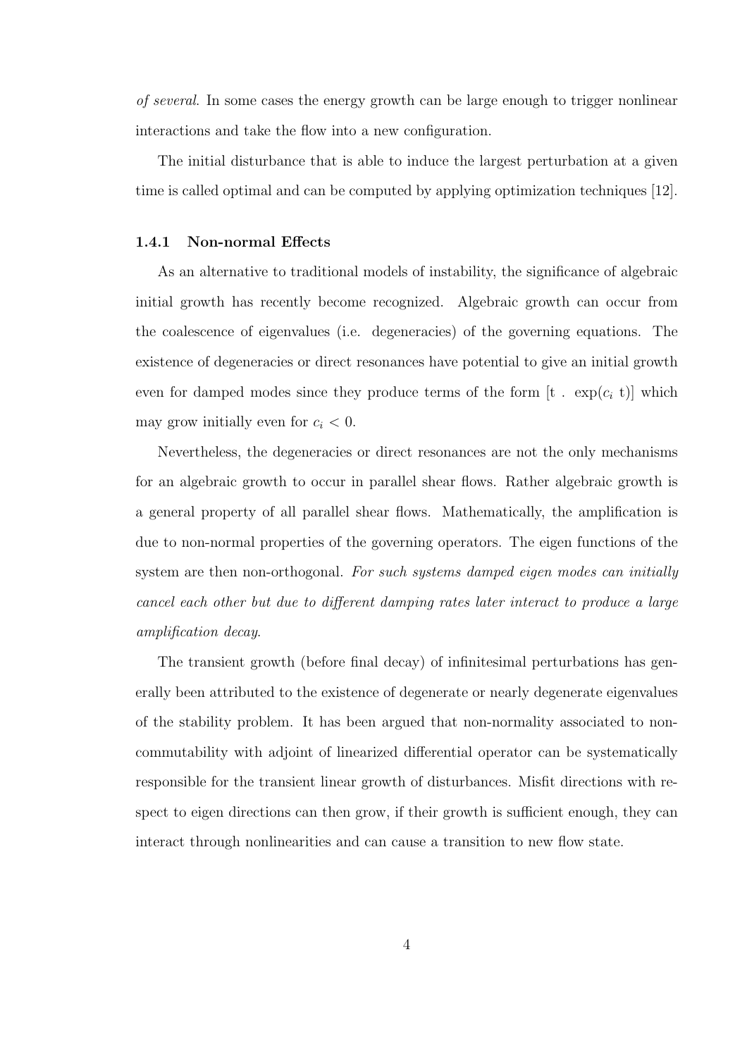*of several*. In some cases the energy growth can be large enough to trigger nonlinear interactions and take the flow into a new configuration.

The initial disturbance that is able to induce the largest perturbation at a given time is called optimal and can be computed by applying optimization techniques [12].

### 1.4.1 Non-normal Effects

As an alternative to traditional models of instability, the significance of algebraic initial growth has recently become recognized. Algebraic growth can occur from the coalescence of eigenvalues (i.e. degeneracies) of the governing equations. The existence of degeneracies or direct resonances have potential to give an initial growth even for damped modes since they produce terms of the form [t . $\exp(c_i$ t)] which may grow initially even for $c_i < 0$.

Nevertheless, the degeneracies or direct resonances are not the only mechanisms for an algebraic growth to occur in parallel shear flows. Rather algebraic growth is a general property of all parallel shear flows. Mathematically, the amplification is due to non-normal properties of the governing operators. The eigen functions of the system are then non-orthogonal. *For such systems damped eigen modes can initially cancel each other but due to different damping rates later interact to produce a large amplification decay*.

The transient growth (before final decay) of infinitesimal perturbations has generally been attributed to the existence of degenerate or nearly degenerate eigenvalues of the stability problem. It has been argued that non-normality associated to non-commutability with adjoint of linearized differential operator can be systematically responsible for the transient linear growth of disturbances. Misfit directions with respect to eigen directions can then grow, if their growth is sufficient enough, they can interact through nonlinearities and can cause a transition to new flow state.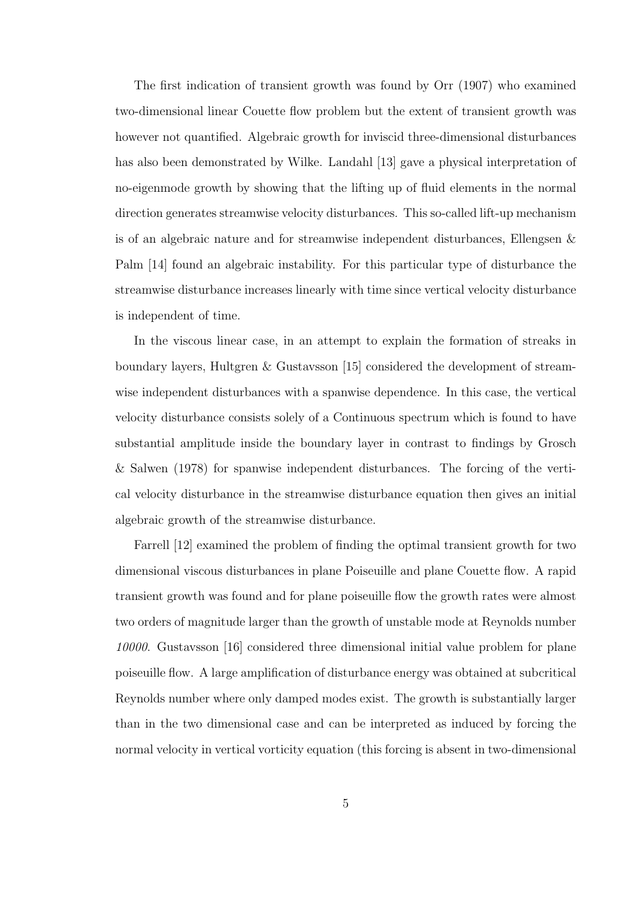The first indication of transient growth was found by Orr (1907) who examined two-dimensional linear Couette flow problem but the extent of transient growth was however not quantified. Algebraic growth for inviscid three-dimensional disturbances has also been demonstrated by Wilke. Landahl [13] gave a physical interpretation of no-eigenmode growth by showing that the lifting up of fluid elements in the normal direction generates streamwise velocity disturbances. This so-called lift-up mechanism is of an algebraic nature and for streamwise independent disturbances, Ellengsen & Palm [14] found an algebraic instability. For this particular type of disturbance the streamwise disturbance increases linearly with time since vertical velocity disturbance is independent of time.

In the viscous linear case, in an attempt to explain the formation of streaks in boundary layers, Hultgren & Gustavsson [15] considered the development of streamwise independent disturbances with a spanwise dependence. In this case, the vertical velocity disturbance consists solely of a Continuous spectrum which is found to have substantial amplitude inside the boundary layer in contrast to findings by Grosch & Salwen (1978) for spanwise independent disturbances. The forcing of the vertical velocity disturbance in the streamwise disturbance equation then gives an initial algebraic growth of the streamwise disturbance.

Farrell [12] examined the problem of finding the optimal transient growth for two dimensional viscous disturbances in plane Poiseuille and plane Couette flow. A rapid transient growth was found and for plane poiseuille flow the growth rates were almost two orders of magnitude larger than the growth of unstable mode at Reynolds number *10000*. Gustavsson [16] considered three dimensional initial value problem for plane poiseuille flow. A large amplification of disturbance energy was obtained at subcritical Reynolds number where only damped modes exist. The growth is substantially larger than in the two dimensional case and can be interpreted as induced by forcing the normal velocity in vertical vorticity equation (this forcing is absent in two-dimensional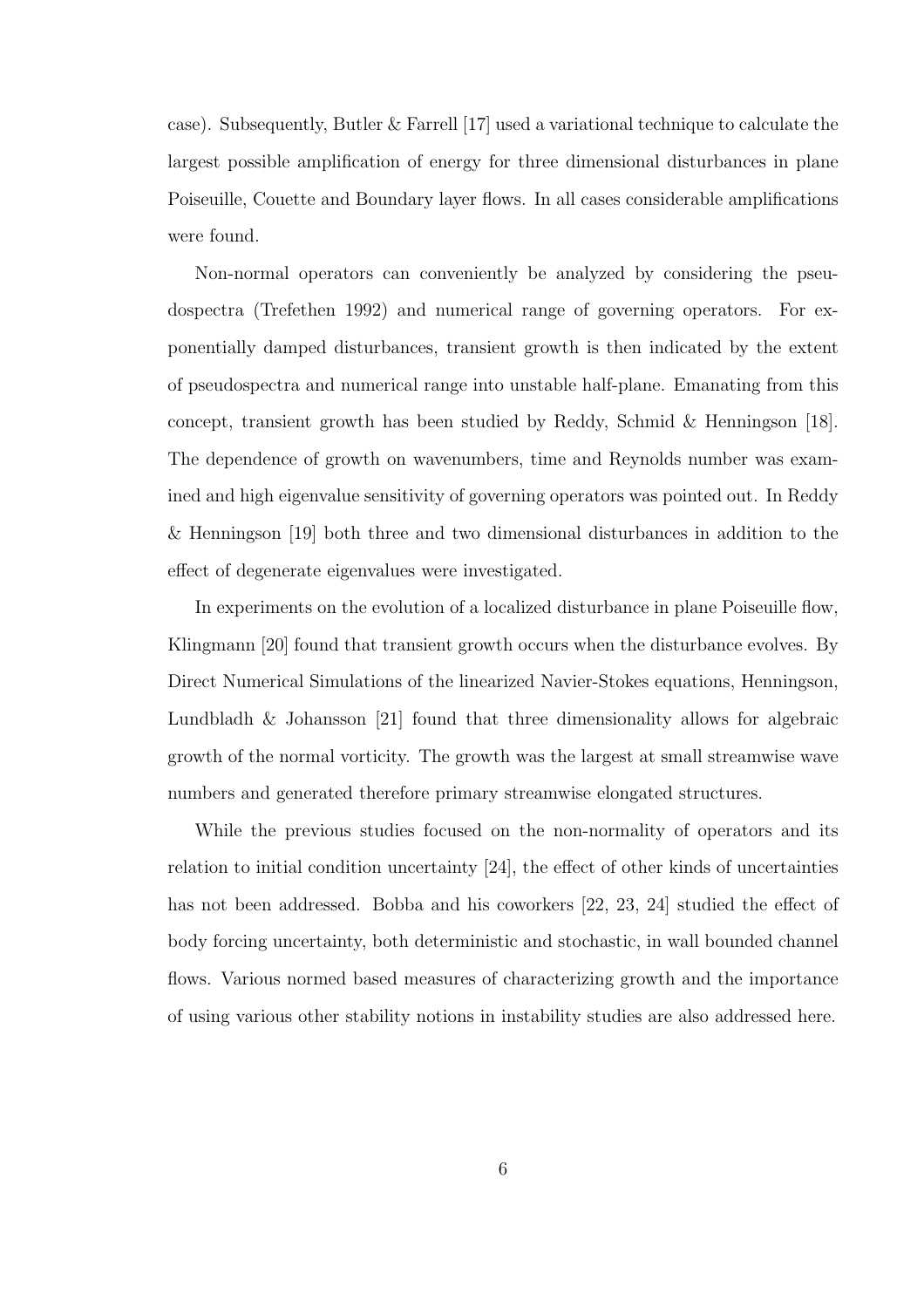case). Subsequently, Butler & Farrell [17] used a variational technique to calculate the largest possible amplification of energy for three dimensional disturbances in plane Poiseuille, Couette and Boundary layer flows. In all cases considerable amplifications were found.

Non-normal operators can conveniently be analyzed by considering the pseudospectra (Trefethen 1992) and numerical range of governing operators. For exponentially damped disturbances, transient growth is then indicated by the extent of pseudospectra and numerical range into unstable half-plane. Emanating from this concept, transient growth has been studied by Reddy, Schmid & Henningson [18]. The dependence of growth on wavenumbers, time and Reynolds number was examined and high eigenvalue sensitivity of governing operators was pointed out. In Reddy & Henningson [19] both three and two dimensional disturbances in addition to the effect of degenerate eigenvalues were investigated.

In experiments on the evolution of a localized disturbance in plane Poiseuille flow, Klingmann [20] found that transient growth occurs when the disturbance evolves. By Direct Numerical Simulations of the linearized Navier-Stokes equations, Henningson, Lundbladh & Johansson [21] found that three dimensionality allows for algebraic growth of the normal vorticity. The growth was the largest at small streamwise wave numbers and generated therefore primary streamwise elongated structures.

While the previous studies focused on the non-normality of operators and its relation to initial condition uncertainty [24], the effect of other kinds of uncertainties has not been addressed. Bobba and his coworkers [22, 23, 24] studied the effect of body forcing uncertainty, both deterministic and stochastic, in wall bounded channel flows. Various normed based measures of characterizing growth and the importance of using various other stability notions in instability studies are also addressed here.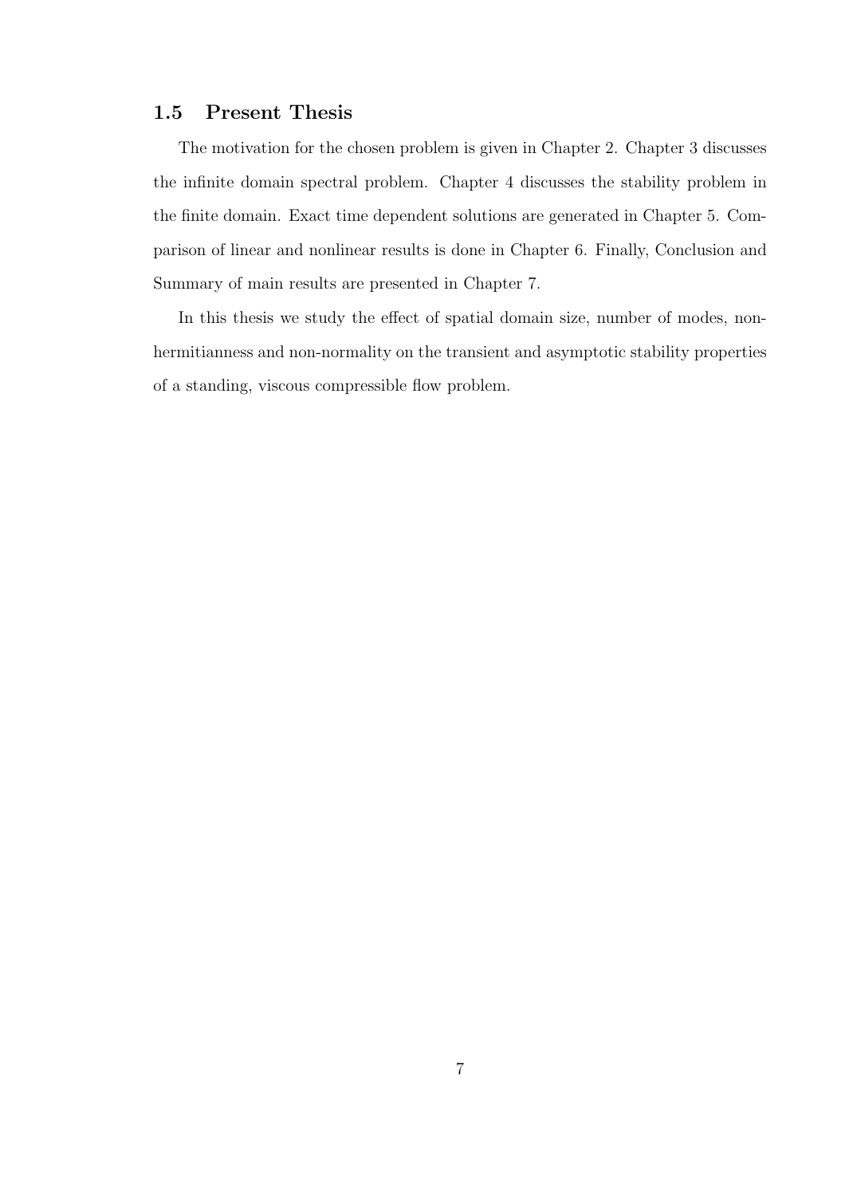## 1.5 Present Thesis

The motivation for the chosen problem is given in Chapter 2. Chapter 3 discusses the infinite domain spectral problem. Chapter 4 discusses the stability problem in the finite domain. Exact time dependent solutions are generated in Chapter 5. Comparison of linear and nonlinear results is done in Chapter 6. Finally, Conclusion and Summary of main results are presented in Chapter 7.

In this thesis we study the effect of spatial domain size, number of modes, non-hermitianness and non-normality on the transient and asymptotic stability properties of a standing, viscous compressible flow problem.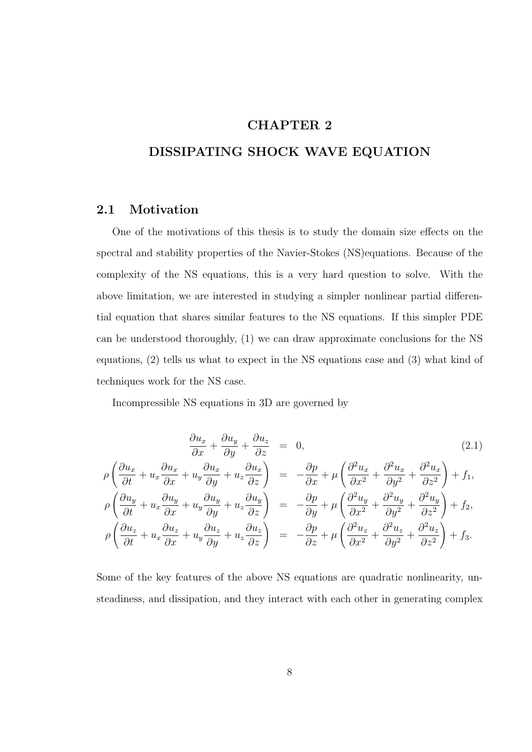# CHAPTER 2

# DISSIPATING SHOCK WAVE EQUATION

## 2.1 Motivation

One of the motivations of this thesis is to study the domain size effects on the spectral and stability properties of the Navier-Stokes (NS)equations. Because of the complexity of the NS equations, this is a very hard question to solve. With the above limitation, we are interested in studying a simpler nonlinear partial differential equation that shares similar features to the NS equations. If this simpler PDE can be understood thoroughly, (1) we can draw approximate conclusions for the NS equations, (2) tells us what to expect in the NS equations case and (3) what kind of techniques work for the NS case.

Incompressible NS equations in 3D are governed by

$$
\begin{aligned}
\frac{\partial u_x}{\partial x} + \frac{\partial u_y}{\partial y} + \frac{\partial u_z}{\partial z} &= 0, \qquad (2.1)\\
\rho\left(\frac{\partial u_x}{\partial t} + u_x\frac{\partial u_x}{\partial x} + u_y\frac{\partial u_x}{\partial y} + u_z\frac{\partial u_x}{\partial z}\right) &= -\frac{\partial p}{\partial x} + \mu\left(\frac{\partial^2 u_x}{\partial x^2} + \frac{\partial^2 u_x}{\partial y^2} + \frac{\partial^2 u_x}{\partial z^2}\right) + f_1,\\
\rho\left(\frac{\partial u_y}{\partial t} + u_x\frac{\partial u_y}{\partial x} + u_y\frac{\partial u_y}{\partial y} + u_z\frac{\partial u_y}{\partial z}\right) &= -\frac{\partial p}{\partial y} + \mu\left(\frac{\partial^2 u_y}{\partial x^2} + \frac{\partial^2 u_y}{\partial y^2} + \frac{\partial^2 u_y}{\partial z^2}\right) + f_2,\\
\rho\left(\frac{\partial u_z}{\partial t} + u_x\frac{\partial u_z}{\partial x} + u_y\frac{\partial u_z}{\partial y} + u_z\frac{\partial u_z}{\partial z}\right) &= -\frac{\partial p}{\partial z} + \mu\left(\frac{\partial^2 u_z}{\partial x^2} + \frac{\partial^2 u_z}{\partial y^2} + \frac{\partial^2 u_z}{\partial z^2}\right) + f_3.
\end{aligned}
$$

Some of the key features of the above NS equations are quadratic nonlinearity, unsteadiness, and dissipation, and they interact with each other in generating complex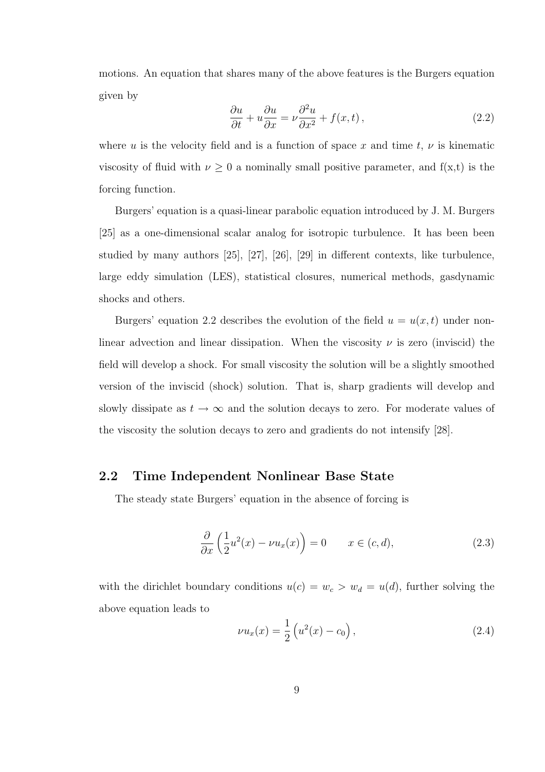motions. An equation that shares many of the above features is the Burgers equation given by

$$\frac{\partial u}{\partial t} + u\frac{\partial u}{\partial x} = \nu\frac{\partial^2 u}{\partial x^2} + f(x,t)\,, \tag{2.2}$$

where $u$ is the velocity field and is a function of space $x$ and time $t$, $\nu$ is kinematic viscosity of fluid with $\nu \geq 0$ a nominally small positive parameter, and f(x,t) is the forcing function.

Burgers' equation is a quasi-linear parabolic equation introduced by J. M. Burgers [25] as a one-dimensional scalar analog for isotropic turbulence. It has been been studied by many authors [25], [27], [26], [29] in different contexts, like turbulence, large eddy simulation (LES), statistical closures, numerical methods, gasdynamic shocks and others.

Burgers' equation 2.2 describes the evolution of the field $u = u(x,t)$ under non-linear advection and linear dissipation. When the viscosity $\nu$ is zero (inviscid) the field will develop a shock. For small viscosity the solution will be a slightly smoothed version of the inviscid (shock) solution. That is, sharp gradients will develop and slowly dissipate as $t \to \infty$ and the solution decays to zero. For moderate values of the viscosity the solution decays to zero and gradients do not intensify [28].

## 2.2 Time Independent Nonlinear Base State

The steady state Burgers' equation in the absence of forcing is

$$\frac{\partial}{\partial x}\left(\frac{1}{2}u^2(x) - \nu u_x(x)\right) = 0 \qquad x \in (c,d), \tag{2.3}$$

with the dirichlet boundary conditions $u(c) = w_c > w_d = u(d)$, further solving the above equation leads to

$$\nu u_x(x) = \frac{1}{2}\left(u^2(x) - c_0\right), \tag{2.4}$$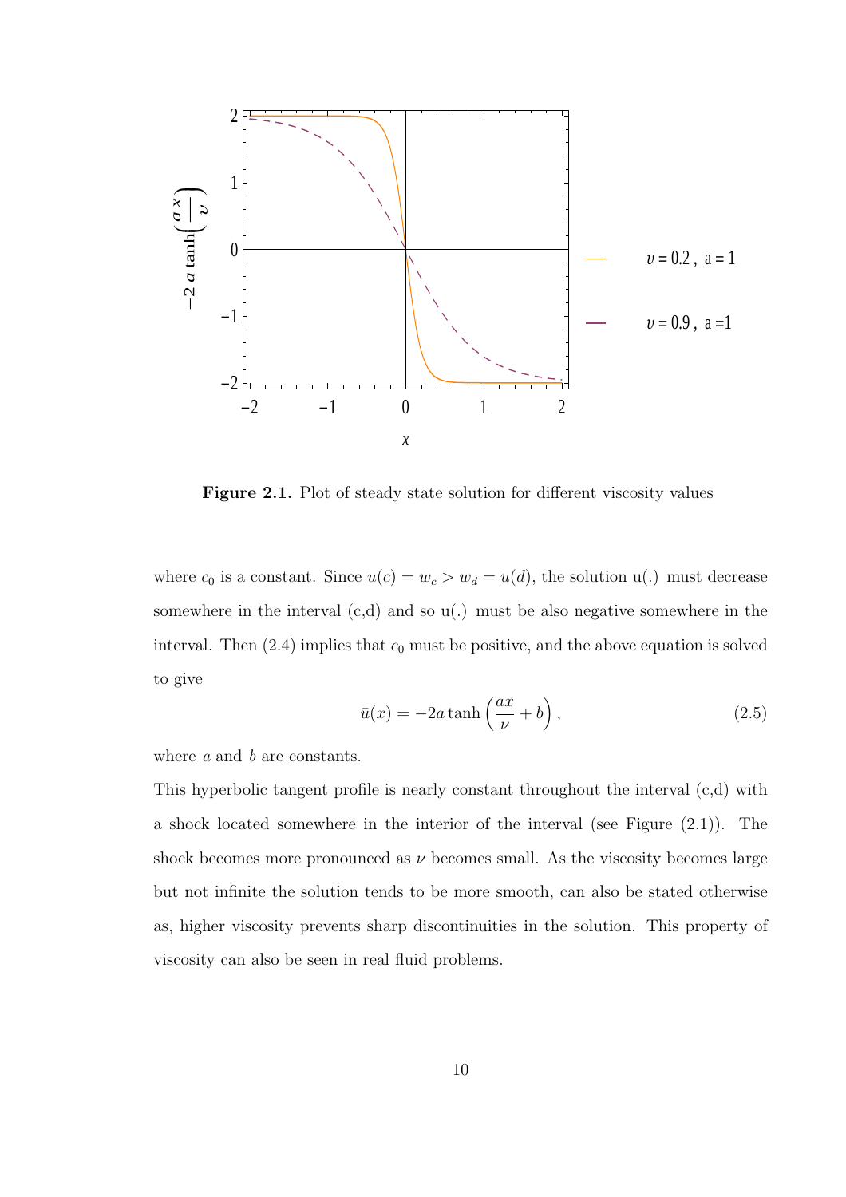**Figure 2.1.** Plot of steady state solution for different viscosity values

where $c_0$ is a constant. Since $u(c) = w_c > w_d = u(d)$, the solution u(.) must decrease somewhere in the interval (c,d) and so u(.) must be also negative somewhere in the interval. Then (2.4) implies that $c_0$ must be positive, and the above equation is solved to give

$$\bar{u}(x) = -2a \tanh\left(\frac{ax}{\nu} + b\right), \tag{2.5}$$

where $a$ and $b$ are constants.

This hyperbolic tangent profile is nearly constant throughout the interval (c,d) with a shock located somewhere in the interior of the interval (see Figure (2.1)). The shock becomes more pronounced as $\nu$ becomes small. As the viscosity becomes large but not infinite the solution tends to be more smooth, can also be stated otherwise as, higher viscosity prevents sharp discontinuities in the solution. This property of viscosity can also be seen in real fluid problems.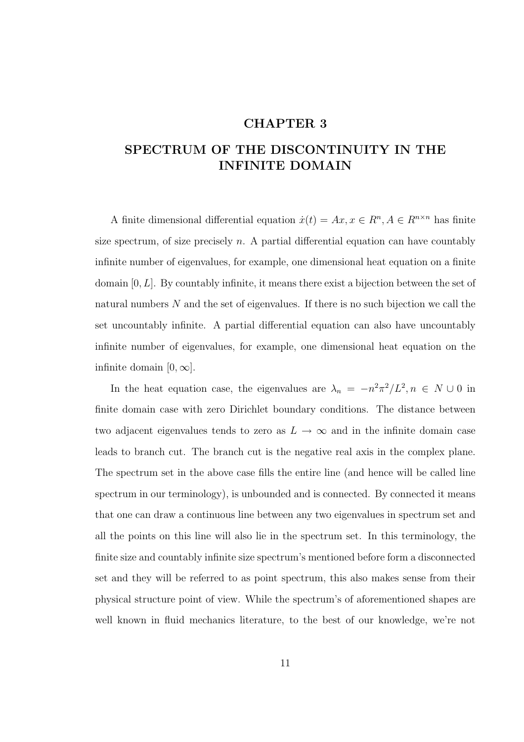# CHAPTER 3

# SPECTRUM OF THE DISCONTINUITY IN THE INFINITE DOMAIN

A finite dimensional differential equation $\dot{x}(t) = Ax, x \in R^n, A \in R^{n \times n}$ has finite size spectrum, of size precisely $n$. A partial differential equation can have countably infinite number of eigenvalues, for example, one dimensional heat equation on a finite domain $[0, L]$. By countably infinite, it means there exist a bijection between the set of natural numbers $N$ and the set of eigenvalues. If there is no such bijection we call the set uncountably infinite. A partial differential equation can also have uncountably infinite number of eigenvalues, for example, one dimensional heat equation on the infinite domain $[0, \infty]$.

In the heat equation case, the eigenvalues are $\lambda_n = -n^2\pi^2/L^2, n \in N \cup 0$ in finite domain case with zero Dirichlet boundary conditions. The distance between two adjacent eigenvalues tends to zero as $L \to \infty$ and in the infinite domain case leads to branch cut. The branch cut is the negative real axis in the complex plane. The spectrum set in the above case fills the entire line (and hence will be called line spectrum in our terminology), is unbounded and is connected. By connected it means that one can draw a continuous line between any two eigenvalues in spectrum set and all the points on this line will also lie in the spectrum set. In this terminology, the finite size and countably infinite size spectrum's mentioned before form a disconnected set and they will be referred to as point spectrum, this also makes sense from their physical structure point of view. While the spectrum's of aforementioned shapes are well known in fluid mechanics literature, to the best of our knowledge, we're not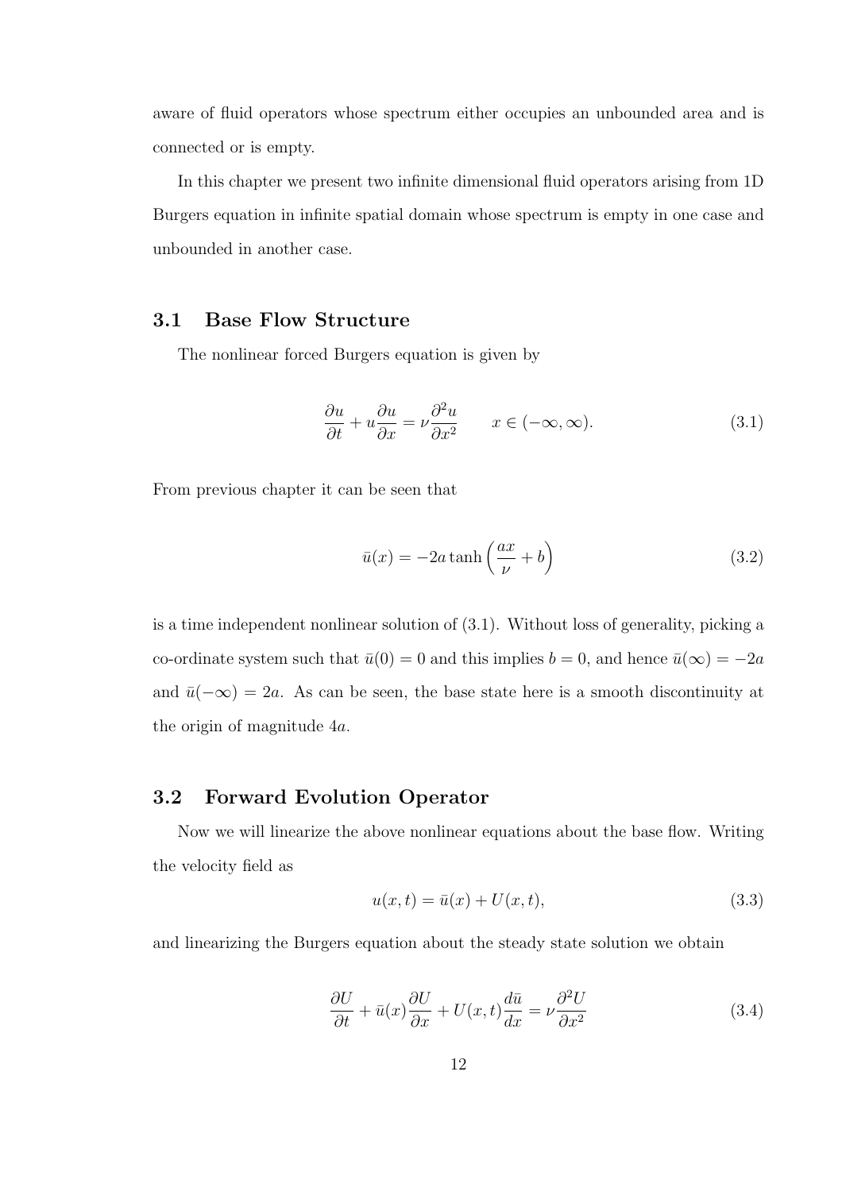aware of fluid operators whose spectrum either occupies an unbounded area and is connected or is empty.

In this chapter we present two infinite dimensional fluid operators arising from 1D Burgers equation in infinite spatial domain whose spectrum is empty in one case and unbounded in another case.

## 3.1 Base Flow Structure

The nonlinear forced Burgers equation is given by

$$\frac{\partial u}{\partial t} + u\frac{\partial u}{\partial x} = \nu \frac{\partial^2 u}{\partial x^2} \qquad x \in (-\infty, \infty). \tag{3.1}$$

From previous chapter it can be seen that

$$\bar{u}(x) = -2a \tanh\left(\frac{ax}{\nu} + b\right) \tag{3.2}$$

is a time independent nonlinear solution of (3.1). Without loss of generality, picking a co-ordinate system such that $\bar{u}(0) = 0$ and this implies $b = 0$, and hence $\bar{u}(\infty) = -2a$ and $\bar{u}(-\infty) = 2a$. As can be seen, the base state here is a smooth discontinuity at the origin of magnitude $4a$.

## 3.2 Forward Evolution Operator

Now we will linearize the above nonlinear equations about the base flow. Writing the velocity field as

$$u(x,t) = \bar{u}(x) + U(x,t), \tag{3.3}$$

and linearizing the Burgers equation about the steady state solution we obtain

$$\frac{\partial U}{\partial t} + \bar{u}(x)\frac{\partial U}{\partial x} + U(x,t)\frac{d\bar{u}}{dx} = \nu \frac{\partial^2 U}{\partial x^2} \tag{3.4}$$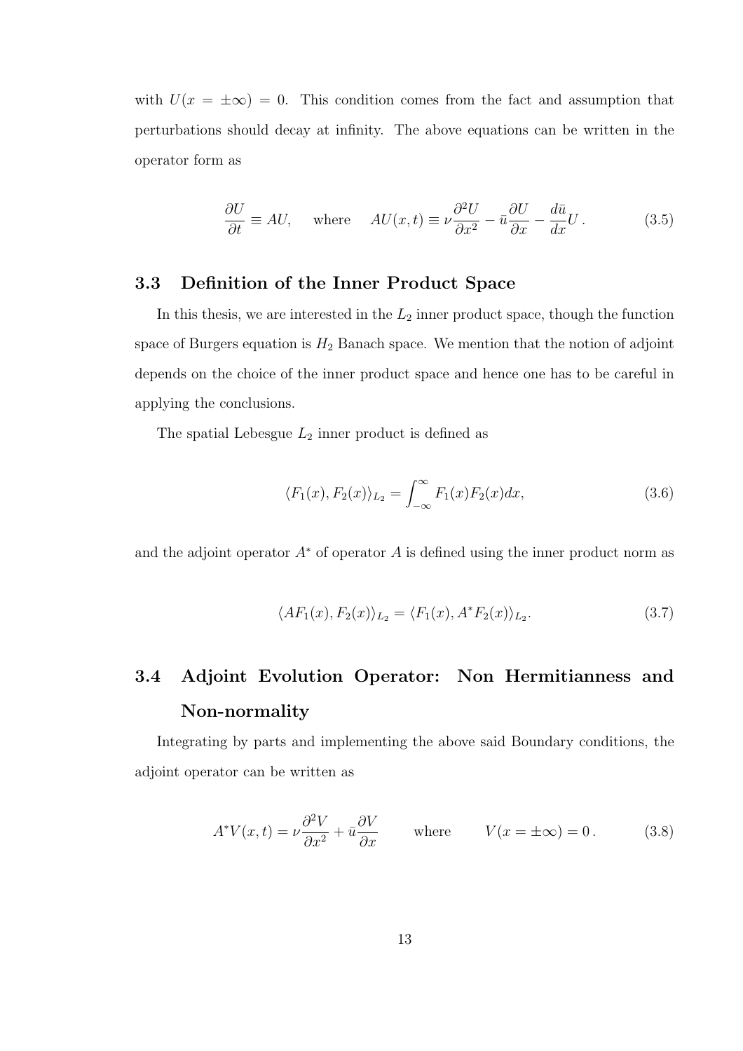with $U(x = \pm\infty) = 0$. This condition comes from the fact and assumption that perturbations should decay at infinity. The above equations can be written in the operator form as

$$\frac{\partial U}{\partial t} \equiv AU, \quad \text{where} \quad AU(x,t) \equiv \nu \frac{\partial^2 U}{\partial x^2} - \bar{u}\frac{\partial U}{\partial x} - \frac{d\bar{u}}{dx}U\,. \tag{3.5}$$

## 3.3 Definition of the Inner Product Space

In this thesis, we are interested in the $L_2$ inner product space, though the function space of Burgers equation is $H_2$ Banach space. We mention that the notion of adjoint depends on the choice of the inner product space and hence one has to be careful in applying the conclusions.

The spatial Lebesgue $L_2$ inner product is defined as

$$\langle F_1(x), F_2(x)\rangle_{L_2} = \int_{-\infty}^{\infty} F_1(x)F_2(x)dx, \tag{3.6}$$

and the adjoint operator $A^*$ of operator $A$ is defined using the inner product norm as

$$\langle AF_1(x), F_2(x)\rangle_{L_2} = \langle F_1(x), A^*F_2(x)\rangle_{L_2}. \tag{3.7}$$

## 3.4 Adjoint Evolution Operator: Non Hermitianness and Non-normality

Integrating by parts and implementing the above said Boundary conditions, the adjoint operator can be written as

$$A^*V(x,t) = \nu \frac{\partial^2 V}{\partial x^2} + \bar{u}\frac{\partial V}{\partial x} \qquad \text{where} \qquad V(x = \pm\infty) = 0\,. \tag{3.8}$$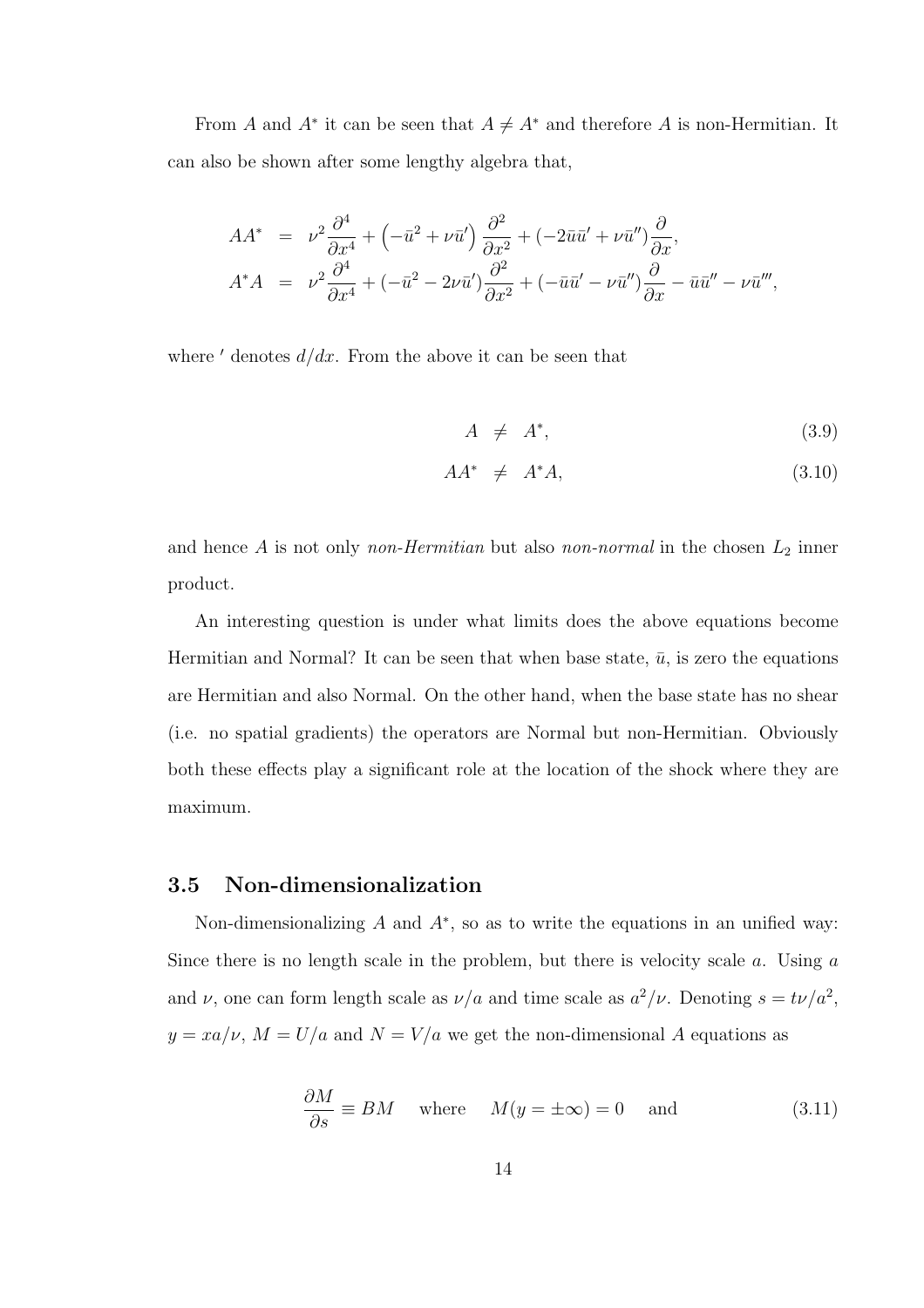From $A$ and $A^*$ it can be seen that $A \neq A^*$ and therefore $A$ is non-Hermitian. It can also be shown after some lengthy algebra that,

$$
\begin{aligned}
AA^* &= \nu^2 \frac{\partial^4}{\partial x^4} + \left(-\bar{u}^2 + \nu \bar{u}'\right) \frac{\partial^2}{\partial x^2} + (-2\bar{u}\bar{u}' + \nu \bar{u}'') \frac{\partial}{\partial x}, \\
A^*A &= \nu^2 \frac{\partial^4}{\partial x^4} + (-\bar{u}^2 - 2\nu \bar{u}') \frac{\partial^2}{\partial x^2} + (-\bar{u}\bar{u}' - \nu \bar{u}'') \frac{\partial}{\partial x} - \bar{u}\bar{u}'' - \nu \bar{u}''',
\end{aligned}
$$

where $'$ denotes $d/dx$. From the above it can be seen that

$$
A \neq A^*, \tag{3.9}
$$

$$
AA^* \neq A^*A, \tag{3.10}
$$

and hence $A$ is not only *non-Hermitian* but also *non-normal* in the chosen $L_2$ inner product.

An interesting question is under what limits does the above equations become Hermitian and Normal? It can be seen that when base state, $\bar{u}$, is zero the equations are Hermitian and also Normal. On the other hand, when the base state has no shear (i.e. no spatial gradients) the operators are Normal but non-Hermitian. Obviously both these effects play a significant role at the location of the shock where they are maximum.

## 3.5 Non-dimensionalization

Non-dimensionalizing $A$ and $A^*$, so as to write the equations in an unified way: Since there is no length scale in the problem, but there is velocity scale $a$. Using $a$ and $\nu$, one can form length scale as $\nu/a$ and time scale as $a^2/\nu$. Denoting $s = t\nu/a^2$, $y = xa/\nu$, $M = U/a$ and $N = V/a$ we get the non-dimensional $A$ equations as

$$
\frac{\partial M}{\partial s} \equiv BM \quad \text{where} \quad M(y = \pm\infty) = 0 \quad \text{and} \tag{3.11}
$$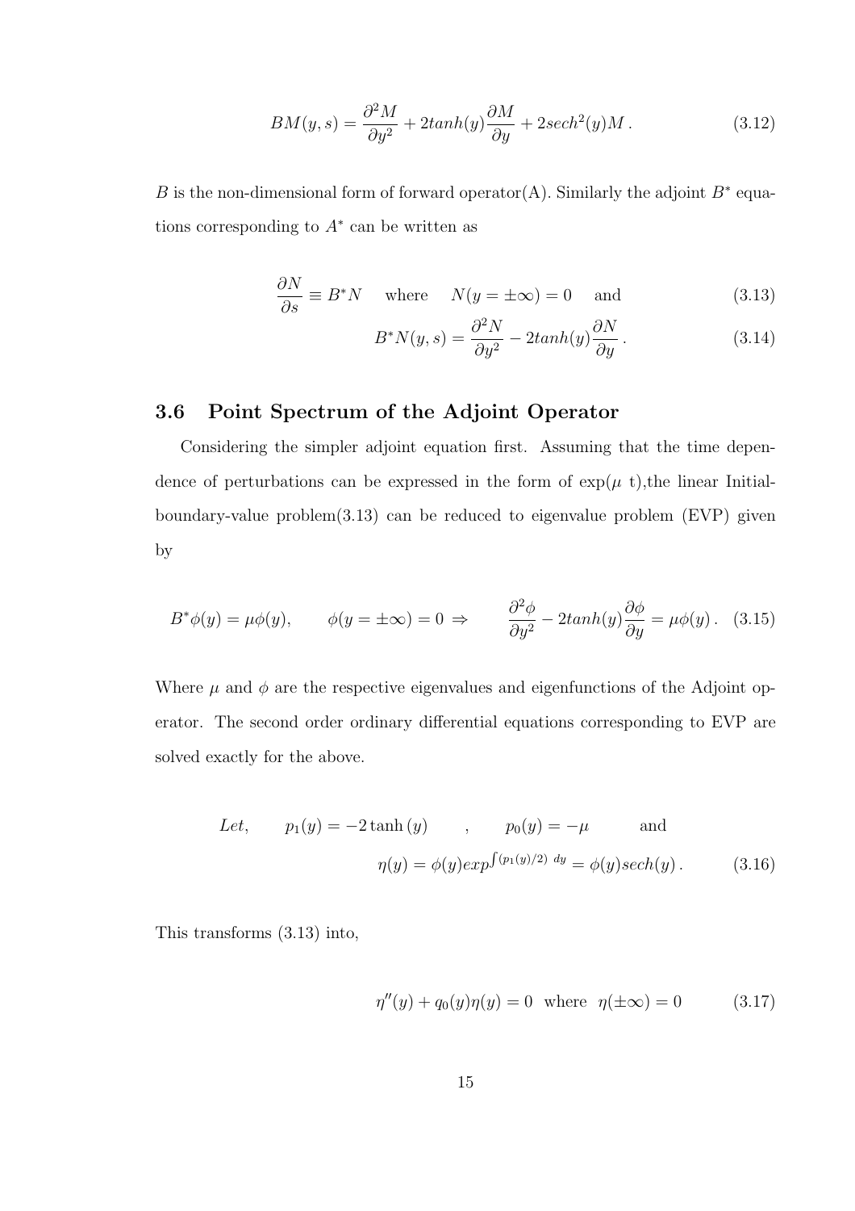$$BM(y,s) = \frac{\partial^2 M}{\partial y^2} + 2tanh(y)\frac{\partial M}{\partial y} + 2sech^2(y)M\,. \tag{3.12}$$

$B$ is the non-dimensional form of forward operator(A). Similarly the adjoint $B^*$ equations corresponding to $A^*$ can be written as

$$\frac{\partial N}{\partial s} \equiv B^* N \quad \text{where} \quad N(y = \pm\infty) = 0 \quad \text{and} \tag{3.13}$$

$$B^* N(y,s) = \frac{\partial^2 N}{\partial y^2} - 2tanh(y)\frac{\partial N}{\partial y}\,. \tag{3.14}$$

### 3.6 Point Spectrum of the Adjoint Operator

Considering the simpler adjoint equation first. Assuming that the time dependence of perturbations can be expressed in the form of exp($\mu$ t),the linear Initial-boundary-value problem(3.13) can be reduced to eigenvalue problem (EVP) given by

$$B^*\phi(y) = \mu\phi(y), \qquad \phi(y = \pm\infty) = 0 \;\Rightarrow \qquad \frac{\partial^2 \phi}{\partial y^2} - 2tanh(y)\frac{\partial \phi}{\partial y} = \mu\phi(y)\,. \tag{3.15}$$

Where $\mu$ and $\phi$ are the respective eigenvalues and eigenfunctions of the Adjoint operator. The second order ordinary differential equations corresponding to EVP are solved exactly for the above.

$$Let, \qquad p_1(y) = -2\tanh(y) \qquad , \qquad p_0(y) = -\mu \qquad \text{and}$$

$$\eta(y) = \phi(y)exp^{\int (p_1(y)/2)\; dy} = \phi(y)sech(y)\,. \tag{3.16}$$

This transforms (3.13) into,

$$\eta''(y) + q_0(y)\eta(y) = 0 \;\; \text{where} \;\; \eta(\pm\infty) = 0 \tag{3.17}$$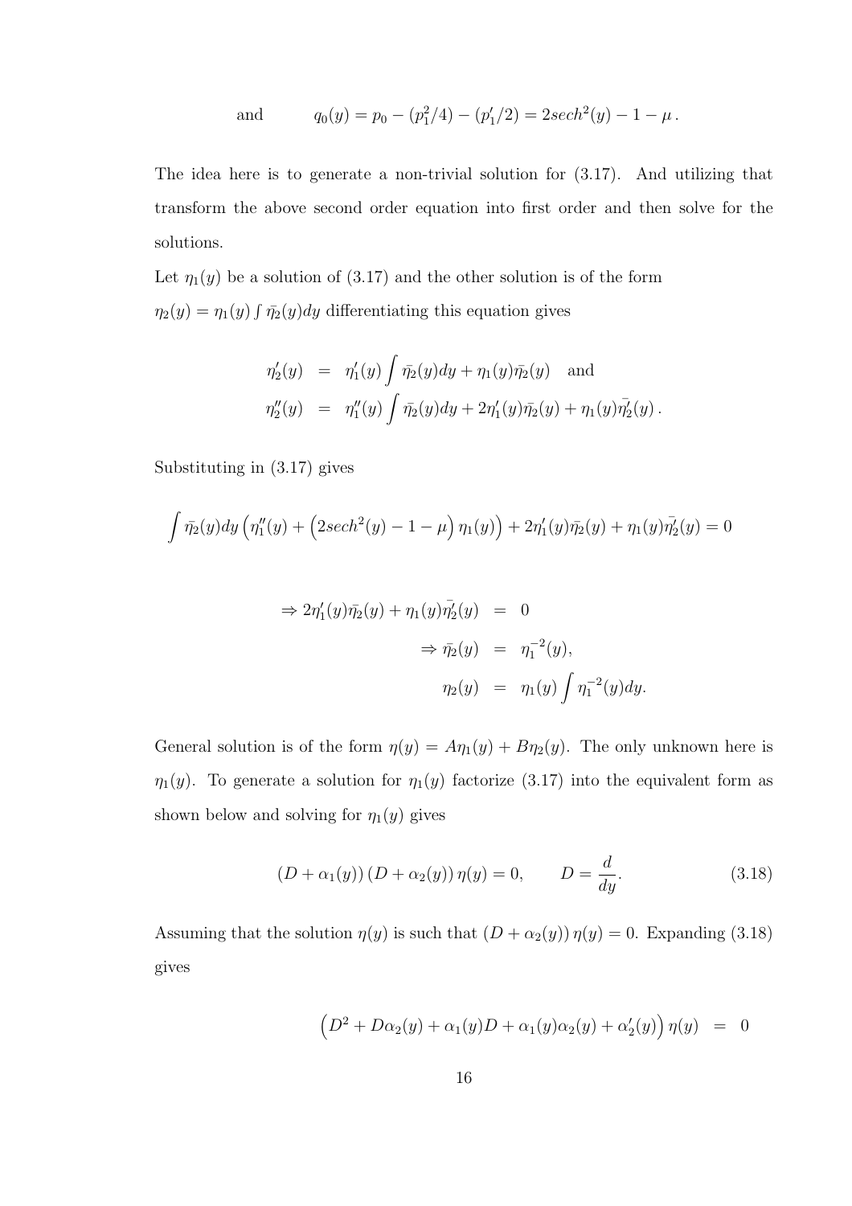and $\qquad q_0(y) = p_0 - (p_1^2/4) - (p_1'/2) = 2sech^2(y) - 1 - \mu\,.$

The idea here is to generate a non-trivial solution for (3.17). And utilizing that transform the above second order equation into first order and then solve for the solutions.

Let $\eta_1(y)$ be a solution of (3.17) and the other solution is of the form $\eta_2(y) = \eta_1(y) \int \bar{\eta_2}(y)dy$ differentiating this equation gives

$$
\begin{aligned}
\eta_2'(y) &= \eta_1'(y) \int \bar{\eta_2}(y)dy + \eta_1(y)\bar{\eta_2}(y) \quad \text{and} \\
\eta_2''(y) &= \eta_1''(y) \int \bar{\eta_2}(y)dy + 2\eta_1'(y)\bar{\eta_2}(y) + \eta_1(y)\bar{\eta_2'}(y)\,.
\end{aligned}
$$

Substituting in (3.17) gives

$$
\int \bar{\eta_2}(y)dy \left(\eta_1''(y) + \left(2sech^2(y) - 1 - \mu\right)\eta_1(y)\right) + 2\eta_1'(y)\bar{\eta_2}(y) + \eta_1(y)\bar{\eta_2'}(y) = 0
$$

$$
\begin{aligned}
\Rightarrow 2\eta_1'(y)\bar{\eta_2}(y) + \eta_1(y)\bar{\eta_2'}(y) &= 0 \\
\Rightarrow \bar{\eta_2}(y) &= \eta_1^{-2}(y), \\
\eta_2(y) &= \eta_1(y) \int \eta_1^{-2}(y)dy.
\end{aligned}
$$

General solution is of the form $\eta(y) = A\eta_1(y) + B\eta_2(y)$. The only unknown here is $\eta_1(y)$. To generate a solution for $\eta_1(y)$ factorize (3.17) into the equivalent form as shown below and solving for $\eta_1(y)$ gives

$$
(D + \alpha_1(y))\,(D + \alpha_2(y))\,\eta(y) = 0, \qquad D = \frac{d}{dy}. \tag{3.18}
$$

Assuming that the solution $\eta(y)$ is such that $(D + \alpha_2(y))\,\eta(y) = 0$. Expanding (3.18) gives

$$
\left(D^2 + D\alpha_2(y) + \alpha_1(y)D + \alpha_1(y)\alpha_2(y) + \alpha_2'(y)\right)\eta(y) = 0
$$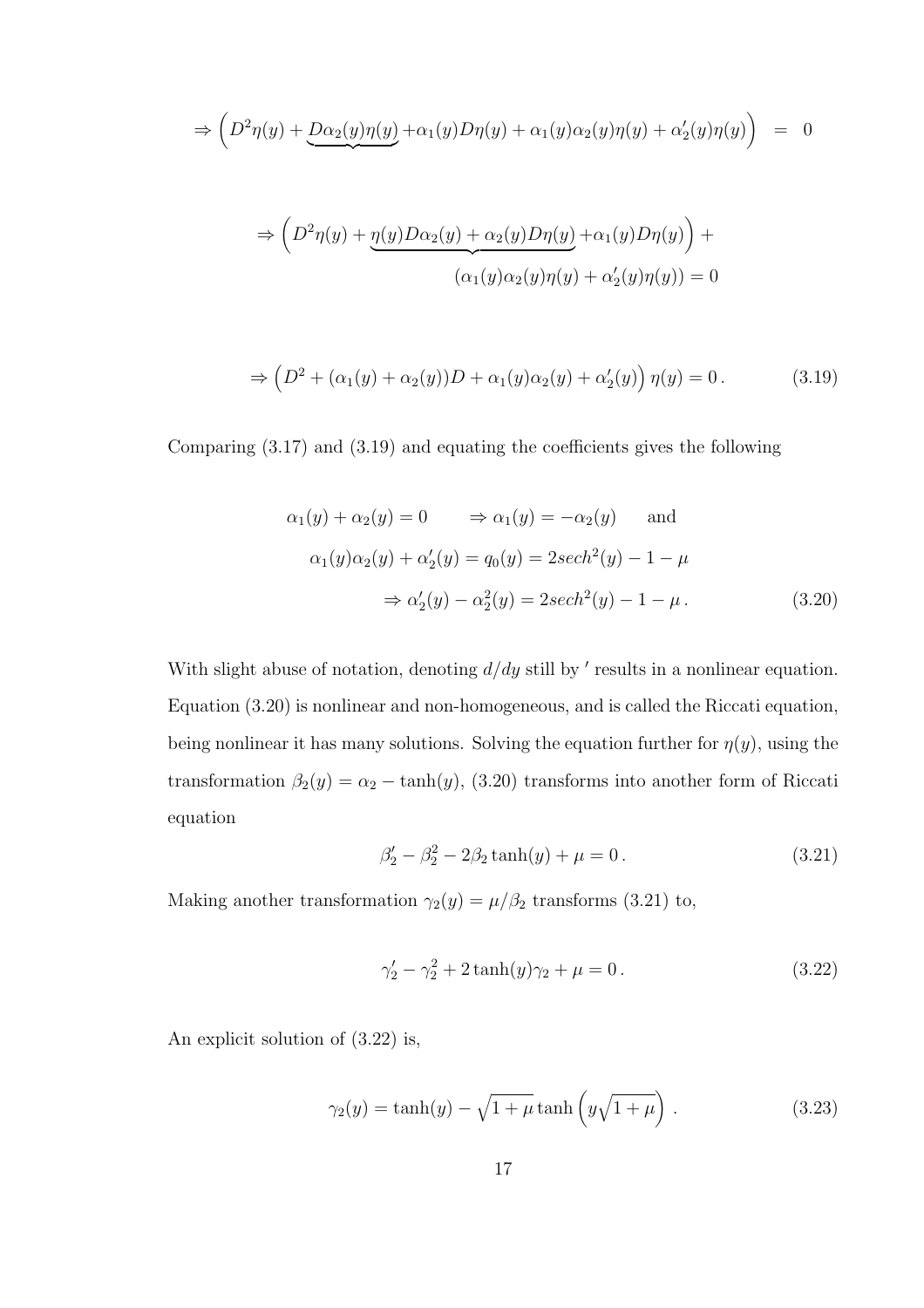$$\Rightarrow \Big(D^2\eta(y) + \underbrace{D\alpha_2(y)\eta(y)} + \alpha_1(y)D\eta(y) + \alpha_1(y)\alpha_2(y)\eta(y) + \alpha_2'(y)\eta(y)\Big) \;\;=\;\; 0$$

$$\Rightarrow \Big(D^2\eta(y) + \underbrace{\eta(y)D\alpha_2(y) + \alpha_2(y)D\eta(y)} + \alpha_1(y)D\eta(y)\Big) + \\ (\alpha_1(y)\alpha_2(y)\eta(y) + \alpha_2'(y)\eta(y)) = 0$$

$$\Rightarrow \Big(D^2 + (\alpha_1(y) + \alpha_2(y))D + \alpha_1(y)\alpha_2(y) + \alpha_2'(y)\Big)\,\eta(y) = 0\,. \tag{3.19}$$

Comparing (3.17) and (3.19) and equating the coefficients gives the following

$$\begin{aligned} \alpha_1(y) + \alpha_2(y) = 0 \qquad &\Rightarrow \alpha_1(y) = -\alpha_2(y) \qquad \text{and} \\ \alpha_1(y)\alpha_2(y) + \alpha_2'(y) &= q_0(y) = 2sech^2(y) - 1 - \mu \\ &\Rightarrow \alpha_2'(y) - \alpha_2^2(y) = 2sech^2(y) - 1 - \mu\,. \end{aligned} \tag{3.20}$$

With slight abuse of notation, denoting $d/dy$ still by $'$ results in a nonlinear equation. Equation (3.20) is nonlinear and non-homogeneous, and is called the Riccati equation, being nonlinear it has many solutions. Solving the equation further for $\eta(y)$, using the transformation $\beta_2(y) = \alpha_2 - \tanh(y)$, (3.20) transforms into another form of Riccati equation

$$\beta_2' - \beta_2^2 - 2\beta_2\tanh(y) + \mu = 0\,. \tag{3.21}$$

Making another transformation $\gamma_2(y) = \mu/\beta_2$ transforms (3.21) to,

$$\gamma_2' - \gamma_2^2 + 2\tanh(y)\gamma_2 + \mu = 0\,. \tag{3.22}$$

An explicit solution of (3.22) is,

$$\gamma_2(y) = \tanh(y) - \sqrt{1+\mu}\tanh\left(y\sqrt{1+\mu}\right)\,. \tag{3.23}$$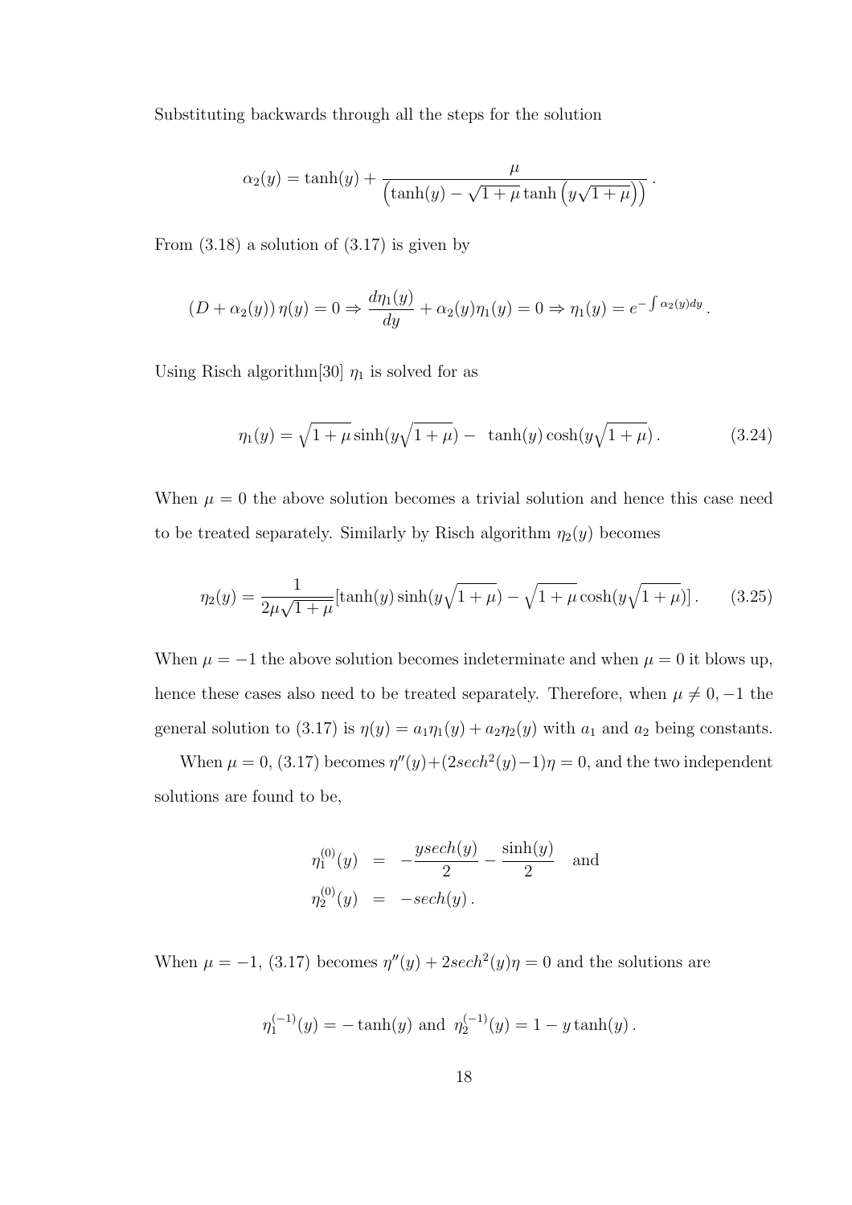Substituting backwards through all the steps for the solution

$$\alpha_2(y) = \tanh(y) + \frac{\mu}{\left(\tanh(y) - \sqrt{1+\mu}\tanh\left(y\sqrt{1+\mu}\right)\right)}\,.$$

From (3.18) a solution of (3.17) is given by

$$(D + \alpha_2(y))\,\eta(y) = 0 \Rightarrow \frac{d\eta_1(y)}{dy} + \alpha_2(y)\eta_1(y) = 0 \Rightarrow \eta_1(y) = e^{-\int \alpha_2(y)dy}\,.$$

Using Risch algorithm[30] $\eta_1$ is solved for as

$$\eta_1(y) = \sqrt{1+\mu}\sinh(y\sqrt{1+\mu}) - \tanh(y)\cosh(y\sqrt{1+\mu})\,. \tag{3.24}$$

When $\mu = 0$ the above solution becomes a trivial solution and hence this case need to be treated separately. Similarly by Risch algorithm $\eta_2(y)$ becomes

$$\eta_2(y) = \frac{1}{2\mu\sqrt{1+\mu}}[\tanh(y)\sinh(y\sqrt{1+\mu}) - \sqrt{1+\mu}\cosh(y\sqrt{1+\mu})]\,. \tag{3.25}$$

When $\mu = -1$ the above solution becomes indeterminate and when $\mu = 0$ it blows up, hence these cases also need to be treated separately. Therefore, when $\mu \neq 0, -1$ the general solution to (3.17) is $\eta(y) = a_1\eta_1(y) + a_2\eta_2(y)$ with $a_1$ and $a_2$ being constants.

When $\mu = 0$, (3.17) becomes $\eta''(y) + (2sech^2(y) - 1)\eta = 0$, and the two independent solutions are found to be,

$$\begin{aligned} \eta_1^{(0)}(y) &= -\frac{ysech(y)}{2} - \frac{\sinh(y)}{2} \quad \text{and} \\ \eta_2^{(0)}(y) &= -sech(y)\,. \end{aligned}$$

When $\mu = -1$, (3.17) becomes $\eta''(y) + 2sech^2(y)\eta = 0$ and the solutions are

$$\eta_1^{(-1)}(y) = -\tanh(y) \text{ and } \eta_2^{(-1)}(y) = 1 - y\tanh(y)\,.$$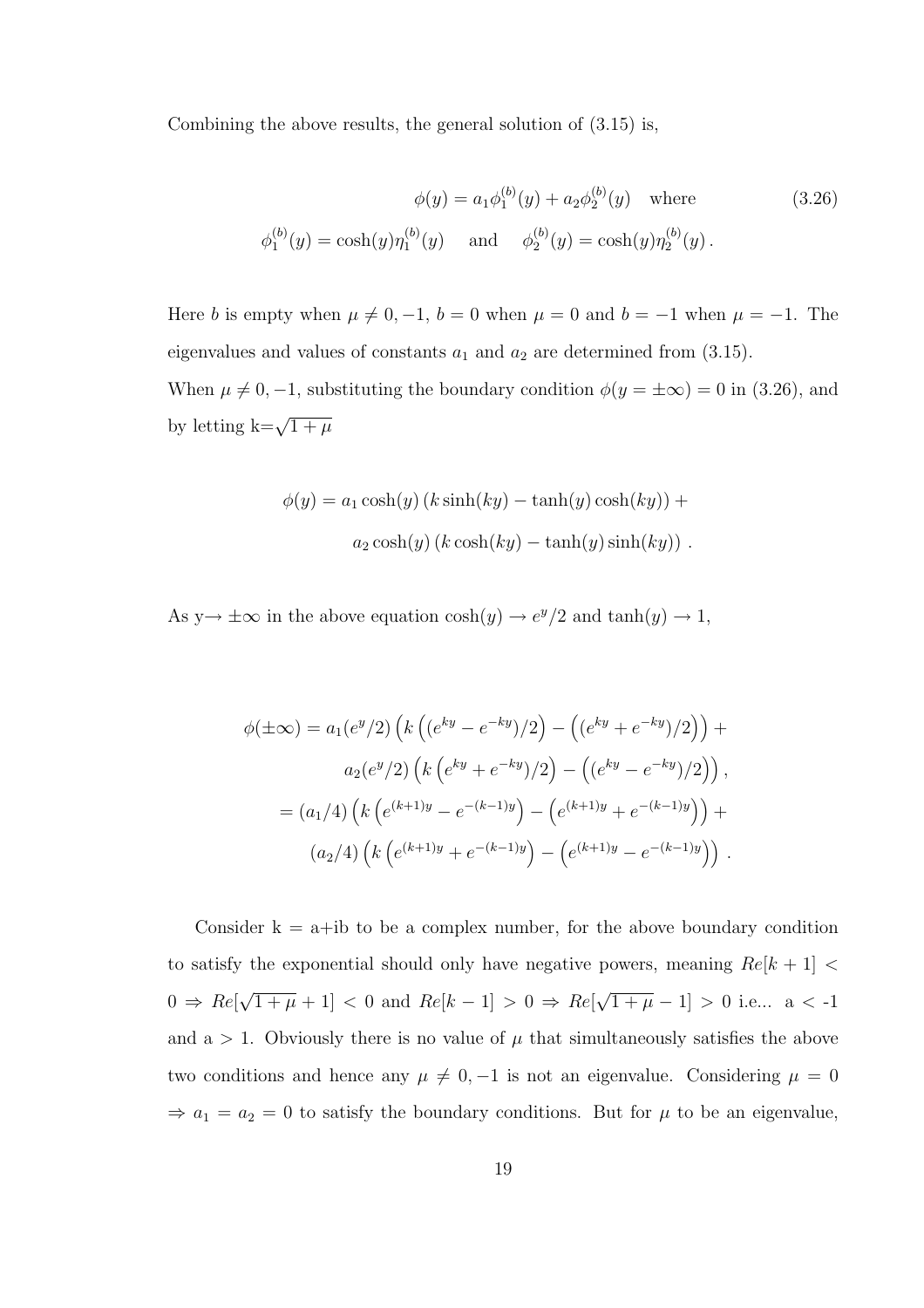Combining the above results, the general solution of (3.15) is,

$$\phi(y) = a_1\phi_1^{(b)}(y) + a_2\phi_2^{(b)}(y) \quad \text{where} \tag{3.26}$$
$$\phi_1^{(b)}(y) = \cosh(y)\eta_1^{(b)}(y) \quad \text{ and } \quad \phi_2^{(b)}(y) = \cosh(y)\eta_2^{(b)}(y)\,.$$

Here $b$ is empty when $\mu \neq 0, -1$, $b = 0$ when $\mu = 0$ and $b = -1$ when $\mu = -1$. The eigenvalues and values of constants $a_1$ and $a_2$ are determined from (3.15).
When $\mu \neq 0, -1$, substituting the boundary condition $\phi(y = \pm\infty) = 0$ in (3.26), and by letting k=$\sqrt{1+\mu}$

$$\phi(y) = a_1 \cosh(y)\left(k\sinh(ky) - \tanh(y)\cosh(ky)\right) +$$
$$a_2 \cosh(y)\left(k\cosh(ky) - \tanh(y)\sinh(ky)\right)\,.$$

As y$\rightarrow \pm\infty$ in the above equation $\cosh(y) \rightarrow e^y/2$ and $\tanh(y) \rightarrow 1$,

$$\begin{aligned}
\phi(\pm\infty) &= a_1(e^y/2)\left(k\left((e^{ky} - e^{-ky})/2\right) - \left((e^{ky} + e^{-ky})/2\right)\right) + \\
&\quad a_2(e^y/2)\left(k\left(e^{ky} + e^{-ky})/2\right) - \left((e^{ky} - e^{-ky})/2\right)\right), \\
&= (a_1/4)\left(k\left(e^{(k+1)y} - e^{-(k-1)y}\right) - \left(e^{(k+1)y} + e^{-(k-1)y}\right)\right) + \\
&\quad (a_2/4)\left(k\left(e^{(k+1)y} + e^{-(k-1)y}\right) - \left(e^{(k+1)y} - e^{-(k-1)y}\right)\right)\,.
\end{aligned}$$

Consider k = a+ib to be a complex number, for the above boundary condition to satisfy the exponential should only have negative powers, meaning $Re[k+1] < 0 \Rightarrow Re[\sqrt{1+\mu}+1] < 0$ and $Re[k-1] > 0 \Rightarrow Re[\sqrt{1+\mu}-1] > 0$ i.e... a < -1 and a > 1. Obviously there is no value of $\mu$ that simultaneously satisfies the above two conditions and hence any $\mu \neq 0, -1$ is not an eigenvalue. Considering $\mu = 0$ $\Rightarrow a_1 = a_2 = 0$ to satisfy the boundary conditions. But for $\mu$ to be an eigenvalue,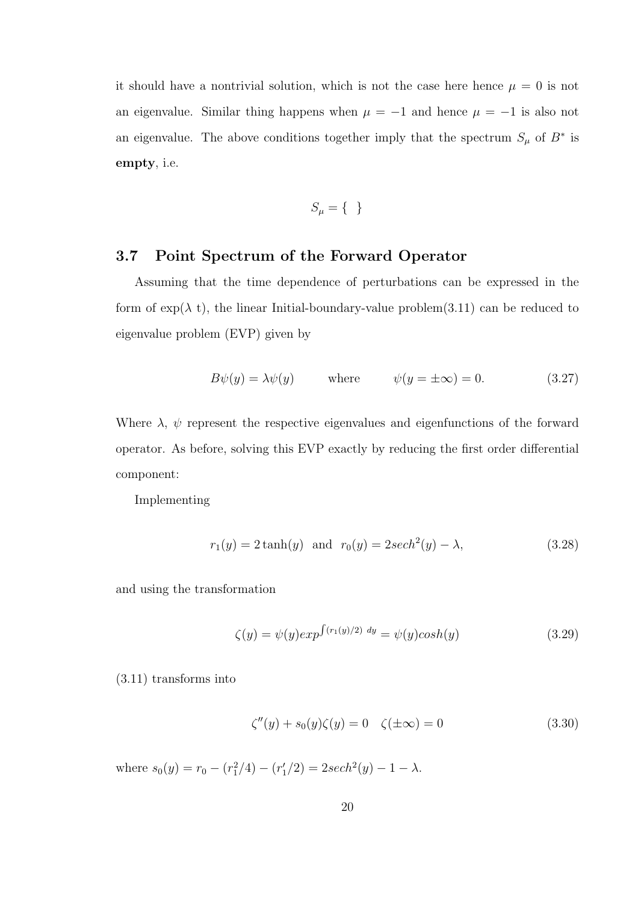it should have a nontrivial solution, which is not the case here hence $\mu = 0$ is not an eigenvalue. Similar thing happens when $\mu = -1$ and hence $\mu = -1$ is also not an eigenvalue. The above conditions together imply that the spectrum $S_\mu$ of $B^*$ is **empty**, i.e.

$$S_\mu = \{ \ \ \}$$

## 3.7 Point Spectrum of the Forward Operator

Assuming that the time dependence of perturbations can be expressed in the form of exp($\lambda$ t), the linear Initial-boundary-value problem(3.11) can be reduced to eigenvalue problem (EVP) given by

$$B\psi(y) = \lambda\psi(y) \qquad \text{where} \qquad \psi(y = \pm\infty) = 0. \tag{3.27}$$

Where $\lambda$, $\psi$ represent the respective eigenvalues and eigenfunctions of the forward operator. As before, solving this EVP exactly by reducing the first order differential component:

Implementing

$$r_1(y) = 2\tanh(y) \ \text{ and } \ r_0(y) = 2sech^2(y) - \lambda, \tag{3.28}$$

and using the transformation

$$\zeta(y) = \psi(y)exp^{\int(r_1(y)/2)\ dy} = \psi(y)cosh(y) \tag{3.29}$$

(3.11) transforms into

$$\zeta''(y) + s_0(y)\zeta(y) = 0 \quad \zeta(\pm\infty) = 0 \tag{3.30}$$

where $s_0(y) = r_0 - (r_1^2/4) - (r_1'/2) = 2sech^2(y) - 1 - \lambda$.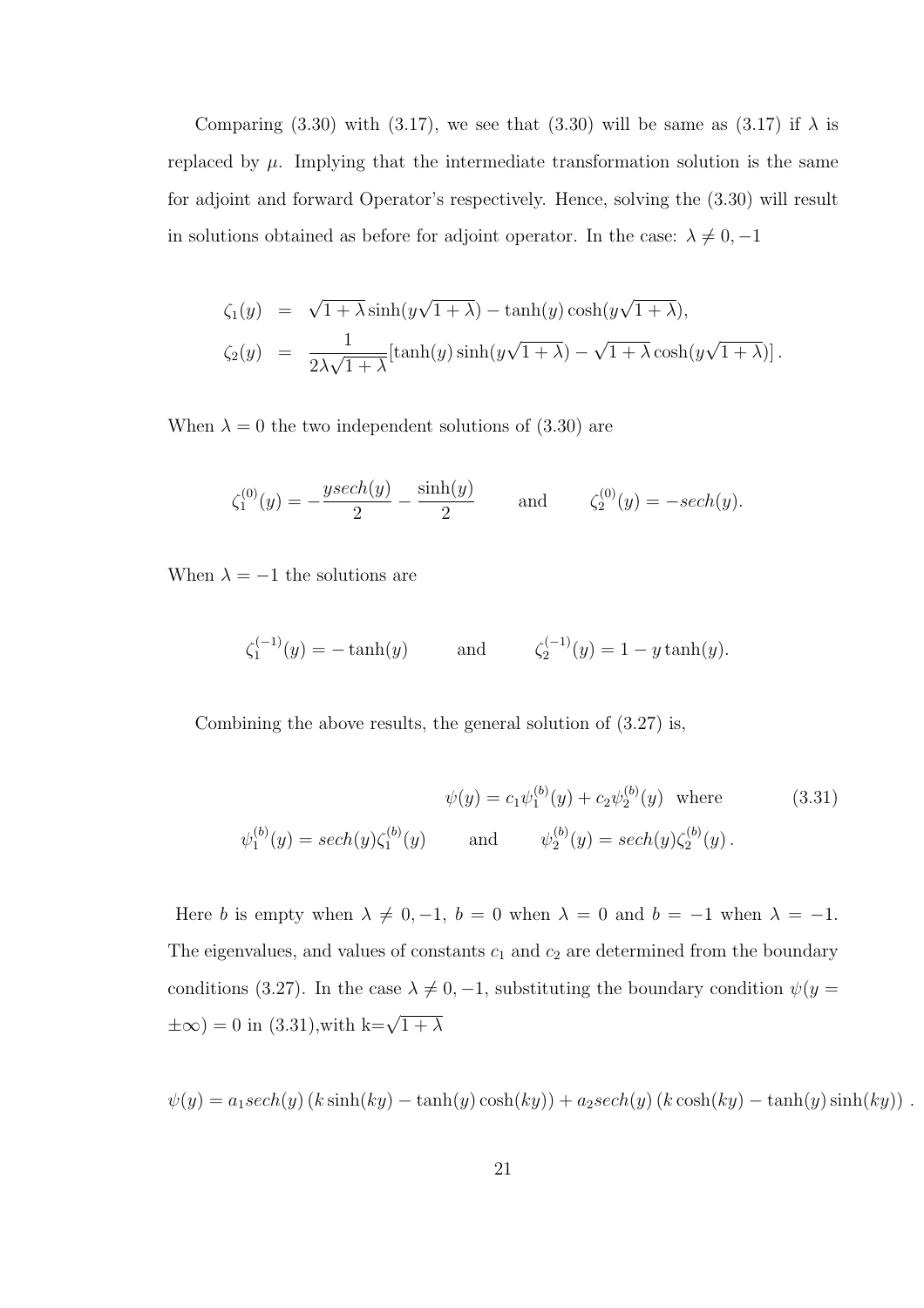Comparing (3.30) with (3.17), we see that (3.30) will be same as (3.17) if $\lambda$ is replaced by $\mu$. Implying that the intermediate transformation solution is the same for adjoint and forward Operator's respectively. Hence, solving the (3.30) will result in solutions obtained as before for adjoint operator. In the case: $\lambda \neq 0, -1$

$$
\begin{aligned}
\zeta_1(y) &= \sqrt{1+\lambda}\sinh(y\sqrt{1+\lambda}) - \tanh(y)\cosh(y\sqrt{1+\lambda}), \\
\zeta_2(y) &= \frac{1}{2\lambda\sqrt{1+\lambda}}[\tanh(y)\sinh(y\sqrt{1+\lambda}) - \sqrt{1+\lambda}\cosh(y\sqrt{1+\lambda})] \,.
\end{aligned}
$$

When $\lambda = 0$ the two independent solutions of (3.30) are

$$
\zeta_1^{(0)}(y) = -\frac{y sech(y)}{2} - \frac{\sinh(y)}{2} \qquad \text{and} \qquad \zeta_2^{(0)}(y) = -sech(y).
$$

When $\lambda = -1$ the solutions are

$$
\zeta_1^{(-1)}(y) = -\tanh(y) \qquad \text{and} \qquad \zeta_2^{(-1)}(y) = 1 - y\tanh(y).
$$

Combining the above results, the general solution of (3.27) is,

$$
\psi(y) = c_1\psi_1^{(b)}(y) + c_2\psi_2^{(b)}(y) \;\; \text{where} \tag{3.31}
$$

$$
\psi_1^{(b)}(y) = sech(y)\zeta_1^{(b)}(y) \qquad \text{and} \qquad \psi_2^{(b)}(y) = sech(y)\zeta_2^{(b)}(y)\,.
$$

Here $b$ is empty when $\lambda \neq 0, -1$, $b = 0$ when $\lambda = 0$ and $b = -1$ when $\lambda = -1$. The eigenvalues, and values of constants $c_1$ and $c_2$ are determined from the boundary conditions (3.27). In the case $\lambda \neq 0, -1$, substituting the boundary condition $\psi(y = \pm\infty) = 0$ in (3.31),with k=$\sqrt{1+\lambda}$

$$
\psi(y) = a_1 sech(y)\left(k\sinh(ky) - \tanh(y)\cosh(ky)\right) + a_2 sech(y)\left(k\cosh(ky) - \tanh(y)\sinh(ky)\right) \,.
$$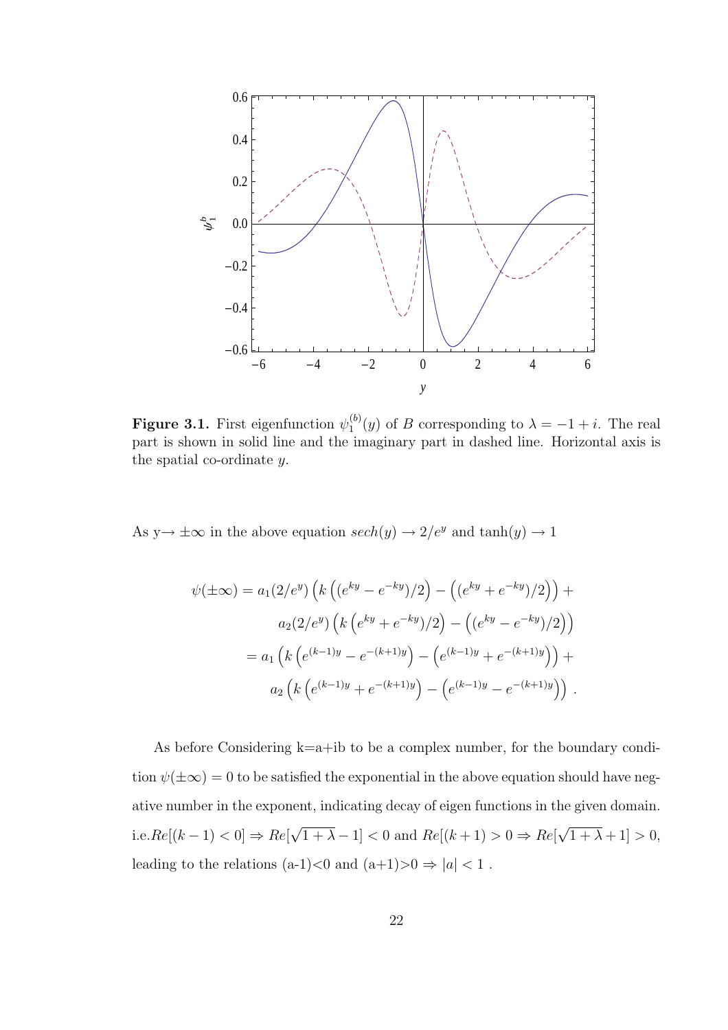**Figure 3.1.** First eigenfunction $\psi_1^{(b)}(y)$ of $B$ corresponding to $\lambda = -1 + i$. The real part is shown in solid line and the imaginary part in dashed line. Horizontal axis is the spatial co-ordinate $y$.

As y$\rightarrow \pm\infty$ in the above equation $sech(y) \rightarrow 2/e^y$ and $\tanh(y) \rightarrow 1$

$$
\begin{aligned}
\psi(\pm\infty) &= a_1(2/e^y)\left(k\left((e^{ky} - e^{-ky})/2\right) - \left((e^{ky} + e^{-ky})/2\right)\right) + \\
&\qquad a_2(2/e^y)\left(k\left(e^{ky} + e^{-ky}\right)/2\right) - \left((e^{ky} - e^{-ky})/2\right)\Big) \\
&= a_1\left(k\left(e^{(k-1)y} - e^{-(k+1)y}\right) - \left(e^{(k-1)y} + e^{-(k+1)y}\right)\right) + \\
&\qquad a_2\left(k\left(e^{(k-1)y} + e^{-(k+1)y}\right) - \left(e^{(k-1)y} - e^{-(k+1)y}\right)\right) .
\end{aligned}
$$

As before Considering k=a+ib to be a complex number, for the boundary condition $\psi(\pm\infty) = 0$ to be satisfied the exponential in the above equation should have negative number in the exponent, indicating decay of eigen functions in the given domain. i.e.$Re[(k-1) < 0] \Rightarrow Re[\sqrt{1+\lambda} - 1] < 0$ and $Re[(k+1) > 0 \Rightarrow Re[\sqrt{1+\lambda} + 1] > 0$, leading to the relations (a-1)<0 and (a+1)>0 $\Rightarrow |a| < 1$ .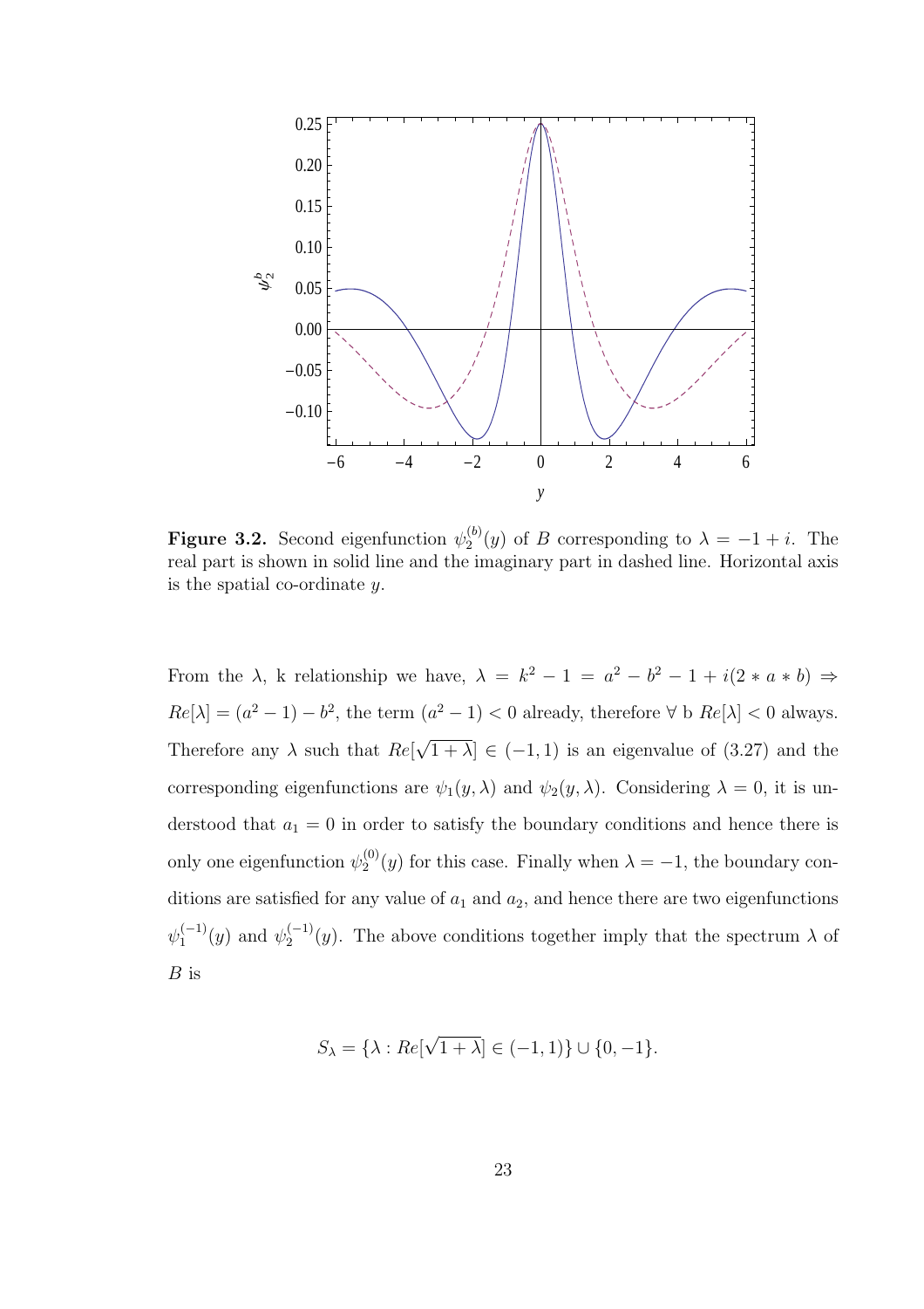**Figure 3.2.** Second eigenfunction $\psi_2^{(b)}(y)$ of $B$ corresponding to $\lambda = -1 + i$. The real part is shown in solid line and the imaginary part in dashed line. Horizontal axis is the spatial co-ordinate $y$.

From the $\lambda$, k relationship we have, $\lambda = k^2 - 1 = a^2 - b^2 - 1 + i(2 * a * b) \Rightarrow Re[\lambda] = (a^2 - 1) - b^2$, the term $(a^2 - 1) < 0$ already, therefore $\forall$ b $Re[\lambda] < 0$ always. Therefore any $\lambda$ such that $Re[\sqrt{1 + \lambda}] \in (-1, 1)$ is an eigenvalue of (3.27) and the corresponding eigenfunctions are $\psi_1(y, \lambda)$ and $\psi_2(y, \lambda)$. Considering $\lambda = 0$, it is understood that $a_1 = 0$ in order to satisfy the boundary conditions and hence there is only one eigenfunction $\psi_2^{(0)}(y)$ for this case. Finally when $\lambda = -1$, the boundary conditions are satisfied for any value of $a_1$ and $a_2$, and hence there are two eigenfunctions $\psi_1^{(-1)}(y)$ and $\psi_2^{(-1)}(y)$. The above conditions together imply that the spectrum $\lambda$ of $B$ is

$$S_\lambda = \{\lambda : Re[\sqrt{1 + \lambda}] \in (-1, 1)\} \cup \{0, -1\}.$$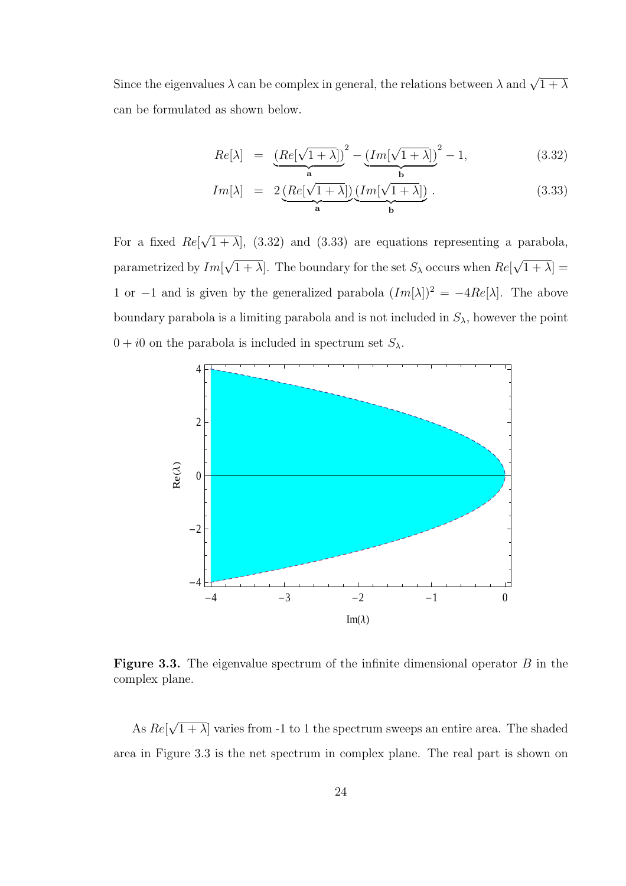Since the eigenvalues $\lambda$ can be complex in general, the relations between $\lambda$ and $\sqrt{1+\lambda}$ can be formulated as shown below.

$$Re[\lambda] = \underbrace{(Re[\sqrt{1+\lambda}])}_{\mathbf{a}}^2 - \underbrace{(Im[\sqrt{1+\lambda}])}_{\mathbf{b}}^2 - 1, \tag{3.32}$$

$$Im[\lambda] = 2\underbrace{(Re[\sqrt{1+\lambda}])}_{\mathbf{a}}\underbrace{(Im[\sqrt{1+\lambda}])}_{\mathbf{b}}. \tag{3.33}$$

For a fixed $Re[\sqrt{1+\lambda}]$, (3.32) and (3.33) are equations representing a parabola, parametrized by $Im[\sqrt{1+\lambda}]$. The boundary for the set $S_\lambda$ occurs when $Re[\sqrt{1+\lambda}] = 1$ or $-1$ and is given by the generalized parabola $(Im[\lambda])^2 = -4Re[\lambda]$. The above boundary parabola is a limiting parabola and is not included in $S_\lambda$, however the point $0 + i0$ on the parabola is included in spectrum set $S_\lambda$.

**Figure 3.3.** The eigenvalue spectrum of the infinite dimensional operator $B$ in the complex plane.

As $Re[\sqrt{1+\lambda}]$ varies from -1 to 1 the spectrum sweeps an entire area. The shaded area in Figure 3.3 is the net spectrum in complex plane. The real part is shown on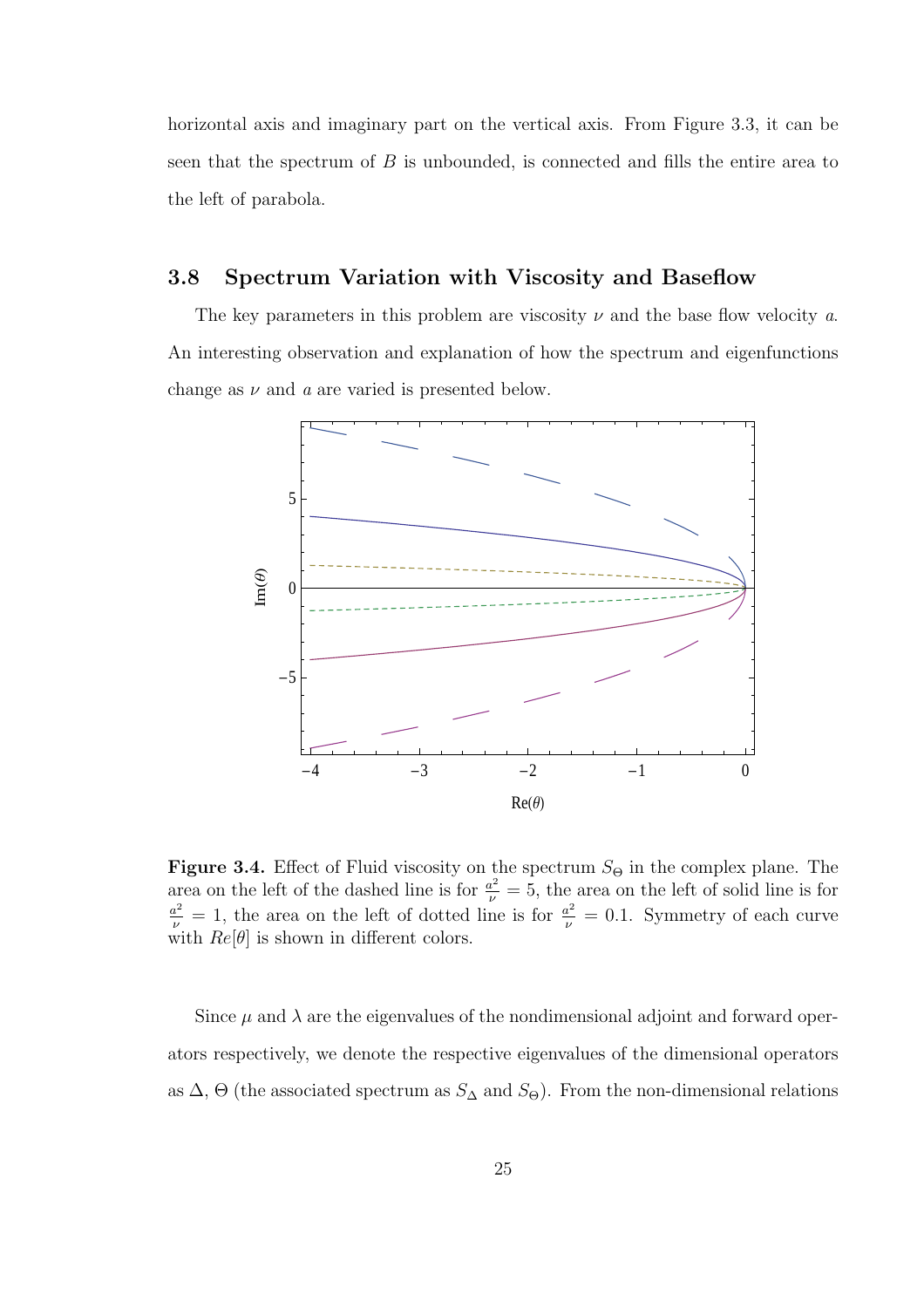horizontal axis and imaginary part on the vertical axis. From Figure 3.3, it can be seen that the spectrum of $B$ is unbounded, is connected and fills the entire area to the left of parabola.

## 3.8 Spectrum Variation with Viscosity and Baseflow

The key parameters in this problem are viscosity $\nu$ and the base flow velocity $a$. An interesting observation and explanation of how the spectrum and eigenfunctions change as $\nu$ and $a$ are varied is presented below.

**Figure 3.4.** Effect of Fluid viscosity on the spectrum $S_\Theta$ in the complex plane. The area on the left of the dashed line is for $\frac{a^2}{\nu} = 5$, the area on the left of solid line is for $\frac{a^2}{\nu} = 1$, the area on the left of dotted line is for $\frac{a^2}{\nu} = 0.1$. Symmetry of each curve with $Re[\theta]$ is shown in different colors.

Since $\mu$ and $\lambda$ are the eigenvalues of the nondimensional adjoint and forward operators respectively, we denote the respective eigenvalues of the dimensional operators as $\Delta$, $\Theta$ (the associated spectrum as $S_\Delta$ and $S_\Theta$). From the non-dimensional relations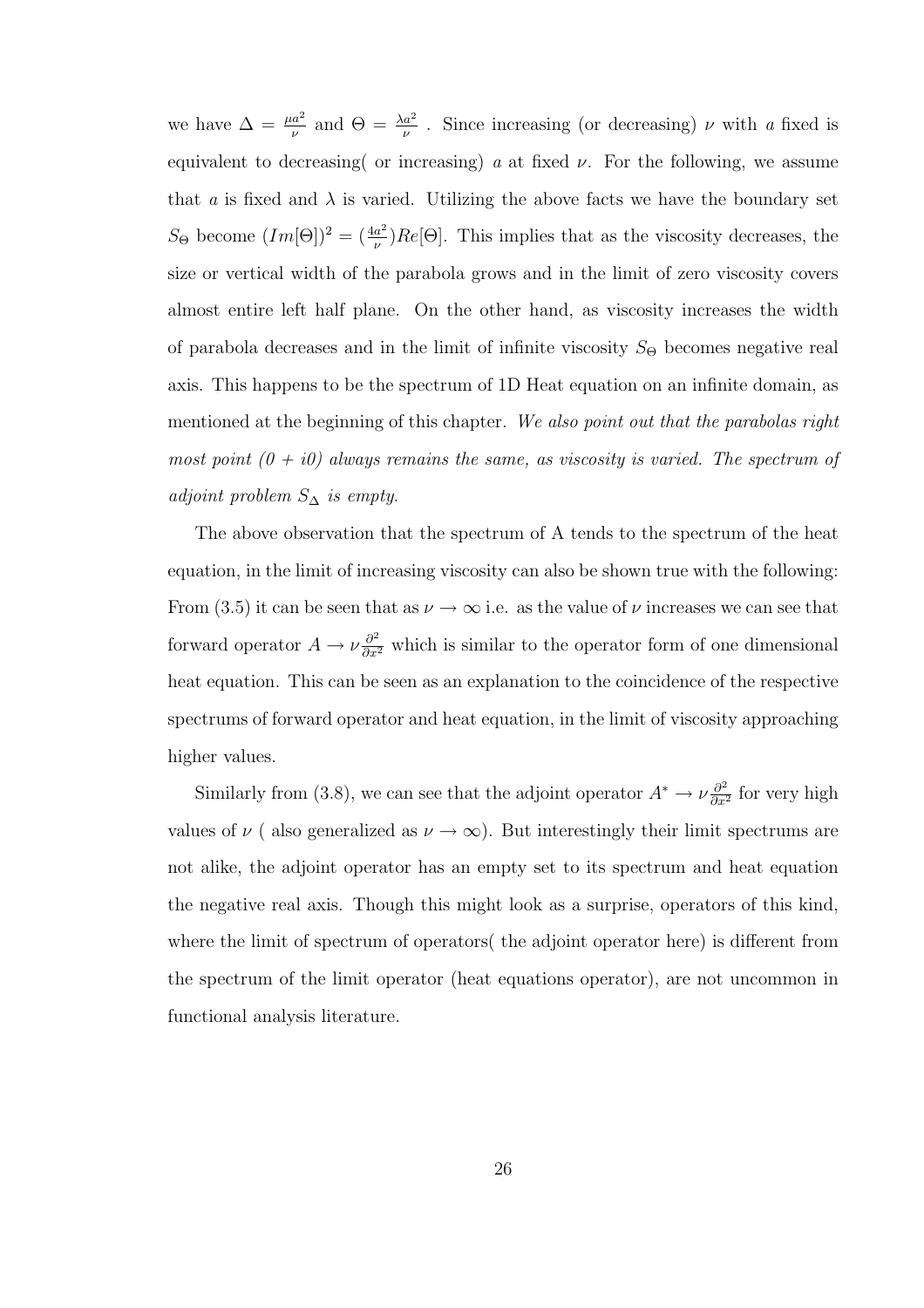we have $\Delta = \frac{\mu a^2}{\nu}$ and $\Theta = \frac{\lambda a^2}{\nu}$ . Since increasing (or decreasing) $\nu$ with $a$ fixed is equivalent to decreasing( or increasing) $a$ at fixed $\nu$. For the following, we assume that $a$ is fixed and $\lambda$ is varied. Utilizing the above facts we have the boundary set $S_\Theta$ become $(Im[\Theta])^2 = (\frac{4a^2}{\nu})Re[\Theta]$. This implies that as the viscosity decreases, the size or vertical width of the parabola grows and in the limit of zero viscosity covers almost entire left half plane. On the other hand, as viscosity increases the width of parabola decreases and in the limit of infinite viscosity $S_\Theta$ becomes negative real axis. This happens to be the spectrum of 1D Heat equation on an infinite domain, as mentioned at the beginning of this chapter. *We also point out that the parabolas right most point (0 + i0) always remains the same, as viscosity is varied. The spectrum of adjoint problem $S_\Delta$ is empty.*

The above observation that the spectrum of A tends to the spectrum of the heat equation, in the limit of increasing viscosity can also be shown true with the following: From (3.5) it can be seen that as $\nu \to \infty$ i.e. as the value of $\nu$ increases we can see that forward operator $A \to \nu \frac{\partial^2}{\partial x^2}$ which is similar to the operator form of one dimensional heat equation. This can be seen as an explanation to the coincidence of the respective spectrums of forward operator and heat equation, in the limit of viscosity approaching higher values.

Similarly from (3.8), we can see that the adjoint operator $A^* \to \nu \frac{\partial^2}{\partial x^2}$ for very high values of $\nu$ ( also generalized as $\nu \to \infty$). But interestingly their limit spectrums are not alike, the adjoint operator has an empty set to its spectrum and heat equation the negative real axis. Though this might look as a surprise, operators of this kind, where the limit of spectrum of operators( the adjoint operator here) is different from the spectrum of the limit operator (heat equations operator), are not uncommon in functional analysis literature.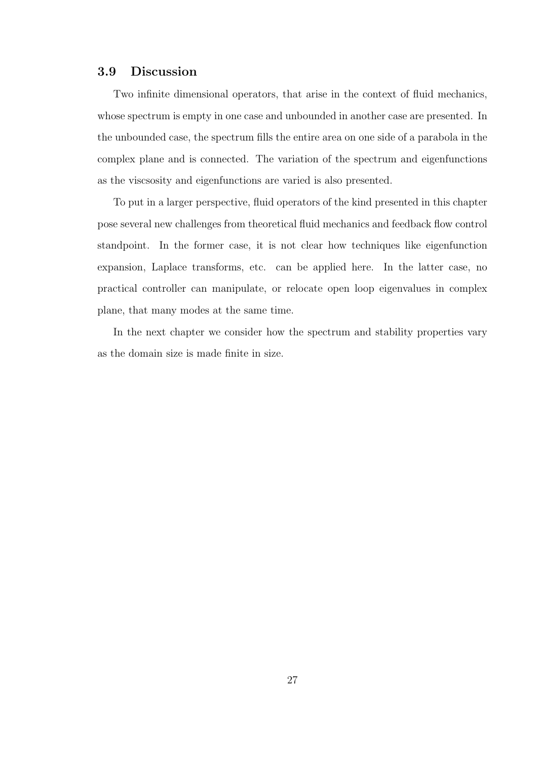### 3.9 Discussion

Two infinite dimensional operators, that arise in the context of fluid mechanics, whose spectrum is empty in one case and unbounded in another case are presented. In the unbounded case, the spectrum fills the entire area on one side of a parabola in the complex plane and is connected. The variation of the spectrum and eigenfunctions as the viscsosity and eigenfunctions are varied is also presented.

To put in a larger perspective, fluid operators of the kind presented in this chapter pose several new challenges from theoretical fluid mechanics and feedback flow control standpoint. In the former case, it is not clear how techniques like eigenfunction expansion, Laplace transforms, etc. can be applied here. In the latter case, no practical controller can manipulate, or relocate open loop eigenvalues in complex plane, that many modes at the same time.

In the next chapter we consider how the spectrum and stability properties vary as the domain size is made finite in size.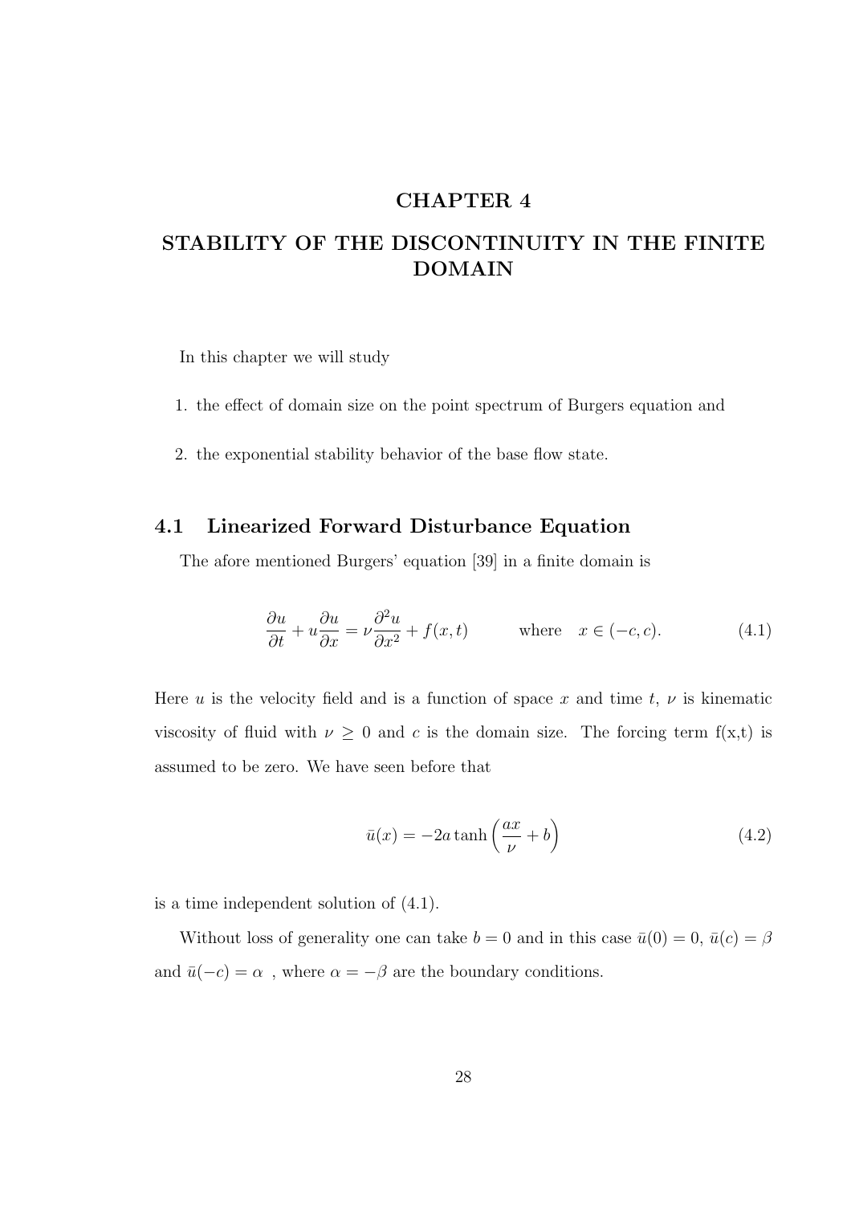# CHAPTER 4

# STABILITY OF THE DISCONTINUITY IN THE FINITE DOMAIN

In this chapter we will study

1. the effect of domain size on the point spectrum of Burgers equation and
2. the exponential stability behavior of the base flow state.

## 4.1 Linearized Forward Disturbance Equation

The afore mentioned Burgers' equation [39] in a finite domain is

$$\frac{\partial u}{\partial t} + u\frac{\partial u}{\partial x} = \nu\frac{\partial^2 u}{\partial x^2} + f(x,t) \qquad \text{where} \quad x \in (-c, c). \tag{4.1}$$

Here $u$ is the velocity field and is a function of space $x$ and time $t$, $\nu$ is kinematic viscosity of fluid with $\nu \geq 0$ and $c$ is the domain size. The forcing term f(x,t) is assumed to be zero. We have seen before that

$$\bar{u}(x) = -2a\tanh\left(\frac{ax}{\nu} + b\right) \tag{4.2}$$

is a time independent solution of (4.1).

Without loss of generality one can take $b = 0$ and in this case $\bar{u}(0) = 0$, $\bar{u}(c) = \beta$ and $\bar{u}(-c) = \alpha$ , where $\alpha = -\beta$ are the boundary conditions.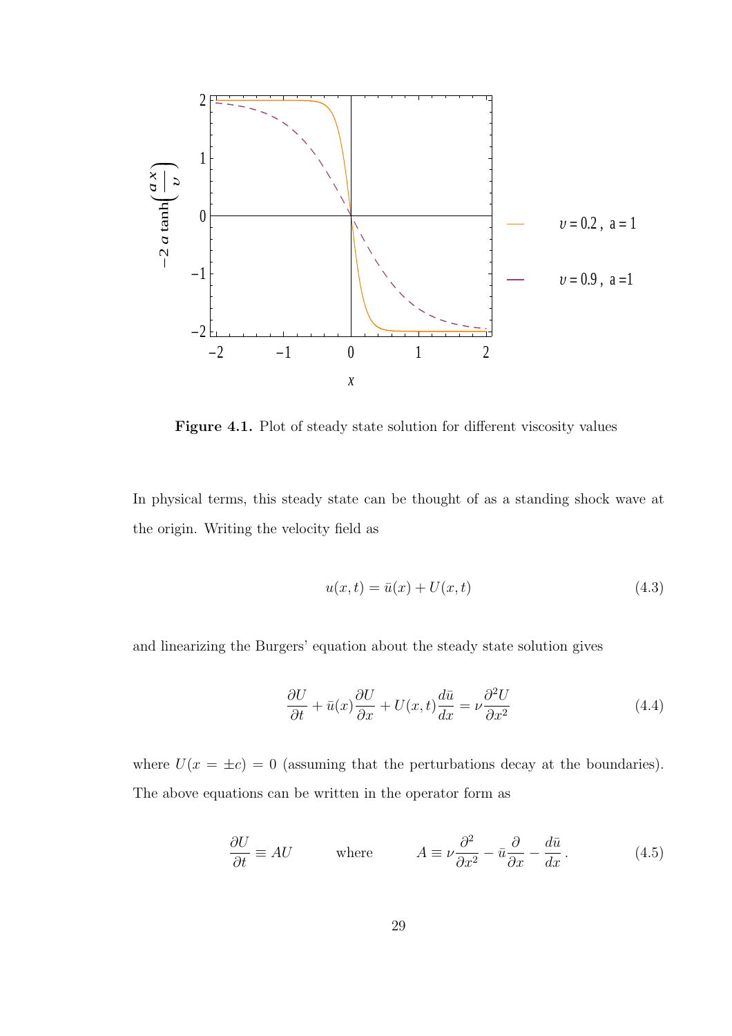**Figure 4.1.** Plot of steady state solution for different viscosity values

In physical terms, this steady state can be thought of as a standing shock wave at the origin. Writing the velocity field as

$$u(x,t) = \bar{u}(x) + U(x,t) \tag{4.3}$$

and linearizing the Burgers' equation about the steady state solution gives

$$\frac{\partial U}{\partial t} + \bar{u}(x)\frac{\partial U}{\partial x} + U(x,t)\frac{d\bar{u}}{dx} = \nu\frac{\partial^2 U}{\partial x^2} \tag{4.4}$$

where $U(x = \pm c) = 0$ (assuming that the perturbations decay at the boundaries). The above equations can be written in the operator form as

$$\frac{\partial U}{\partial t} \equiv AU \qquad \text{where} \qquad A \equiv \nu\frac{\partial^2}{\partial x^2} - \bar{u}\frac{\partial}{\partial x} - \frac{d\bar{u}}{dx}\,. \tag{4.5}$$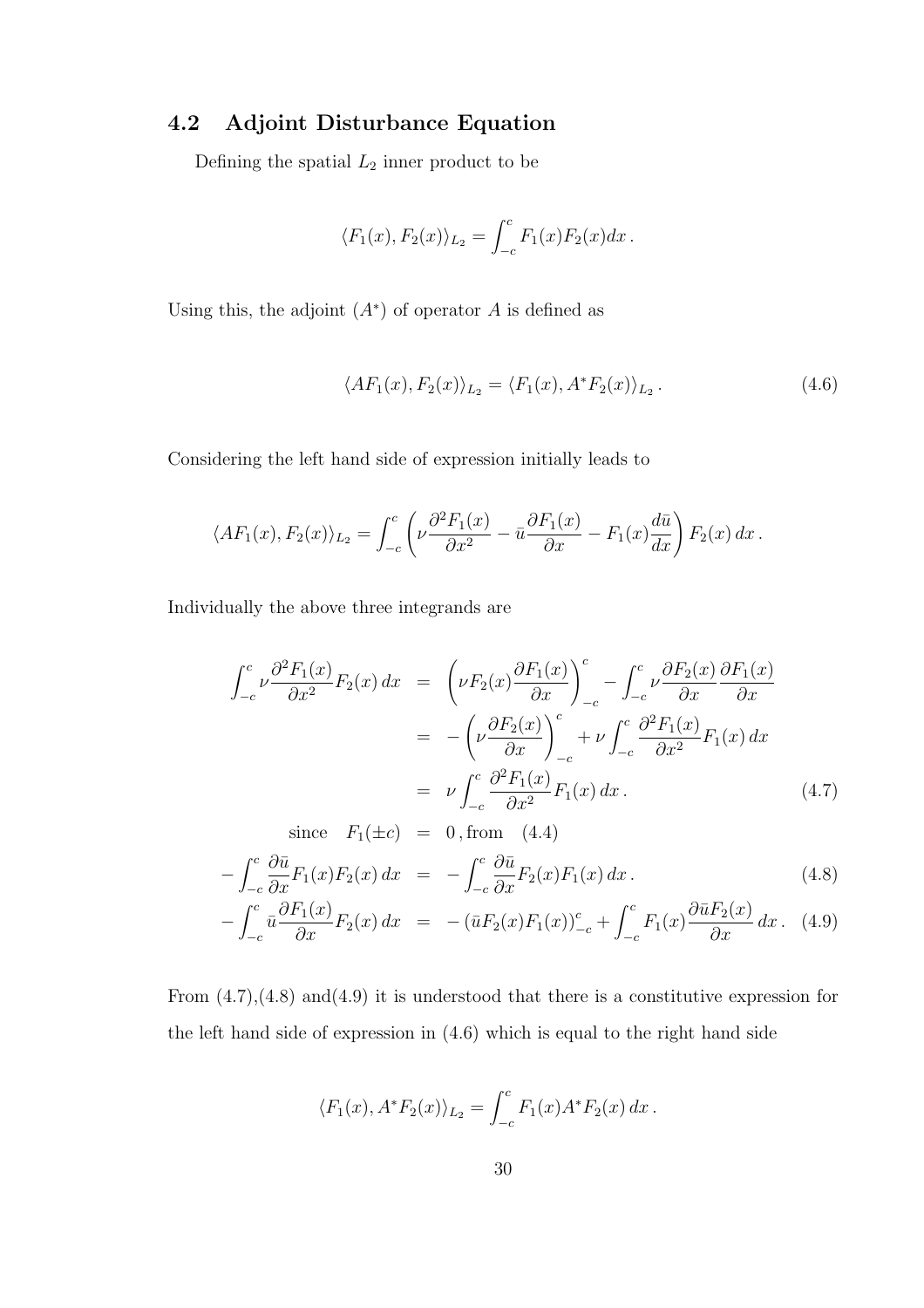## 4.2 Adjoint Disturbance Equation

Defining the spatial $L_2$ inner product to be

$$\langle F_1(x), F_2(x) \rangle_{L_2} = \int_{-c}^{c} F_1(x) F_2(x) dx \, .$$

Using this, the adjoint ($A^*$) of operator $A$ is defined as

$$\langle AF_1(x), F_2(x) \rangle_{L_2} = \langle F_1(x), A^* F_2(x) \rangle_{L_2} \, . \tag{4.6}$$

Considering the left hand side of expression initially leads to

$$\langle AF_1(x), F_2(x) \rangle_{L_2} = \int_{-c}^{c} \left( \nu \frac{\partial^2 F_1(x)}{\partial x^2} - \bar{u} \frac{\partial F_1(x)}{\partial x} - F_1(x) \frac{d\bar{u}}{dx} \right) F_2(x) \, dx \, .$$

Individually the above three integrands are

$$\begin{aligned}
\int_{-c}^{c} \nu \frac{\partial^2 F_1(x)}{\partial x^2} F_2(x) \, dx &= \left( \nu F_2(x) \frac{\partial F_1(x)}{\partial x} \right)_{-c}^{c} - \int_{-c}^{c} \nu \frac{\partial F_2(x)}{\partial x} \frac{\partial F_1(x)}{\partial x} \\
&= -\left( \nu \frac{\partial F_2(x)}{\partial x} \right)_{-c}^{c} + \nu \int_{-c}^{c} \frac{\partial^2 F_1(x)}{\partial x^2} F_1(x) \, dx \\
&= \nu \int_{-c}^{c} \frac{\partial^2 F_1(x)}{\partial x^2} F_1(x) \, dx \, . \qquad (4.7)\\
\text{since} \quad F_1(\pm c) &= 0 \, , \text{from} \quad (4.4) \\
-\int_{-c}^{c} \frac{\partial \bar{u}}{\partial x} F_1(x) F_2(x) \, dx &= -\int_{-c}^{c} \frac{\partial \bar{u}}{\partial x} F_2(x) F_1(x) \, dx \, . \qquad (4.8)\\
-\int_{-c}^{c} \bar{u} \frac{\partial F_1(x)}{\partial x} F_2(x) \, dx &= -\left( \bar{u} F_2(x) F_1(x) \right)_{-c}^{c} + \int_{-c}^{c} F_1(x) \frac{\partial \bar{u} F_2(x)}{\partial x} \, dx \, . \qquad (4.9)
\end{aligned}$$

From (4.7),(4.8) and(4.9) it is understood that there is a constitutive expression for the left hand side of expression in (4.6) which is equal to the right hand side

$$\langle F_1(x), A^* F_2(x) \rangle_{L_2} = \int_{-c}^{c} F_1(x) A^* F_2(x) \, dx \, .$$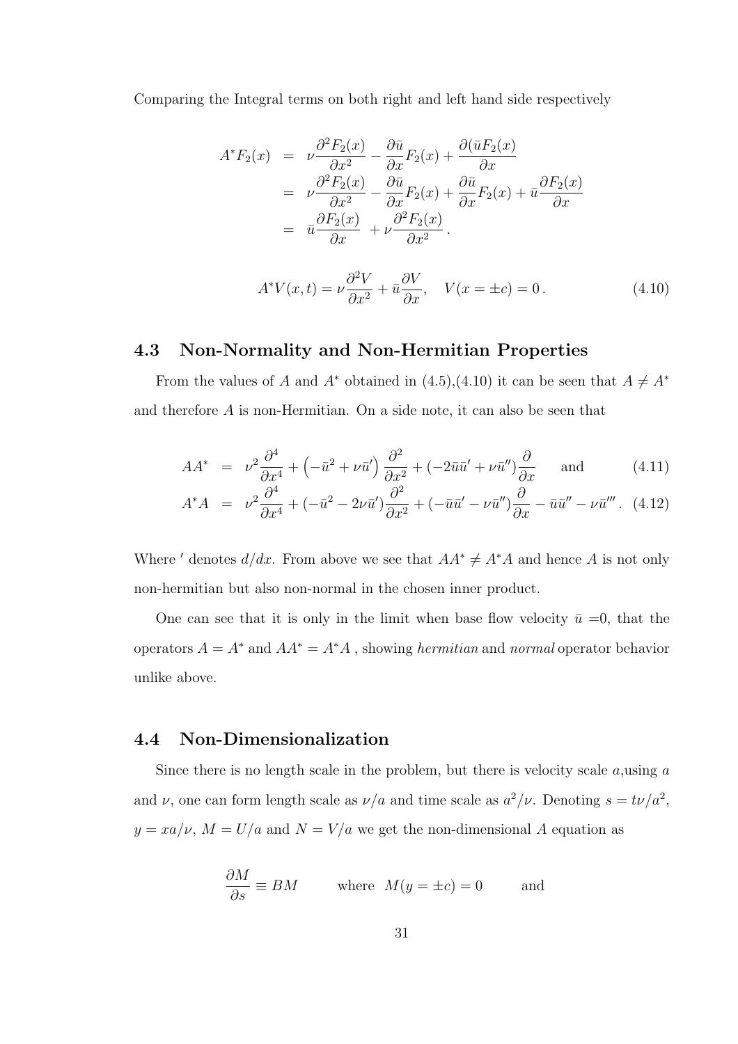Comparing the Integral terms on both right and left hand side respectively

$$
\begin{aligned}
A^*F_2(x) &= \nu\frac{\partial^2 F_2(x)}{\partial x^2} - \frac{\partial \bar{u}}{\partial x}F_2(x) + \frac{\partial(\bar{u}F_2(x)}{\partial x} \\
&= \nu\frac{\partial^2 F_2(x)}{\partial x^2} - \frac{\partial \bar{u}}{\partial x}F_2(x) + \frac{\partial \bar{u}}{\partial x}F_2(x) + \bar{u}\frac{\partial F_2(x)}{\partial x} \\
&= \bar{u}\frac{\partial F_2(x)}{\partial x} + \nu\frac{\partial^2 F_2(x)}{\partial x^2}\,.
\end{aligned}
$$

$$
A^*V(x,t) = \nu\frac{\partial^2 V}{\partial x^2} + \bar{u}\frac{\partial V}{\partial x}, \quad V(x=\pm c) = 0\,. \tag{4.10}
$$

## 4.3 Non-Normality and Non-Hermitian Properties

From the values of $A$ and $A^*$ obtained in (4.5),(4.10) it can be seen that $A \neq A^*$ and therefore $A$ is non-Hermitian. On a side note, it can also be seen that

$$
AA^* = \nu^2\frac{\partial^4}{\partial x^4} + \left(-\bar{u}^2 + \nu\bar{u}'\right)\frac{\partial^2}{\partial x^2} + (-2\bar{u}\bar{u}' + \nu\bar{u}'')\frac{\partial}{\partial x} \quad \text{and} \tag{4.11}
$$

$$
A^*A = \nu^2\frac{\partial^4}{\partial x^4} + (-\bar{u}^2 - 2\nu\bar{u}')\frac{\partial^2}{\partial x^2} + (-\bar{u}\bar{u}' - \nu\bar{u}'')\frac{\partial}{\partial x} - \bar{u}\bar{u}'' - \nu\bar{u}'''\,. \tag{4.12}
$$

Where $'$ denotes $d/dx$. From above we see that $AA^* \neq A^*A$ and hence $A$ is not only non-hermitian but also non-normal in the chosen inner product.

One can see that it is only in the limit when base flow velocity $\bar{u}$ =0, that the operators $A = A^*$ and $AA^* = A^*A$ , showing *hermitian* and *normal* operator behavior unlike above.

## 4.4 Non-Dimensionalization

Since there is no length scale in the problem, but there is velocity scale $a$,using $a$ and $\nu$, one can form length scale as $\nu/a$ and time scale as $a^2/\nu$. Denoting $s = t\nu/a^2$, $y = xa/\nu$, $M = U/a$ and $N = V/a$ we get the non-dimensional $A$ equation as

$$
\frac{\partial M}{\partial s} \equiv BM \qquad \text{where} \quad M(y=\pm c) = 0 \qquad \text{and}
$$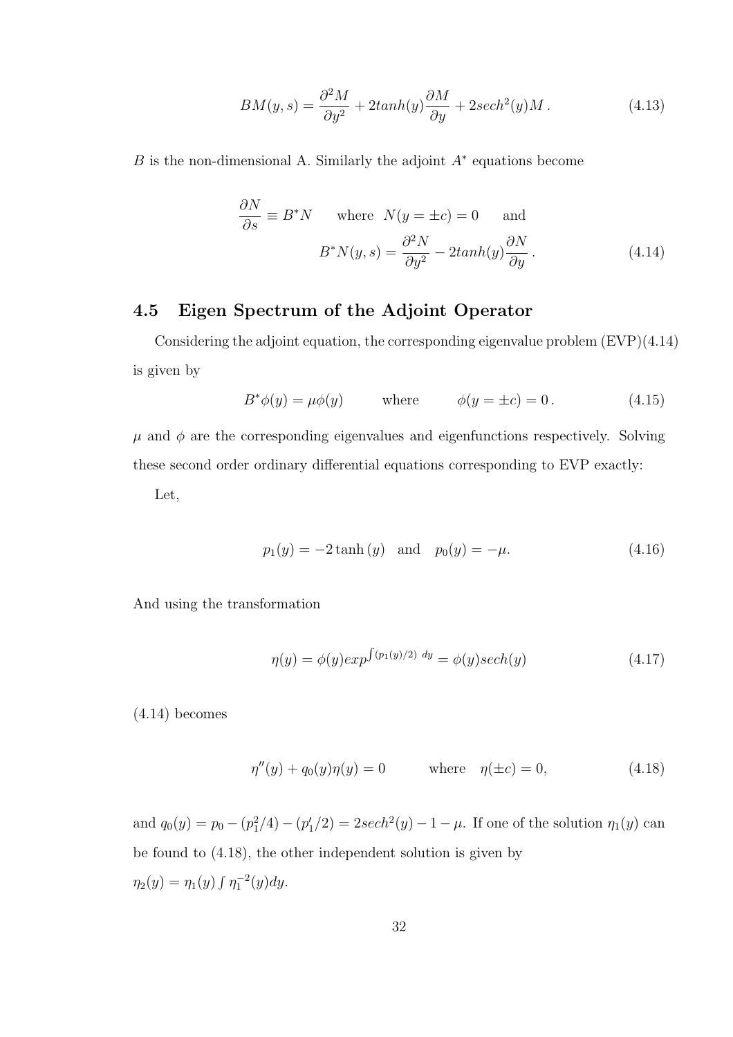$$BM(y,s) = \frac{\partial^2 M}{\partial y^2} + 2tanh(y)\frac{\partial M}{\partial y} + 2sech^2(y)M\,. \tag{4.13}$$

$B$ is the non-dimensional A. Similarly the adjoint $A^*$ equations become

$$\frac{\partial N}{\partial s} \equiv B^* N \qquad \text{where} \;\; N(y = \pm c) = 0 \qquad \text{and}$$
$$B^* N(y,s) = \frac{\partial^2 N}{\partial y^2} - 2tanh(y)\frac{\partial N}{\partial y}\,. \tag{4.14}$$

## 4.5 Eigen Spectrum of the Adjoint Operator

Considering the adjoint equation, the corresponding eigenvalue problem (EVP)(4.14) is given by

$$B^*\phi(y) = \mu\phi(y) \qquad \text{where} \qquad \phi(y = \pm c) = 0\,. \tag{4.15}$$

$\mu$ and $\phi$ are the corresponding eigenvalues and eigenfunctions respectively. Solving these second order ordinary differential equations corresponding to EVP exactly:

Let,

$$p_1(y) = -2\tanh(y) \quad \text{and} \quad p_0(y) = -\mu. \tag{4.16}$$

And using the transformation

$$\eta(y) = \phi(y)exp^{\int (p_1(y)/2)\ dy} = \phi(y)sech(y) \tag{4.17}$$

(4.14) becomes

$$\eta''(y) + q_0(y)\eta(y) = 0 \qquad \text{where} \quad \eta(\pm c) = 0, \tag{4.18}$$

and $q_0(y) = p_0 - (p_1^2/4) - (p_1'/2) = 2sech^2(y) - 1 - \mu$. If one of the solution $\eta_1(y)$ can be found to (4.18), the other independent solution is given by
$\eta_2(y) = \eta_1(y)\int \eta_1^{-2}(y)dy$.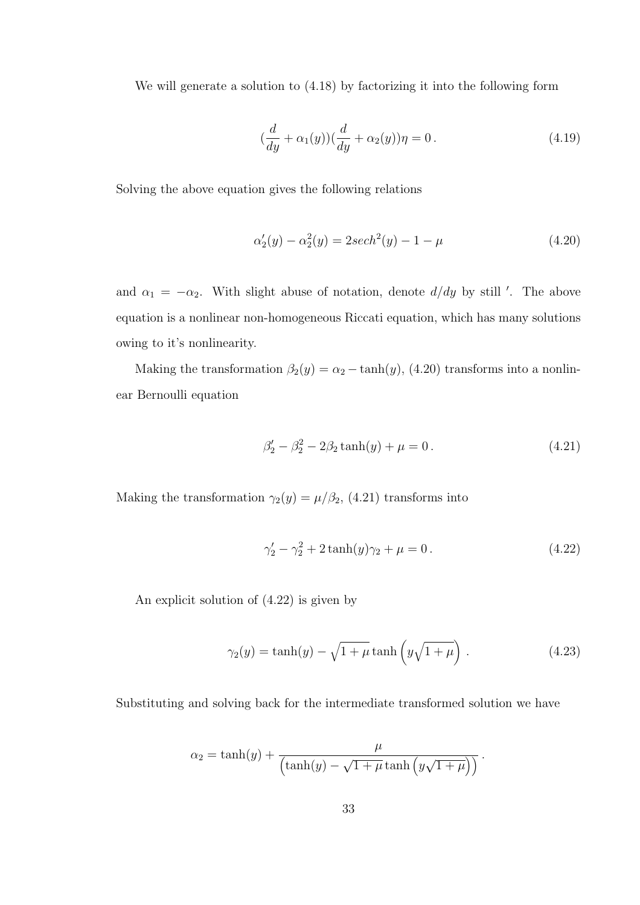We will generate a solution to (4.18) by factorizing it into the following form

$$(\frac{d}{dy} + \alpha_1(y))(\frac{d}{dy} + \alpha_2(y))\eta = 0\,. \tag{4.19}$$

Solving the above equation gives the following relations

$$\alpha_2'(y) - \alpha_2^2(y) = 2sech^2(y) - 1 - \mu \tag{4.20}$$

and $\alpha_1 = -\alpha_2$. With slight abuse of notation, denote $d/dy$ by still $'$. The above equation is a nonlinear non-homogeneous Riccati equation, which has many solutions owing to it's nonlinearity.

Making the transformation $\beta_2(y) = \alpha_2 - \tanh(y)$, (4.20) transforms into a nonlinear Bernoulli equation

$$\beta_2' - \beta_2^2 - 2\beta_2 \tanh(y) + \mu = 0\,. \tag{4.21}$$

Making the transformation $\gamma_2(y) = \mu/\beta_2$, (4.21) transforms into

$$\gamma_2' - \gamma_2^2 + 2\tanh(y)\gamma_2 + \mu = 0\,. \tag{4.22}$$

An explicit solution of (4.22) is given by

$$\gamma_2(y) = \tanh(y) - \sqrt{1+\mu}\tanh\left(y\sqrt{1+\mu}\right)\,. \tag{4.23}$$

Substituting and solving back for the intermediate transformed solution we have

$$\alpha_2 = \tanh(y) + \frac{\mu}{\left(\tanh(y) - \sqrt{1+\mu}\tanh\left(y\sqrt{1+\mu}\right)\right)}\,.$$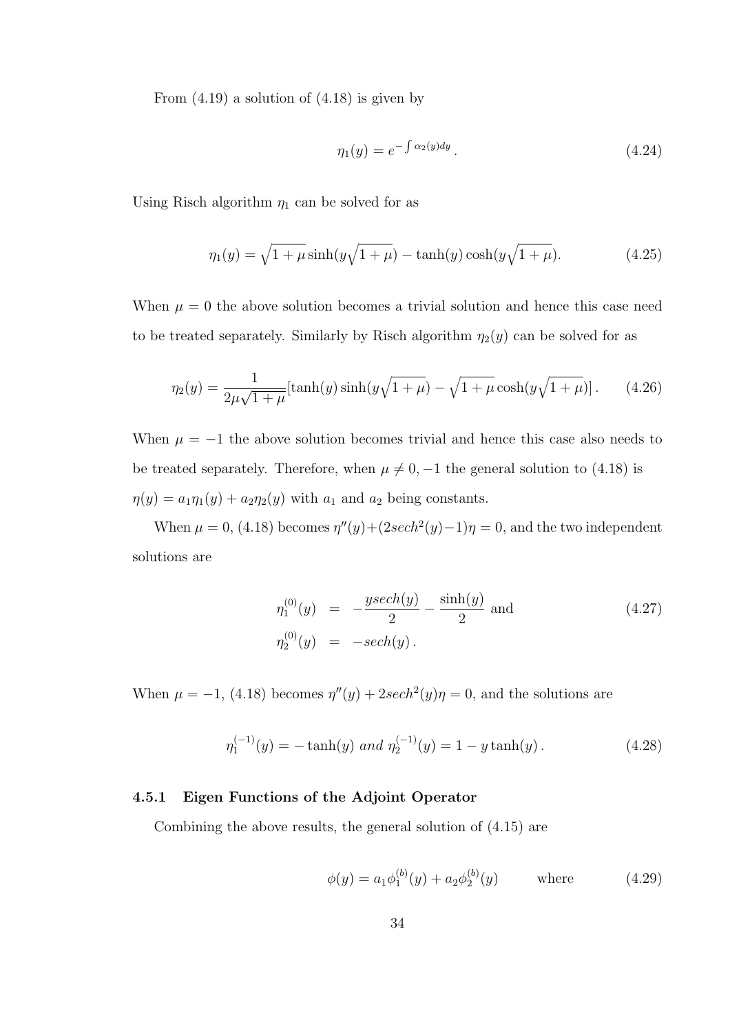From (4.19) a solution of (4.18) is given by

$$\eta_1(y) = e^{-\int \alpha_2(y)dy}\,. \tag{4.24}$$

Using Risch algorithm $\eta_1$ can be solved for as

$$\eta_1(y) = \sqrt{1+\mu}\sinh(y\sqrt{1+\mu}) - \tanh(y)\cosh(y\sqrt{1+\mu}). \tag{4.25}$$

When $\mu = 0$ the above solution becomes a trivial solution and hence this case need to be treated separately. Similarly by Risch algorithm $\eta_2(y)$ can be solved for as

$$\eta_2(y) = \frac{1}{2\mu\sqrt{1+\mu}}[\tanh(y)\sinh(y\sqrt{1+\mu}) - \sqrt{1+\mu}\cosh(y\sqrt{1+\mu})]\,. \tag{4.26}$$

When $\mu = -1$ the above solution becomes trivial and hence this case also needs to be treated separately. Therefore, when $\mu \neq 0, -1$ the general solution to (4.18) is $\eta(y) = a_1\eta_1(y) + a_2\eta_2(y)$ with $a_1$ and $a_2$ being constants.

When $\mu = 0$, (4.18) becomes $\eta''(y) + (2sech^2(y) - 1)\eta = 0$, and the two independent solutions are

$$\begin{aligned} \eta_1^{(0)}(y) &= -\frac{ysech(y)}{2} - \frac{\sinh(y)}{2} \text{ and} \\ \eta_2^{(0)}(y) &= -sech(y)\,. \end{aligned} \tag{4.27}$$

When $\mu = -1$, (4.18) becomes $\eta''(y) + 2sech^2(y)\eta = 0$, and the solutions are

$$\eta_1^{(-1)}(y) = -\tanh(y) \; and \; \eta_2^{(-1)}(y) = 1 - y\tanh(y)\,. \tag{4.28}$$

### 4.5.1 Eigen Functions of the Adjoint Operator

Combining the above results, the general solution of (4.15) are

$$\phi(y) = a_1\phi_1^{(b)}(y) + a_2\phi_2^{(b)}(y) \qquad \text{where} \tag{4.29}$$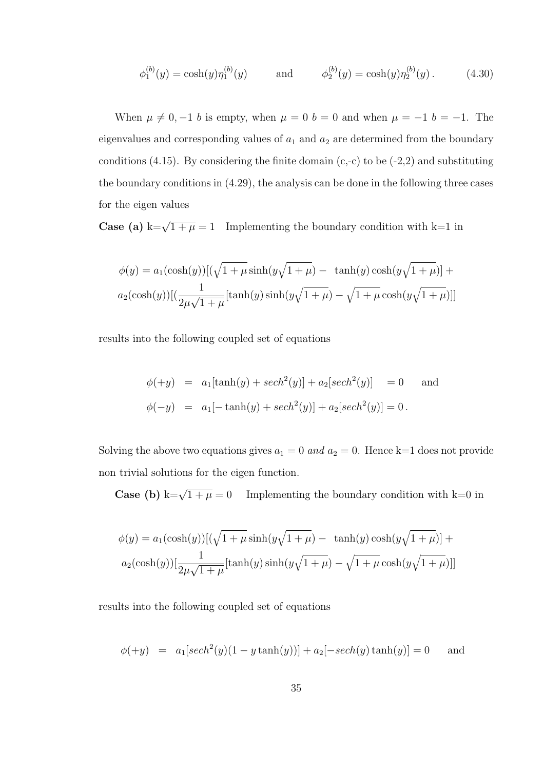$$\phi_1^{(b)}(y) = \cosh(y)\eta_1^{(b)}(y) \qquad \text{and} \qquad \phi_2^{(b)}(y) = \cosh(y)\eta_2^{(b)}(y)\,. \tag{4.30}$$

When $\mu \neq 0, -1$ $b$ is empty, when $\mu = 0$ $b = 0$ and when $\mu = -1$ $b = -1$. The eigenvalues and corresponding values of $a_1$ and $a_2$ are determined from the boundary conditions (4.15). By considering the finite domain (c,-c) to be (-2,2) and substituting the boundary conditions in (4.29), the analysis can be done in the following three cases for the eigen values

**Case (a)** k=$\sqrt{1+\mu} = 1$ Implementing the boundary condition with k=1 in

$$\phi(y) = a_1(\cosh(y))[(\sqrt{1+\mu}\sinh(y\sqrt{1+\mu}) - \tanh(y)\cosh(y\sqrt{1+\mu})] +$$
$$a_2(\cosh(y))[(\frac{1}{2\mu\sqrt{1+\mu}}[\tanh(y)\sinh(y\sqrt{1+\mu}) - \sqrt{1+\mu}\cosh(y\sqrt{1+\mu})]]$$

results into the following coupled set of equations

$$\begin{aligned}
\phi(+y) &= a_1[\tanh(y) + sech^2(y)] + a_2[sech^2(y)] \quad = 0 \qquad \text{and} \\
\phi(-y) &= a_1[-\tanh(y) + sech^2(y)] + a_2[sech^2(y)] = 0\,.
\end{aligned}$$

Solving the above two equations gives $a_1 = 0$ *and* $a_2 = 0$. Hence k=1 does not provide non trivial solutions for the eigen function.

**Case (b)** k=$\sqrt{1+\mu} = 0$ Implementing the boundary condition with k=0 in

$$\phi(y) = a_1(\cosh(y))[(\sqrt{1+\mu}\sinh(y\sqrt{1+\mu}) - \tanh(y)\cosh(y\sqrt{1+\mu})] +$$
$$a_2(\cosh(y))[\frac{1}{2\mu\sqrt{1+\mu}}[\tanh(y)\sinh(y\sqrt{1+\mu}) - \sqrt{1+\mu}\cosh(y\sqrt{1+\mu})]]$$

results into the following coupled set of equations

$$\phi(+y) \;=\; a_1[sech^2(y)(1 - y\tanh(y))] + a_2[-sech(y)\tanh(y)] = 0 \qquad \text{and}$$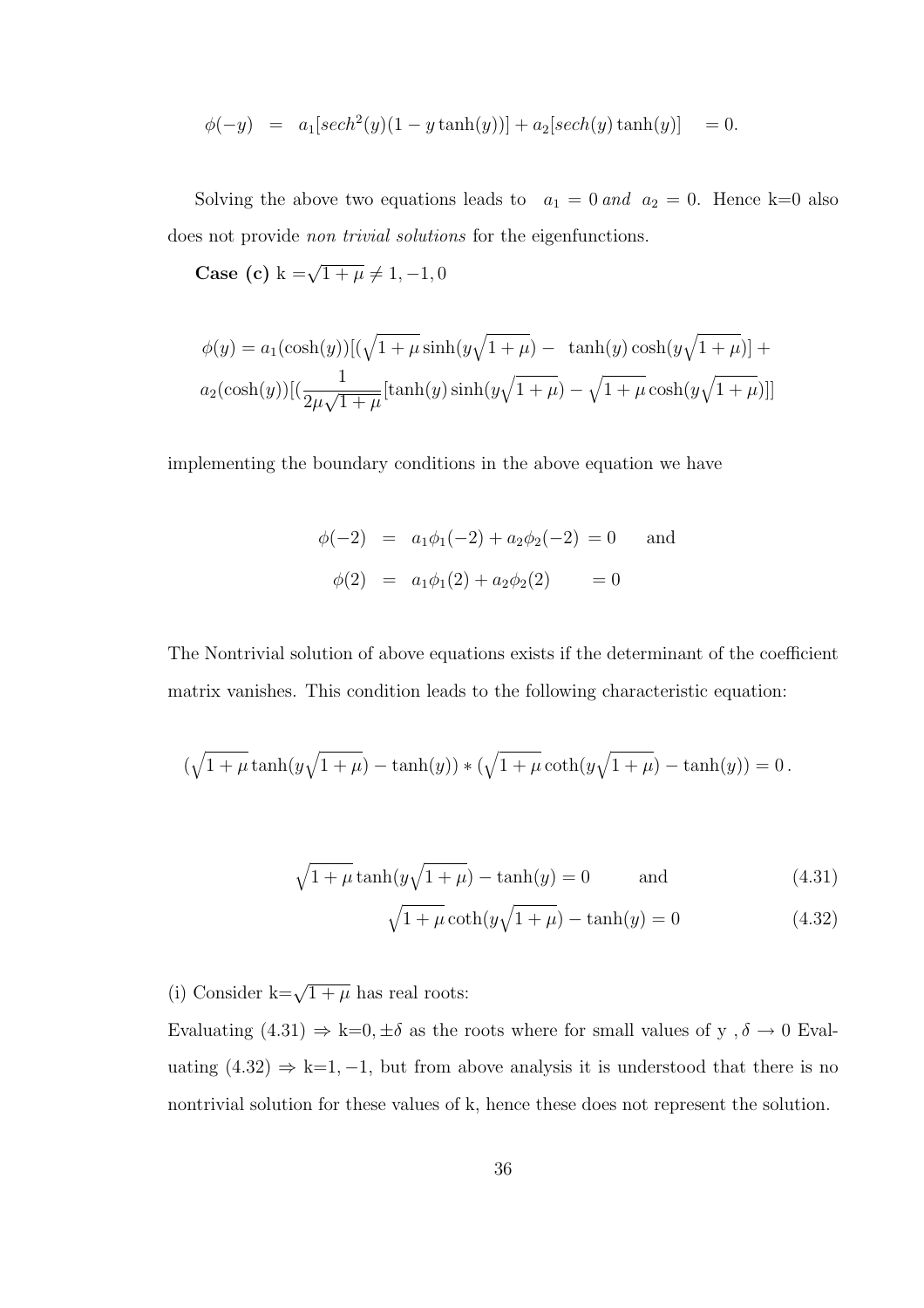$$\phi(-y) \;\; = \;\; a_1[sech^2(y)(1 - y\tanh(y))] + a_2[sech(y)\tanh(y)] \quad = 0.$$

Solving the above two equations leads to $a_1 = 0 \; and \; a_2 = 0$. Hence k=0 also does not provide *non trivial solutions* for the eigenfunctions.

**Case (c)** k $=\sqrt{1+\mu} \neq 1, -1, 0$

$$\phi(y) = a_1(\cosh(y))[(\sqrt{1+\mu}\sinh(y\sqrt{1+\mu}) - \;\tanh(y)\cosh(y\sqrt{1+\mu})] +$$
$$a_2(\cosh(y))[(\frac{1}{2\mu\sqrt{1+\mu}}[\tanh(y)\sinh(y\sqrt{1+\mu}) - \sqrt{1+\mu}\cosh(y\sqrt{1+\mu})]]$$

implementing the boundary conditions in the above equation we have

$$\phi(-2) \;\; = \;\; a_1\phi_1(-2) + a_2\phi_2(-2) \; = 0 \qquad \text{and}$$
$$\phi(2) \;\; = \;\; a_1\phi_1(2) + a_2\phi_2(2) \qquad = 0$$

The Nontrivial solution of above equations exists if the determinant of the coefficient matrix vanishes. This condition leads to the following characteristic equation:

$$(\sqrt{1+\mu}\tanh(y\sqrt{1+\mu}) - \tanh(y)) * (\sqrt{1+\mu}\coth(y\sqrt{1+\mu}) - \tanh(y)) = 0\,.$$

$$\sqrt{1+\mu}\tanh(y\sqrt{1+\mu}) - \tanh(y) = 0 \qquad \text{and} \tag{4.31}$$
$$\sqrt{1+\mu}\coth(y\sqrt{1+\mu}) - \tanh(y) = 0 \tag{4.32}$$

(i) Consider k$=\sqrt{1+\mu}$ has real roots:

Evaluating (4.31) $\Rightarrow$ k$=0, \pm\delta$ as the roots where for small values of y , $\delta \to 0$ Evaluating (4.32) $\Rightarrow$ k$=1, -1$, but from above analysis it is understood that there is no nontrivial solution for these values of k, hence these does not represent the solution.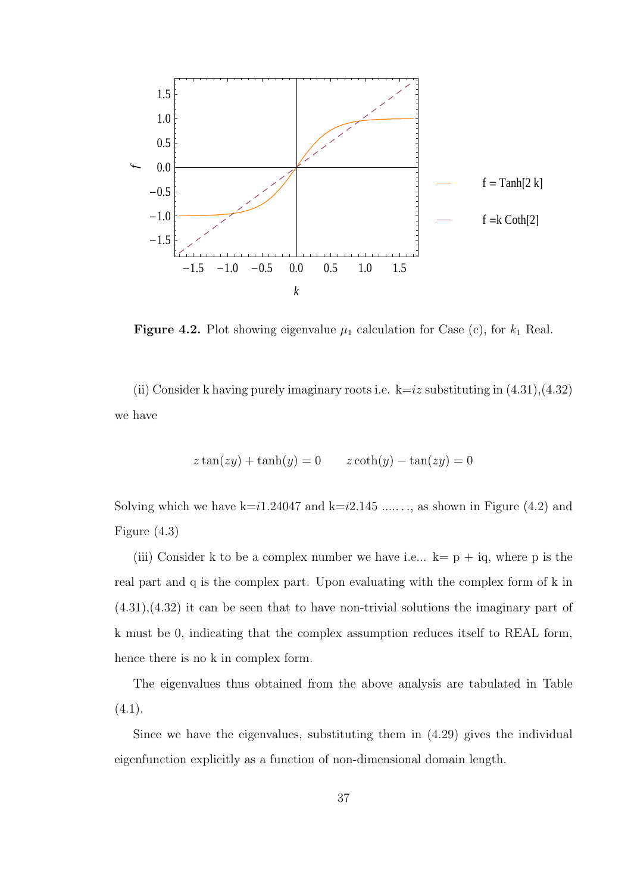**Figure 4.2.** Plot showing eigenvalue $\mu_1$ calculation for Case (c), for $k_1$ Real.

(ii) Consider k having purely imaginary roots i.e. k=$iz$ substituting in (4.31),(4.32) we have

$$z\tan(zy) + \tanh(y) = 0 \qquad z\coth(y) - \tan(zy) = 0$$

Solving which we have k=$i$1.24047 and k=$i$2.145 ......, as shown in Figure (4.2) and Figure (4.3)

(iii) Consider k to be a complex number we have i.e... k= p + iq, where p is the real part and q is the complex part. Upon evaluating with the complex form of k in (4.31),(4.32) it can be seen that to have non-trivial solutions the imaginary part of k must be 0, indicating that the complex assumption reduces itself to REAL form, hence there is no k in complex form.

The eigenvalues thus obtained from the above analysis are tabulated in Table (4.1).

Since we have the eigenvalues, substituting them in (4.29) gives the individual eigenfunction explicitly as a function of non-dimensional domain length.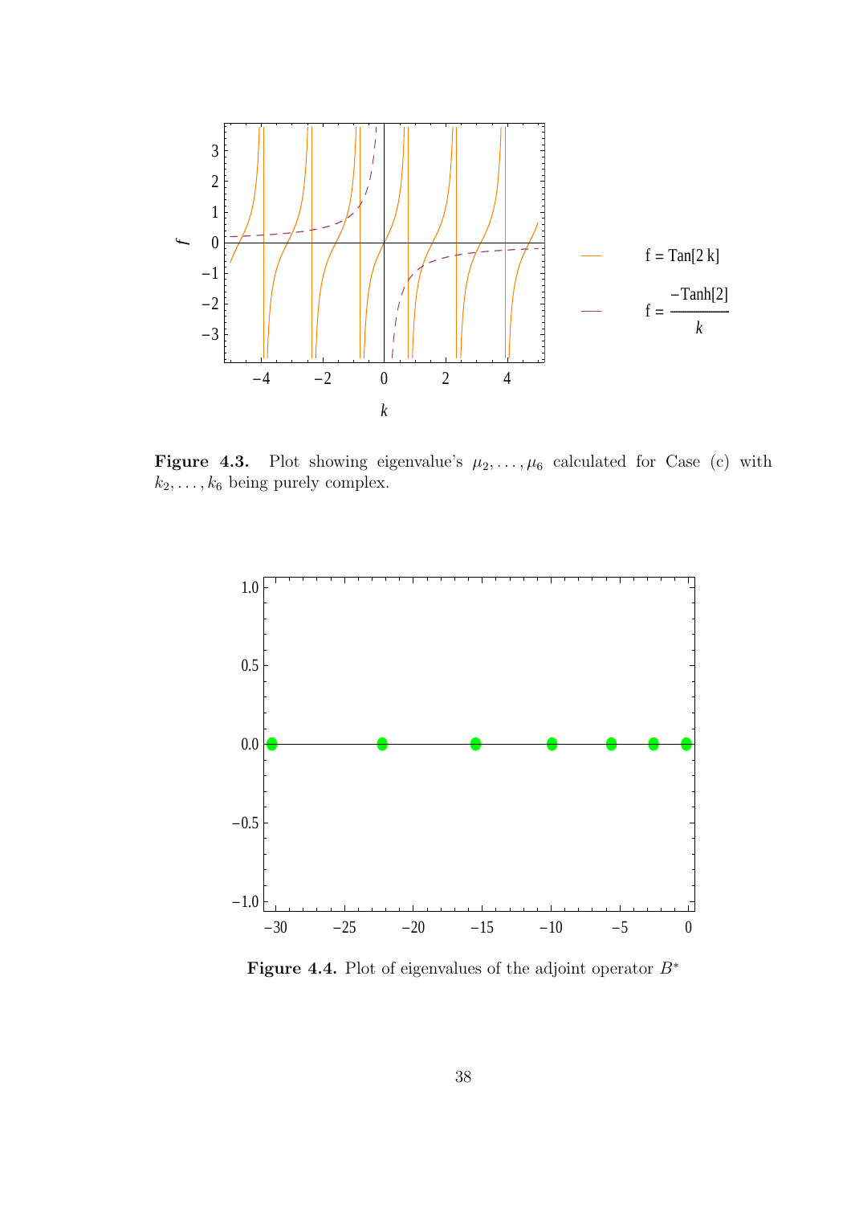**Figure 4.3.** Plot showing eigenvalue's $\mu_2, \ldots, \mu_6$ calculated for Case (c) with $k_2, \ldots, k_6$ being purely complex.

**Figure 4.4.** Plot of eigenvalues of the adjoint operator $B^*$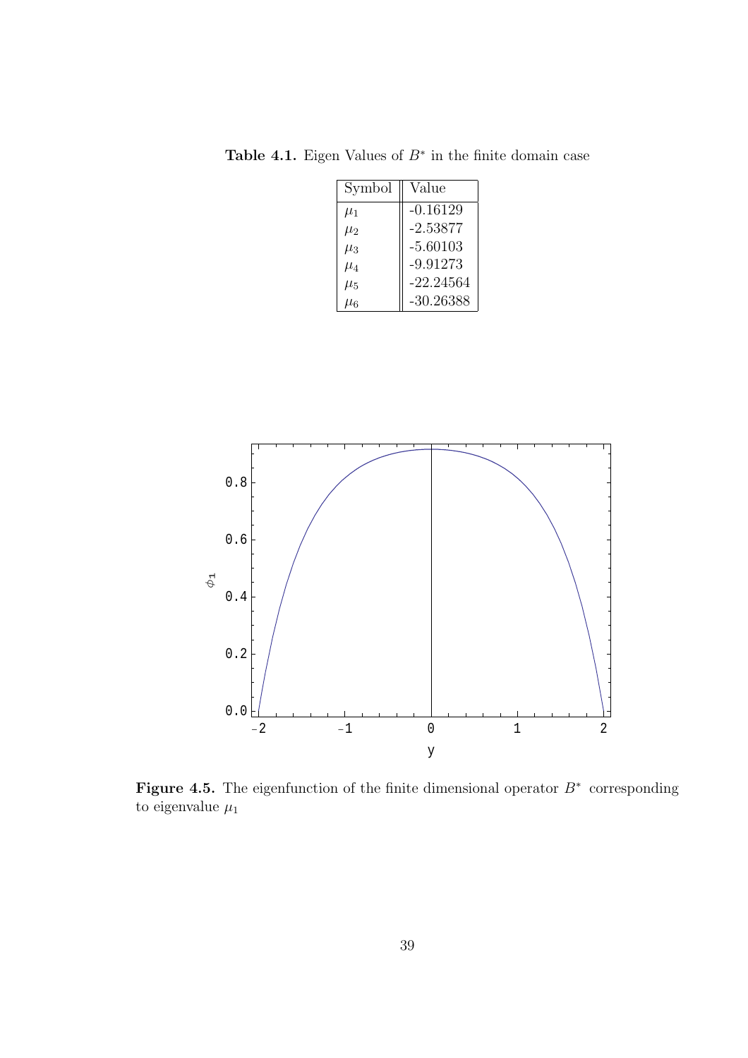**Table 4.1.** Eigen Values of $B^*$ in the finite domain case

| Symbol | Value |
|---|---|
| $\mu_1$ | -0.16129 |
| $\mu_2$ | -2.53877 |
| $\mu_3$ | -5.60103 |
| $\mu_4$ | -9.91273 |
| $\mu_5$ | -22.24564 |
| $\mu_6$ | -30.26388 |

**Figure 4.5.** The eigenfunction of the finite dimensional operator $B^*$ corresponding to eigenvalue $\mu_1$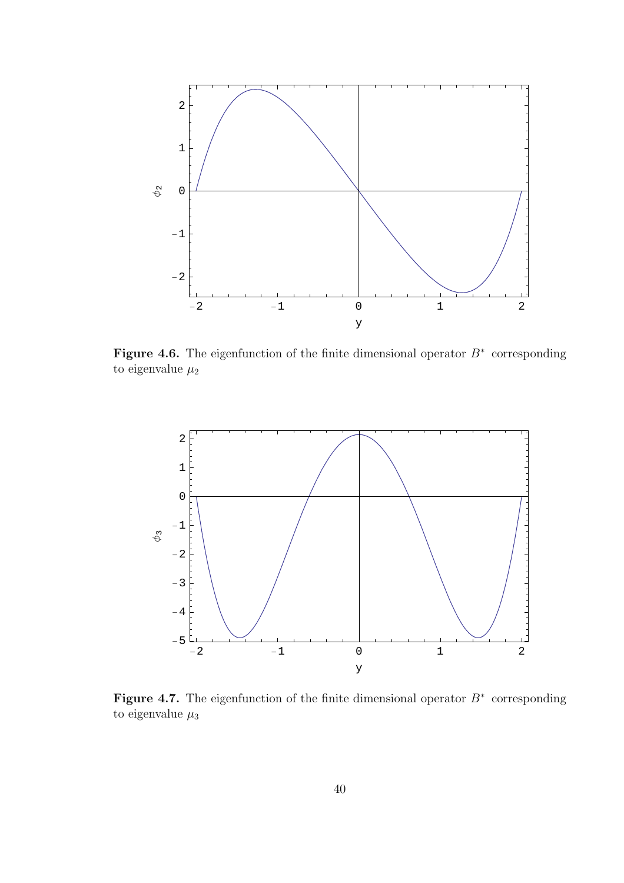**Figure 4.6.** The eigenfunction of the finite dimensional operator $B^*$ corresponding to eigenvalue $\mu_2$

**Figure 4.7.** The eigenfunction of the finite dimensional operator $B^*$ corresponding to eigenvalue $\mu_3$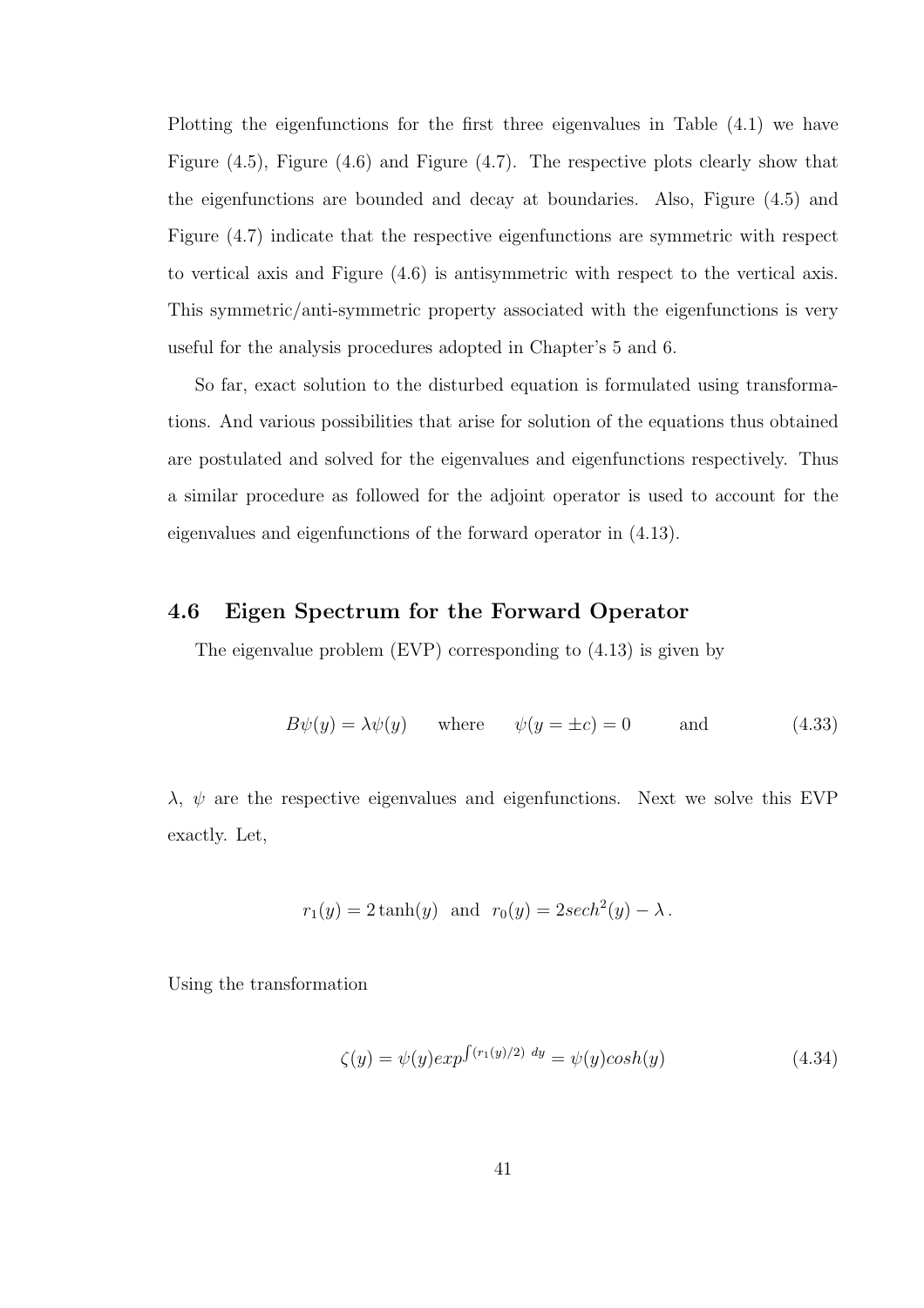Plotting the eigenfunctions for the first three eigenvalues in Table (4.1) we have Figure (4.5), Figure (4.6) and Figure (4.7). The respective plots clearly show that the eigenfunctions are bounded and decay at boundaries. Also, Figure (4.5) and Figure (4.7) indicate that the respective eigenfunctions are symmetric with respect to vertical axis and Figure (4.6) is antisymmetric with respect to the vertical axis. This symmetric/anti-symmetric property associated with the eigenfunctions is very useful for the analysis procedures adopted in Chapter's 5 and 6.

So far, exact solution to the disturbed equation is formulated using transformations. And various possibilities that arise for solution of the equations thus obtained are postulated and solved for the eigenvalues and eigenfunctions respectively. Thus a similar procedure as followed for the adjoint operator is used to account for the eigenvalues and eigenfunctions of the forward operator in (4.13).

## 4.6 Eigen Spectrum for the Forward Operator

The eigenvalue problem (EVP) corresponding to (4.13) is given by

$$B\psi(y) = \lambda\psi(y) \qquad \text{where} \qquad \psi(y = \pm c) = 0 \qquad \text{and} \tag{4.33}$$

$\lambda$, $\psi$ are the respective eigenvalues and eigenfunctions. Next we solve this EVP exactly. Let,

$$r_1(y) = 2\tanh(y) \;\; \text{and} \;\; r_0(y) = 2sech^2(y) - \lambda\,.$$

Using the transformation

$$\zeta(y) = \psi(y)exp^{\int (r_1(y)/2)\;dy} = \psi(y)cosh(y) \tag{4.34}$$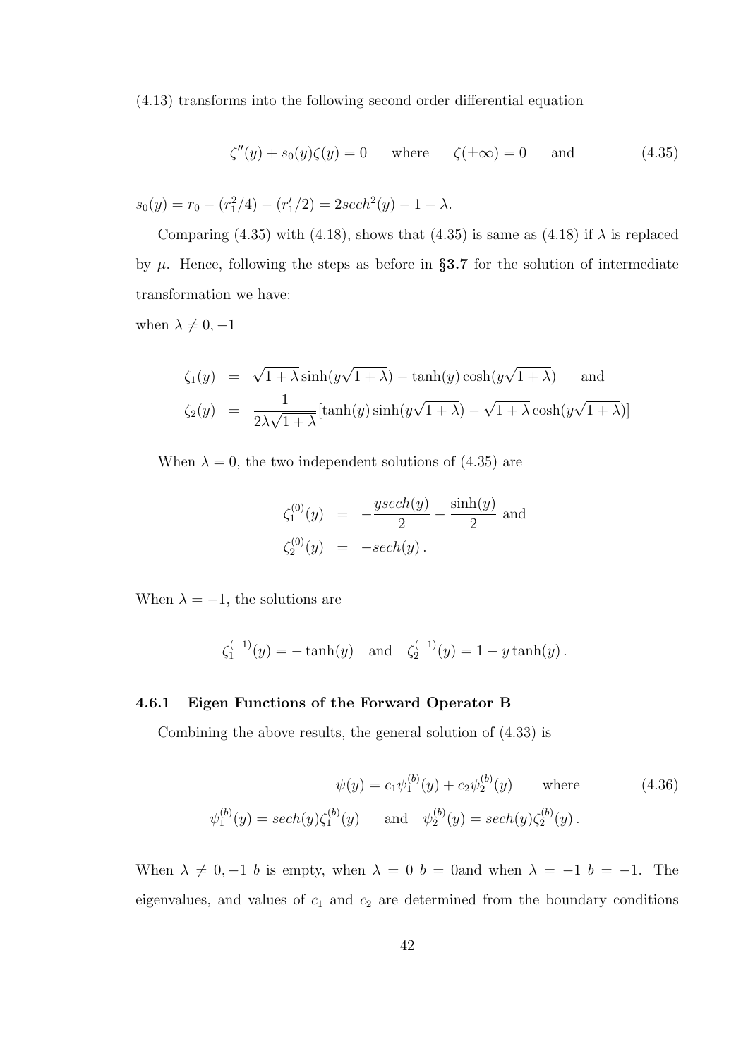(4.13) transforms into the following second order differential equation

$$\zeta''(y) + s_0(y)\zeta(y) = 0 \qquad \text{where} \qquad \zeta(\pm\infty) = 0 \qquad \text{and} \tag{4.35}$$

$s_0(y) = r_0 - (r_1^2/4) - (r_1'/2) = 2sech^2(y) - 1 - \lambda.$

Comparing (4.35) with (4.18), shows that (4.35) is same as (4.18) if $\lambda$ is replaced by $\mu$. Hence, following the steps as before in **§3.7** for the solution of intermediate transformation we have:

when $\lambda \neq 0, -1$

$$\begin{aligned}
\zeta_1(y) &= \sqrt{1+\lambda}\sinh(y\sqrt{1+\lambda}) - \tanh(y)\cosh(y\sqrt{1+\lambda}) \qquad \text{and} \\
\zeta_2(y) &= \frac{1}{2\lambda\sqrt{1+\lambda}}[\tanh(y)\sinh(y\sqrt{1+\lambda}) - \sqrt{1+\lambda}\cosh(y\sqrt{1+\lambda})]
\end{aligned}$$

When $\lambda = 0$, the two independent solutions of (4.35) are

$$\begin{aligned}
\zeta_1^{(0)}(y) &= -\frac{ysech(y)}{2} - \frac{\sinh(y)}{2} \text{ and} \\
\zeta_2^{(0)}(y) &= -sech(y)\,.
\end{aligned}$$

When $\lambda = -1$, the solutions are

$$\zeta_1^{(-1)}(y) = -\tanh(y) \quad \text{and} \quad \zeta_2^{(-1)}(y) = 1 - y\tanh(y)\,.$$

### 4.6.1 Eigen Functions of the Forward Operator B

Combining the above results, the general solution of (4.33) is

$$\psi(y) = c_1\psi_1^{(b)}(y) + c_2\psi_2^{(b)}(y) \qquad \text{where} \tag{4.36}$$

$$\psi_1^{(b)}(y) = sech(y)\zeta_1^{(b)}(y) \qquad \text{and} \quad \psi_2^{(b)}(y) = sech(y)\zeta_2^{(b)}(y)\,.$$

When $\lambda \neq 0, -1$ $b$ is empty, when $\lambda = 0$ $b = 0$and when $\lambda = -1$ $b = -1$. The eigenvalues, and values of $c_1$ and $c_2$ are determined from the boundary conditions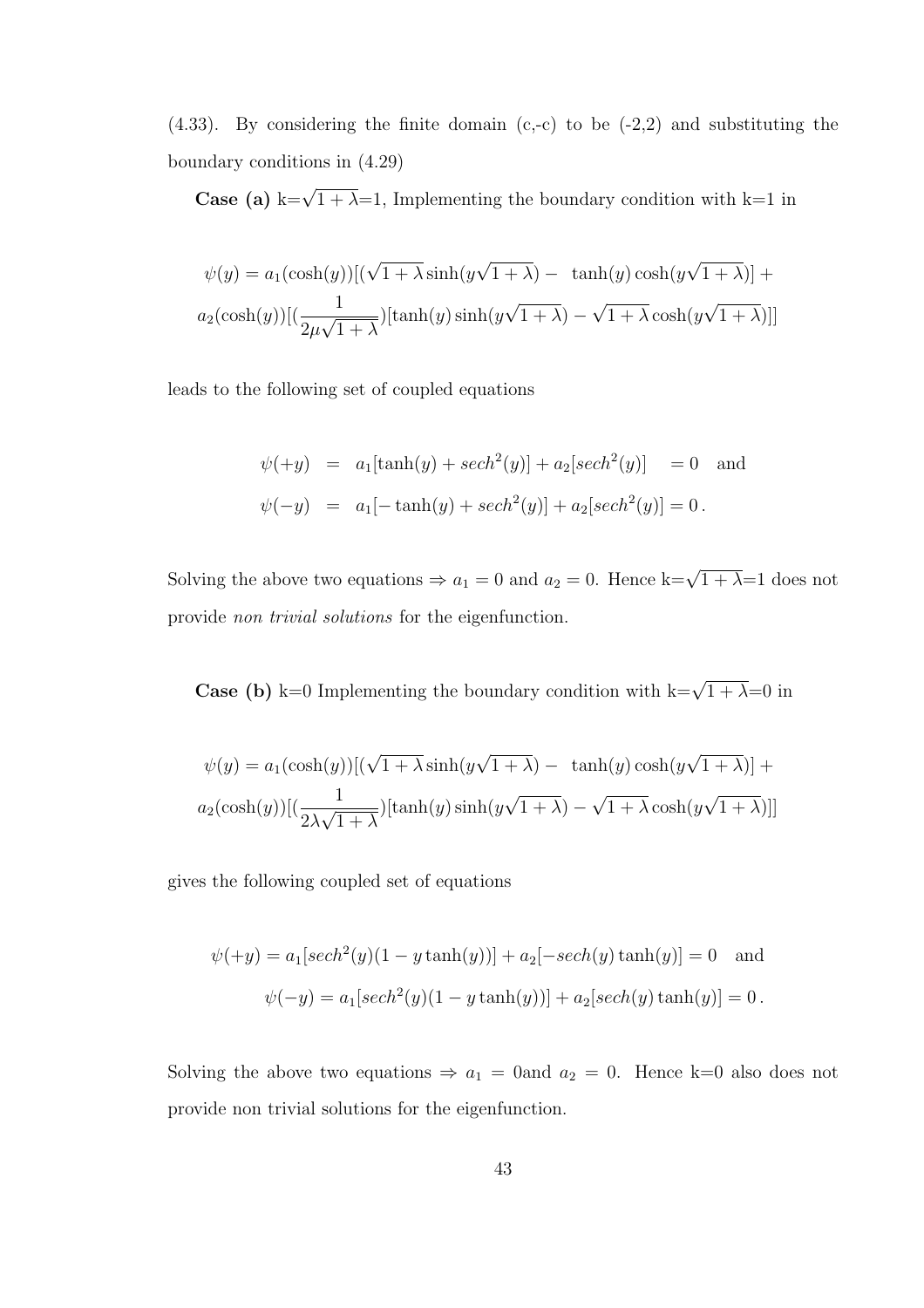(4.33). By considering the finite domain (c,-c) to be (-2,2) and substituting the boundary conditions in (4.29)

**Case (a)** k=$\sqrt{1+\lambda}$=1, Implementing the boundary condition with k=1 in

$$\psi(y) = a_1(\cosh(y))[(\sqrt{1+\lambda}\sinh(y\sqrt{1+\lambda}) - \tanh(y)\cosh(y\sqrt{1+\lambda})] +$$
$$a_2(\cosh(y))[(\frac{1}{2\mu\sqrt{1+\lambda}})[\tanh(y)\sinh(y\sqrt{1+\lambda}) - \sqrt{1+\lambda}\cosh(y\sqrt{1+\lambda})]]$$

leads to the following set of coupled equations

$$\begin{aligned}
\psi(+y) &= a_1[\tanh(y) + sech^2(y)] + a_2[sech^2(y)] \quad = 0 \quad \text{and} \\
\psi(-y) &= a_1[-\tanh(y) + sech^2(y)] + a_2[sech^2(y)] = 0\,.
\end{aligned}$$

Solving the above two equations $\Rightarrow a_1 = 0$ and $a_2 = 0$. Hence k=$\sqrt{1+\lambda}$=1 does not provide *non trivial solutions* for the eigenfunction.

**Case (b)** k=0 Implementing the boundary condition with k=$\sqrt{1+\lambda}$=0 in

$$\psi(y) = a_1(\cosh(y))[(\sqrt{1+\lambda}\sinh(y\sqrt{1+\lambda}) - \tanh(y)\cosh(y\sqrt{1+\lambda})] +$$
$$a_2(\cosh(y))[(\frac{1}{2\lambda\sqrt{1+\lambda}})[\tanh(y)\sinh(y\sqrt{1+\lambda}) - \sqrt{1+\lambda}\cosh(y\sqrt{1+\lambda})]]$$

gives the following coupled set of equations

$$\psi(+y) = a_1[sech^2(y)(1 - y\tanh(y))] + a_2[-sech(y)\tanh(y)] = 0 \quad \text{and}$$
$$\psi(-y) = a_1[sech^2(y)(1 - y\tanh(y))] + a_2[sech(y)\tanh(y)] = 0\,.$$

Solving the above two equations $\Rightarrow a_1 = 0$and $a_2 = 0$. Hence k=0 also does not provide non trivial solutions for the eigenfunction.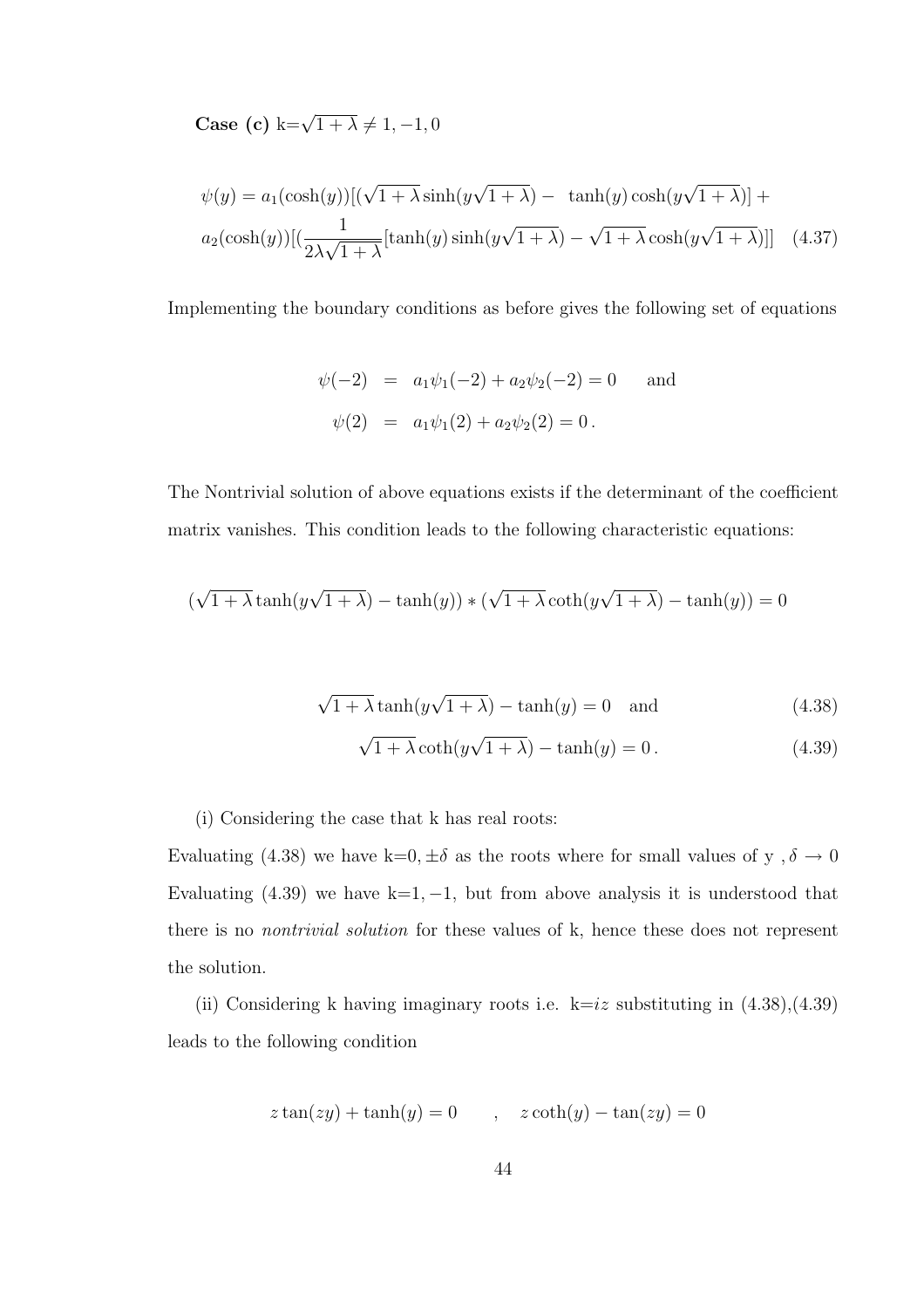**Case (c)** k=$\sqrt{1+\lambda} \neq 1, -1, 0$

$$\psi(y) = a_1(\cosh(y))[(\sqrt{1+\lambda}\sinh(y\sqrt{1+\lambda}) - \ \tanh(y)\cosh(y\sqrt{1+\lambda})] +$$
$$a_2(\cosh(y))[(\frac{1}{2\lambda\sqrt{1+\lambda}}[\tanh(y)\sinh(y\sqrt{1+\lambda}) - \sqrt{1+\lambda}\cosh(y\sqrt{1+\lambda})]] \quad (4.37)$$

Implementing the boundary conditions as before gives the following set of equations

$$\psi(-2) = a_1\psi_1(-2) + a_2\psi_2(-2) = 0 \quad \text{and}$$
$$\psi(2) = a_1\psi_1(2) + a_2\psi_2(2) = 0\,.$$

The Nontrivial solution of above equations exists if the determinant of the coefficient matrix vanishes. This condition leads to the following characteristic equations:

$$(\sqrt{1+\lambda}\tanh(y\sqrt{1+\lambda}) - \tanh(y)) * (\sqrt{1+\lambda}\coth(y\sqrt{1+\lambda}) - \tanh(y)) = 0$$

$$\sqrt{1+\lambda}\tanh(y\sqrt{1+\lambda}) - \tanh(y) = 0 \quad \text{and} \quad (4.38)$$

$$\sqrt{1+\lambda}\coth(y\sqrt{1+\lambda}) - \tanh(y) = 0\,. \quad (4.39)$$

(i) Considering the case that k has real roots:
Evaluating (4.38) we have k=$0, \pm\delta$ as the roots where for small values of y , $\delta \to 0$
Evaluating (4.39) we have k=$1, -1$, but from above analysis it is understood that there is no *nontrivial solution* for these values of k, hence these does not represent the solution.

(ii) Considering k having imaginary roots i.e. k=$iz$ substituting in (4.38),(4.39) leads to the following condition

$$z\tan(zy) + \tanh(y) = 0 \qquad , \quad z\coth(y) - \tan(zy) = 0$$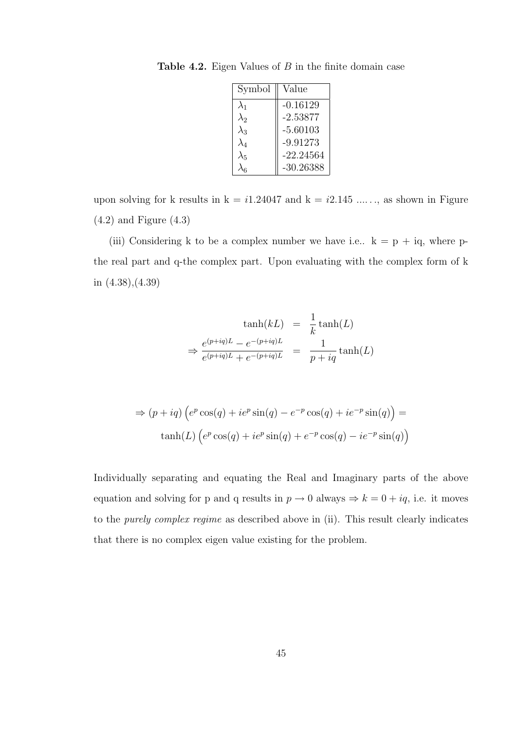**Table 4.2.** Eigen Values of $B$ in the finite domain case

| Symbol | Value |
|---|---|
| $\lambda_1$ | -0.16129 |
| $\lambda_2$ | -2.53877 |
| $\lambda_3$ | -5.60103 |
| $\lambda_4$ | -9.91273 |
| $\lambda_5$ | -22.24564 |
| $\lambda_6$ | -30.26388 |

upon solving for k results in k = $i1.24047$ and k = $i2.145$ ...…, as shown in Figure (4.2) and Figure (4.3)

(iii) Considering k to be a complex number we have i.e.. k = p + iq, where p-the real part and q-the complex part. Upon evaluating with the complex form of k in (4.38),(4.39)

$$
\begin{aligned}
\tanh(kL) &= \frac{1}{k}\tanh(L) \\
\Rightarrow \frac{e^{(p+iq)L} - e^{-(p+iq)L}}{e^{(p+iq)L} + e^{-(p+iq)L}} &= \frac{1}{p+iq}\tanh(L)
\end{aligned}
$$

$$
\Rightarrow (p+iq)\left(e^{p}\cos(q) + ie^{p}\sin(q) - e^{-p}\cos(q) + ie^{-p}\sin(q)\right) =
$$
$$
\tanh(L)\left(e^{p}\cos(q) + ie^{p}\sin(q) + e^{-p}\cos(q) - ie^{-p}\sin(q)\right)
$$

Individually separating and equating the Real and Imaginary parts of the above equation and solving for p and q results in $p \rightarrow 0$ always $\Rightarrow k = 0 + iq$, i.e. it moves to the *purely complex regime* as described above in (ii). This result clearly indicates that there is no complex eigen value existing for the problem.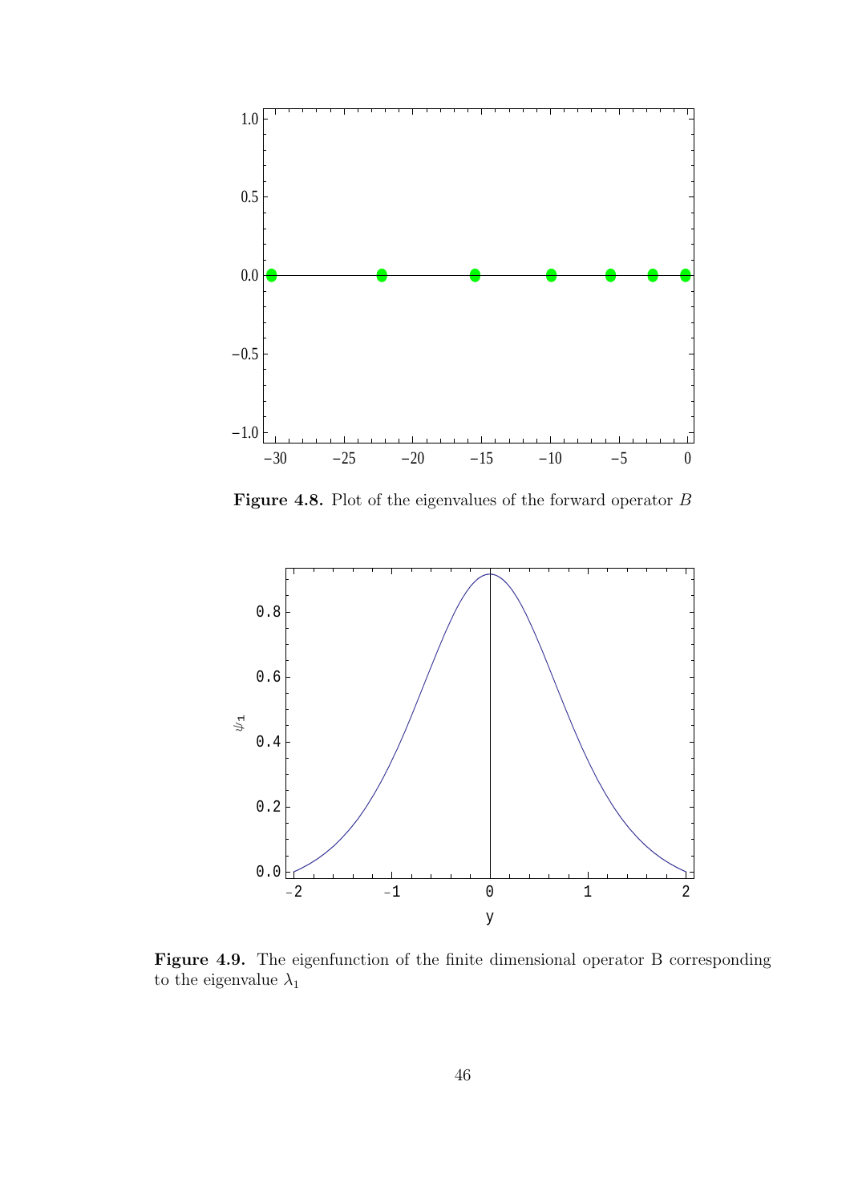**Figure 4.8.** Plot of the eigenvalues of the forward operator $B$

**Figure 4.9.** The eigenfunction of the finite dimensional operator B corresponding to the eigenvalue $\lambda_1$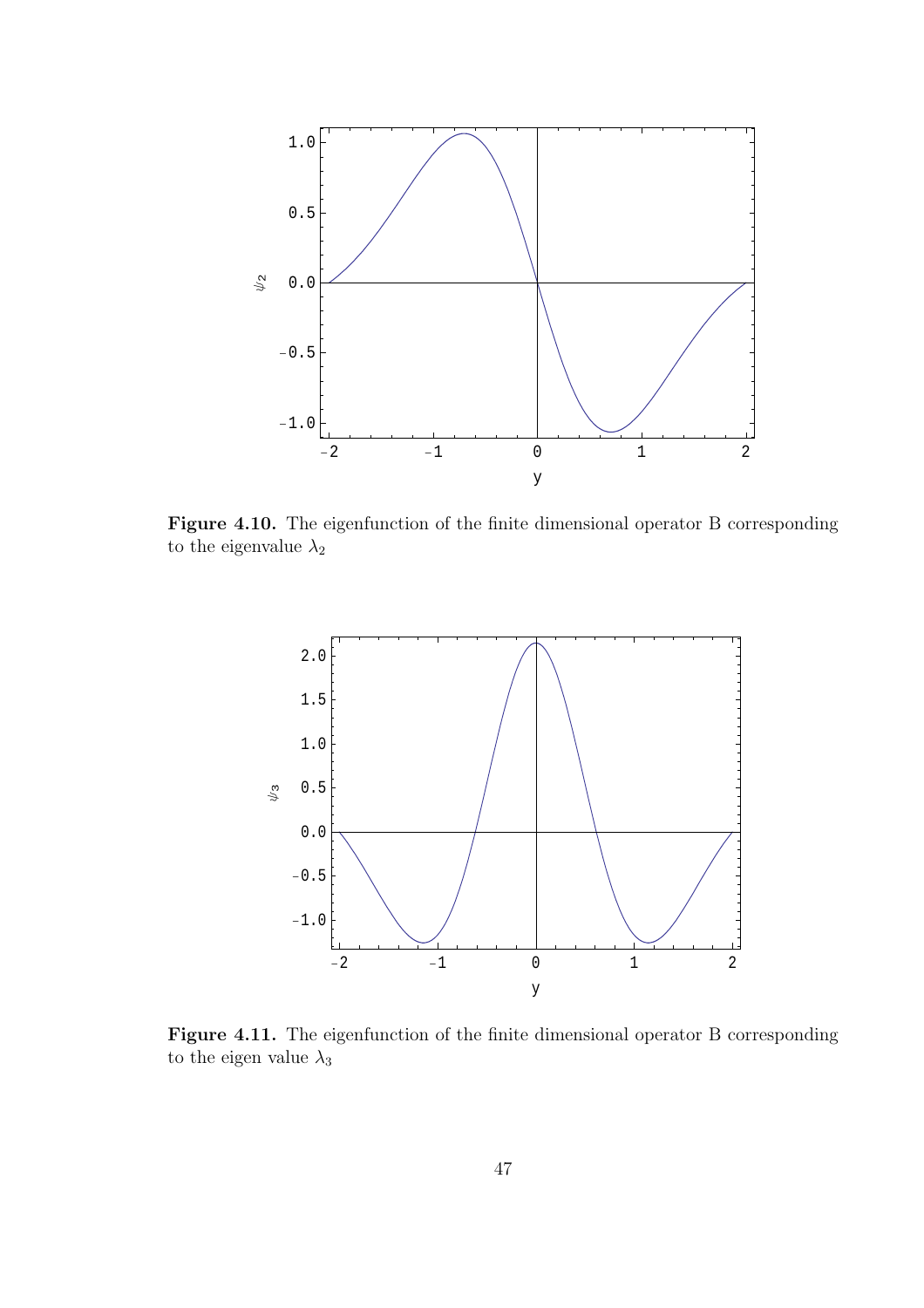**Figure 4.10.** The eigenfunction of the finite dimensional operator B corresponding to the eigenvalue $\lambda_2$

**Figure 4.11.** The eigenfunction of the finite dimensional operator B corresponding to the eigen value $\lambda_3$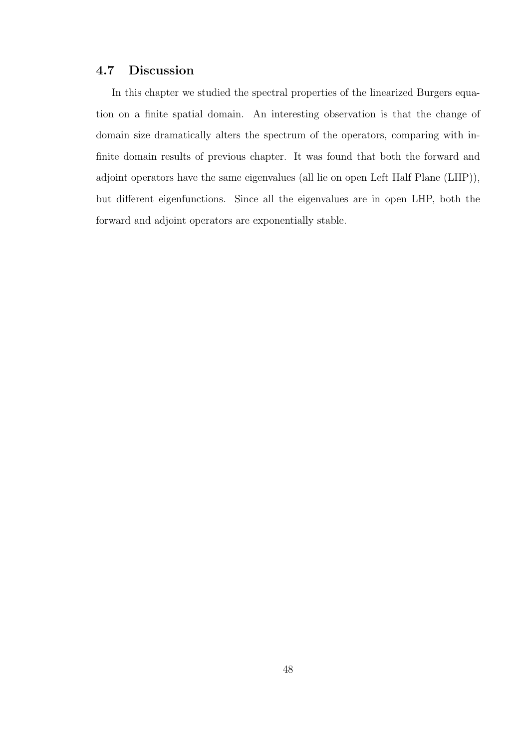## 4.7 Discussion

In this chapter we studied the spectral properties of the linearized Burgers equation on a finite spatial domain. An interesting observation is that the change of domain size dramatically alters the spectrum of the operators, comparing with infinite domain results of previous chapter. It was found that both the forward and adjoint operators have the same eigenvalues (all lie on open Left Half Plane (LHP)), but different eigenfunctions. Since all the eigenvalues are in open LHP, both the forward and adjoint operators are exponentially stable.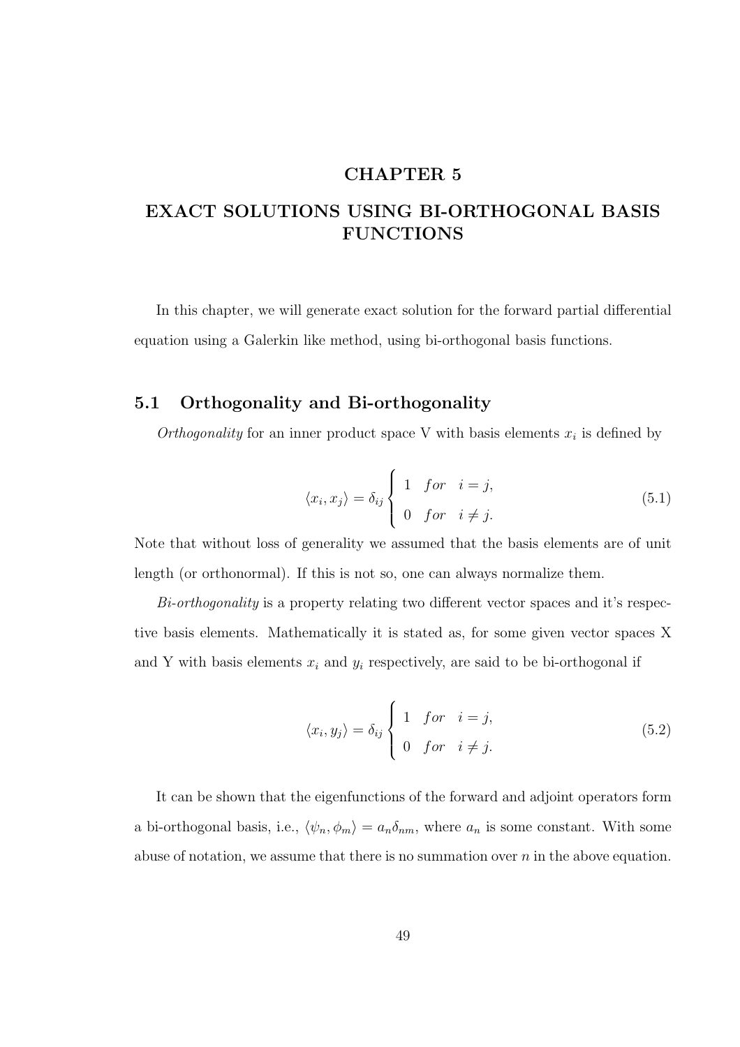# CHAPTER 5

# EXACT SOLUTIONS USING BI-ORTHOGONAL BASIS FUNCTIONS

In this chapter, we will generate exact solution for the forward partial differential equation using a Galerkin like method, using bi-orthogonal basis functions.

## 5.1 Orthogonality and Bi-orthogonality

*Orthogonality* for an inner product space V with basis elements $x_i$ is defined by

$$\langle x_i, x_j \rangle = \delta_{ij} \begin{cases} 1 & for \quad i = j, \\ 0 & for \quad i \neq j. \end{cases} \tag{5.1}$$

Note that without loss of generality we assumed that the basis elements are of unit length (or orthonormal). If this is not so, one can always normalize them.

*Bi-orthogonality* is a property relating two different vector spaces and it's respective basis elements. Mathematically it is stated as, for some given vector spaces X and Y with basis elements $x_i$ and $y_i$ respectively, are said to be bi-orthogonal if

$$\langle x_i, y_j \rangle = \delta_{ij} \begin{cases} 1 & for \quad i = j, \\ 0 & for \quad i \neq j. \end{cases} \tag{5.2}$$

It can be shown that the eigenfunctions of the forward and adjoint operators form a bi-orthogonal basis, i.e., $\langle \psi_n, \phi_m \rangle = a_n \delta_{nm}$, where $a_n$ is some constant. With some abuse of notation, we assume that there is no summation over $n$ in the above equation.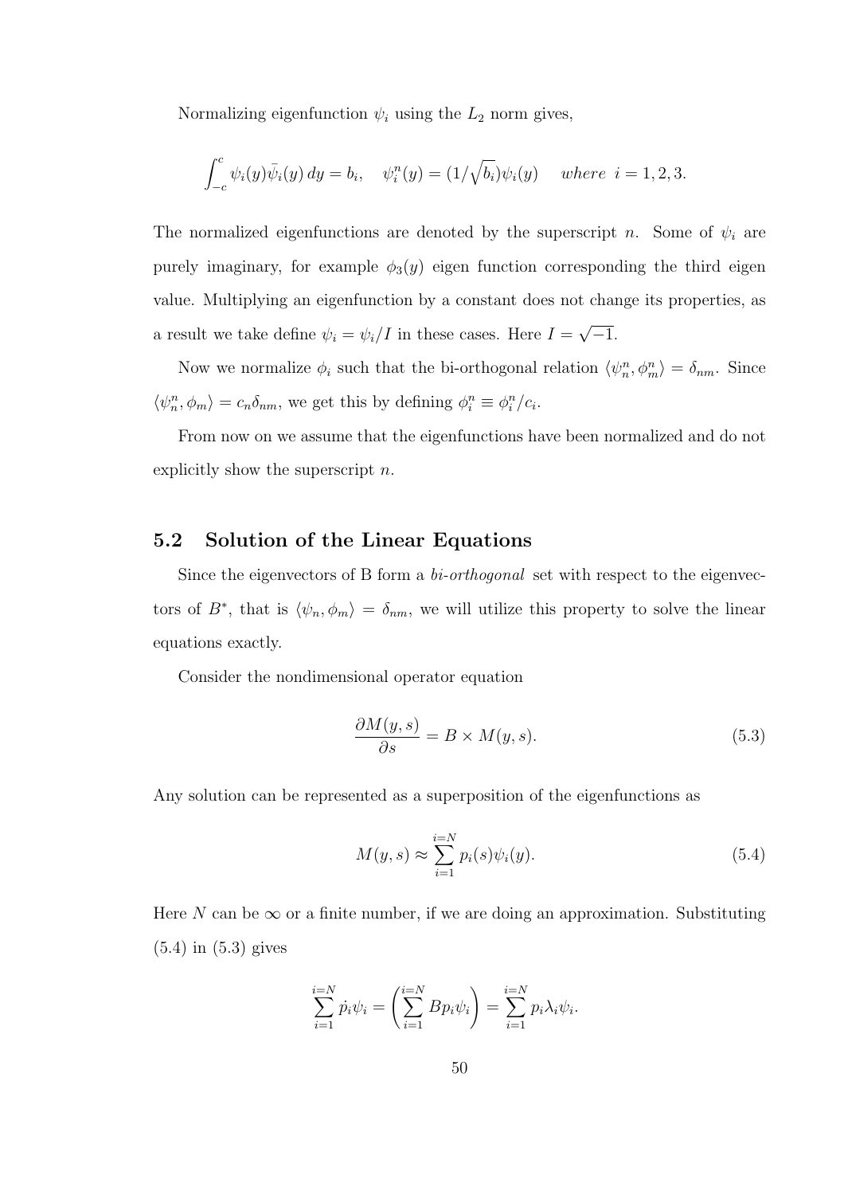Normalizing eigenfunction $\psi_i$ using the $L_2$ norm gives,

$$\int_{-c}^{c} \psi_i(y)\bar{\psi}_i(y)\,dy = b_i, \quad \psi_i^n(y) = (1/\sqrt{b_i})\psi_i(y) \quad where\ \ i = 1, 2, 3.$$

The normalized eigenfunctions are denoted by the superscript $n$. Some of $\psi_i$ are purely imaginary, for example $\phi_3(y)$ eigen function corresponding the third eigen value. Multiplying an eigenfunction by a constant does not change its properties, as a result we take define $\psi_i = \psi_i/I$ in these cases. Here $I = \sqrt{-1}$.

Now we normalize $\phi_i$ such that the bi-orthogonal relation $\langle \psi_n^n, \phi_m^n \rangle = \delta_{nm}$. Since $\langle \psi_n^n, \phi_m \rangle = c_n \delta_{nm}$, we get this by defining $\phi_i^n \equiv \phi_i^n / c_i$.

From now on we assume that the eigenfunctions have been normalized and do not explicitly show the superscript $n$.

## 5.2 Solution of the Linear Equations

Since the eigenvectors of B form a *bi-orthogonal* set with respect to the eigenvectors of $B^*$, that is $\langle \psi_n, \phi_m \rangle = \delta_{nm}$, we will utilize this property to solve the linear equations exactly.

Consider the nondimensional operator equation

$$\frac{\partial M(y,s)}{\partial s} = B \times M(y,s). \tag{5.3}$$

Any solution can be represented as a superposition of the eigenfunctions as

$$M(y,s) \approx \sum_{i=1}^{i=N} p_i(s)\psi_i(y). \tag{5.4}$$

Here $N$ can be $\infty$ or a finite number, if we are doing an approximation. Substituting (5.4) in (5.3) gives

$$\sum_{i=1}^{i=N} \dot{p}_i \psi_i = \left( \sum_{i=1}^{i=N} B p_i \psi_i \right) = \sum_{i=1}^{i=N} p_i \lambda_i \psi_i.$$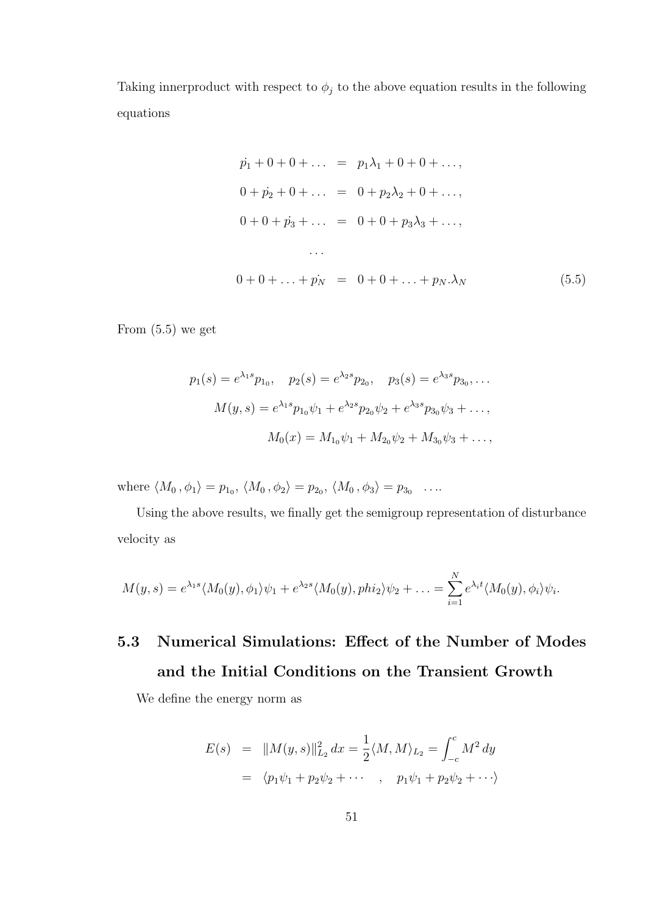Taking innerproduct with respect to $\phi_j$ to the above equation results in the following equations

$$
\begin{aligned}
\dot{p_1} + 0 + 0 + \ldots &= p_1\lambda_1 + 0 + 0 + \ldots, \\
0 + \dot{p_2} + 0 + \ldots &= 0 + p_2\lambda_2 + 0 + \ldots, \\
0 + 0 + \dot{p_3} + \ldots &= 0 + 0 + p_3\lambda_3 + \ldots, \\
&\ldots \\
0 + 0 + \ldots + \dot{p_N} &= 0 + 0 + \ldots + p_N.\lambda_N
\end{aligned}
\tag{5.5}
$$

From (5.5) we get

$$
p_1(s) = e^{\lambda_1 s} p_{1_0}, \quad p_2(s) = e^{\lambda_2 s} p_{2_0}, \quad p_3(s) = e^{\lambda_3 s} p_{3_0}, \ldots
$$

$$
M(y,s) = e^{\lambda_1 s} p_{1_0}\psi_1 + e^{\lambda_2 s} p_{2_0}\psi_2 + e^{\lambda_3 s} p_{3_0}\psi_3 + \ldots,
$$

$$
M_0(x) = M_{1_0}\psi_1 + M_{2_0}\psi_2 + M_{3_0}\psi_3 + \ldots,
$$

where $\langle M_0\,, \phi_1\rangle = p_{1_0}$, $\langle M_0\,, \phi_2\rangle = p_{2_0}$, $\langle M_0\,, \phi_3\rangle = p_{3_0}$ ....

Using the above results, we finally get the semigroup representation of disturbance velocity as

$$
M(y,s) = e^{\lambda_1 s}\langle M_0(y), \phi_1\rangle\psi_1 + e^{\lambda_2 s}\langle M_0(y), phi_2\rangle\psi_2 + \ldots = \sum_{i=1}^{N} e^{\lambda_i t}\langle M_0(y), \phi_i\rangle\psi_i.
$$

## 5.3 Numerical Simulations: Effect of the Number of Modes and the Initial Conditions on the Transient Growth

We define the energy norm as

$$
\begin{aligned}
E(s) &= \|M(y,s)\|_{L_2}^2\, dx = \frac{1}{2}\langle M, M\rangle_{L_2} = \int_{-c}^{c} M^2\, dy \\
&= \langle p_1\psi_1 + p_2\psi_2 + \cdots \quad , \quad p_1\psi_1 + p_2\psi_2 + \cdots\rangle
\end{aligned}
$$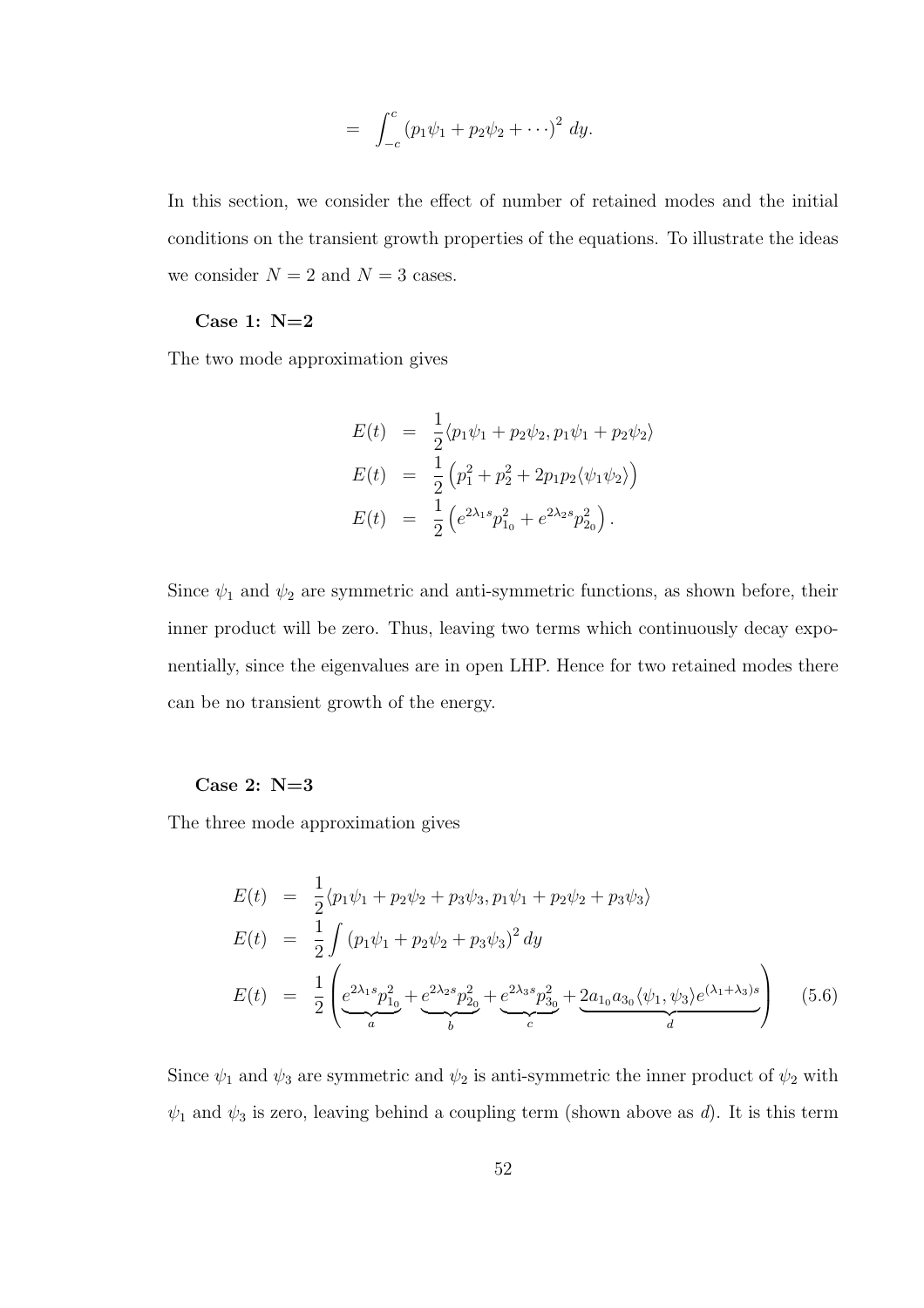$$= \int_{-c}^{c} (p_1\psi_1 + p_2\psi_2 + \cdots)^2 \, dy.$$

In this section, we consider the effect of number of retained modes and the initial conditions on the transient growth properties of the equations. To illustrate the ideas we consider $N = 2$ and $N = 3$ cases.

**Case 1: N=2**

The two mode approximation gives

$$
\begin{aligned}
E(t) &= \frac{1}{2}\langle p_1\psi_1 + p_2\psi_2, p_1\psi_1 + p_2\psi_2\rangle \\
E(t) &= \frac{1}{2}\left(p_1^2 + p_2^2 + 2p_1p_2\langle\psi_1\psi_2\rangle\right) \\
E(t) &= \frac{1}{2}\left(e^{2\lambda_1 s}p_{1_0}^2 + e^{2\lambda_2 s}p_{2_0}^2\right).
\end{aligned}
$$

Since $\psi_1$ and $\psi_2$ are symmetric and anti-symmetric functions, as shown before, their inner product will be zero. Thus, leaving two terms which continuously decay exponentially, since the eigenvalues are in open LHP. Hence for two retained modes there can be no transient growth of the energy.

**Case 2: N=3**

The three mode approximation gives

$$
\begin{aligned}
E(t) &= \frac{1}{2}\langle p_1\psi_1 + p_2\psi_2 + p_3\psi_3, p_1\psi_1 + p_2\psi_2 + p_3\psi_3\rangle \\
E(t) &= \frac{1}{2}\int (p_1\psi_1 + p_2\psi_2 + p_3\psi_3)^2 \, dy \\
E(t) &= \frac{1}{2}\left(\underbrace{e^{2\lambda_1 s}p_{1_0}^2}_{a} + \underbrace{e^{2\lambda_2 s}p_{2_0}^2}_{b} + \underbrace{e^{2\lambda_3 s}p_{3_0}^2}_{c} + \underbrace{2a_{1_0}a_{3_0}\langle\psi_1, \psi_3\rangle e^{(\lambda_1+\lambda_3)s}}_{d}\right) \qquad (5.6)
\end{aligned}
$$

Since $\psi_1$ and $\psi_3$ are symmetric and $\psi_2$ is anti-symmetric the inner product of $\psi_2$ with $\psi_1$ and $\psi_3$ is zero, leaving behind a coupling term (shown above as $d$). It is this term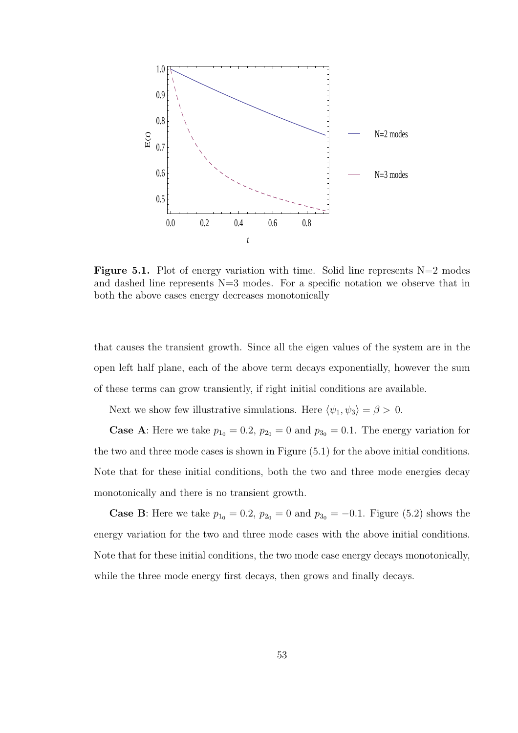**Figure 5.1.** Plot of energy variation with time. Solid line represents N=2 modes and dashed line represents N=3 modes. For a specific notation we observe that in both the above cases energy decreases monotonically

that causes the transient growth. Since all the eigen values of the system are in the open left half plane, each of the above term decays exponentially, however the sum of these terms can grow transiently, if right initial conditions are available.

Next we show few illustrative simulations. Here $\langle \psi_1, \psi_3 \rangle = \beta > 0$.

**Case A**: Here we take $p_{1_0} = 0.2$, $p_{2_0} = 0$ and $p_{3_0} = 0.1$. The energy variation for the two and three mode cases is shown in Figure (5.1) for the above initial conditions. Note that for these initial conditions, both the two and three mode energies decay monotonically and there is no transient growth.

**Case B**: Here we take $p_{1_0} = 0.2$, $p_{2_0} = 0$ and $p_{3_0} = -0.1$. Figure (5.2) shows the energy variation for the two and three mode cases with the above initial conditions. Note that for these initial conditions, the two mode case energy decays monotonically, while the three mode energy first decays, then grows and finally decays.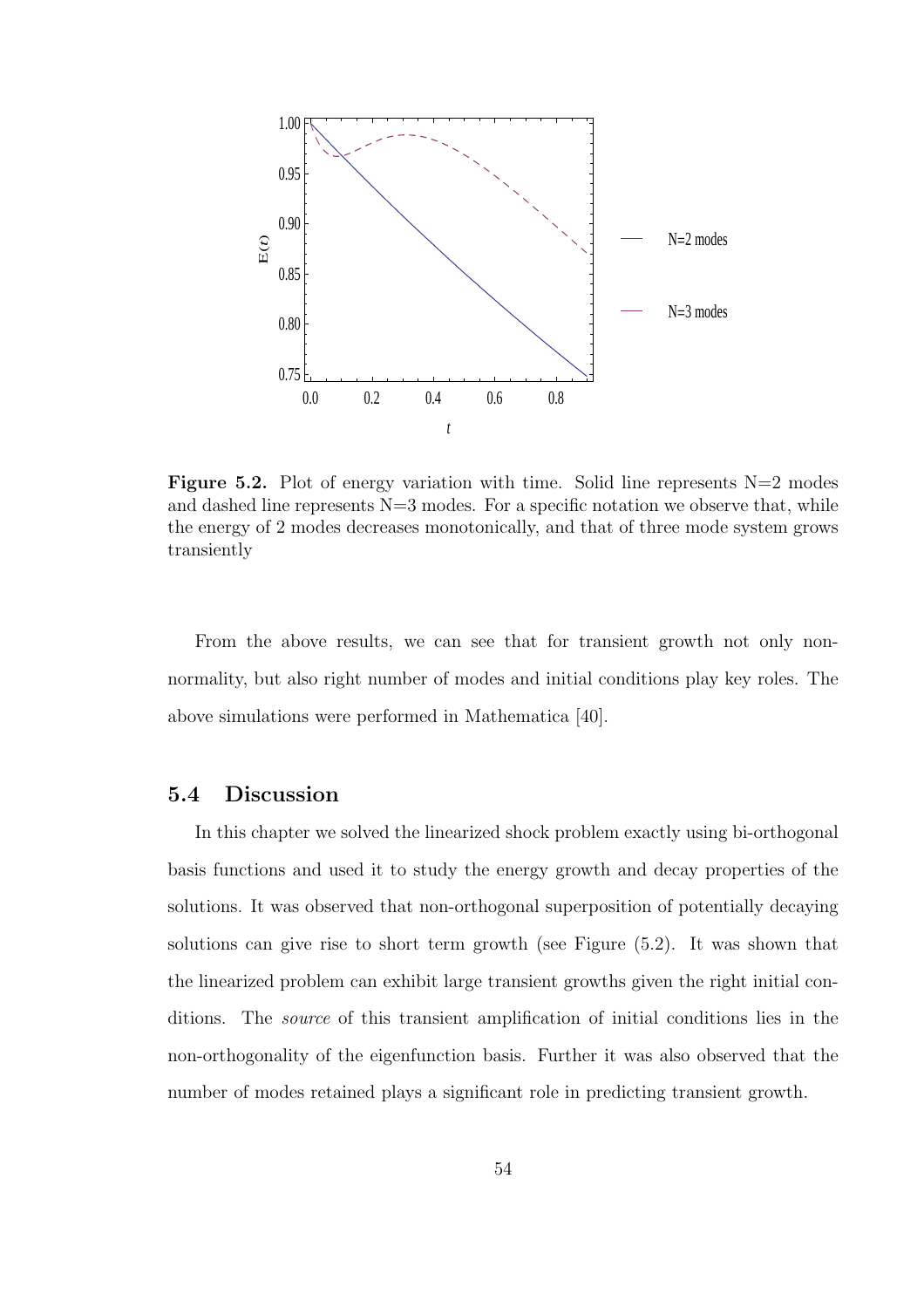**Figure 5.2.** Plot of energy variation with time. Solid line represents N=2 modes and dashed line represents N=3 modes. For a specific notation we observe that, while the energy of 2 modes decreases monotonically, and that of three mode system grows transiently

From the above results, we can see that for transient growth not only non-normality, but also right number of modes and initial conditions play key roles. The above simulations were performed in Mathematica [40].

## 5.4 Discussion

In this chapter we solved the linearized shock problem exactly using bi-orthogonal basis functions and used it to study the energy growth and decay properties of the solutions. It was observed that non-orthogonal superposition of potentially decaying solutions can give rise to short term growth (see Figure (5.2). It was shown that the linearized problem can exhibit large transient growths given the right initial conditions. The *source* of this transient amplification of initial conditions lies in the non-orthogonality of the eigenfunction basis. Further it was also observed that the number of modes retained plays a significant role in predicting transient growth.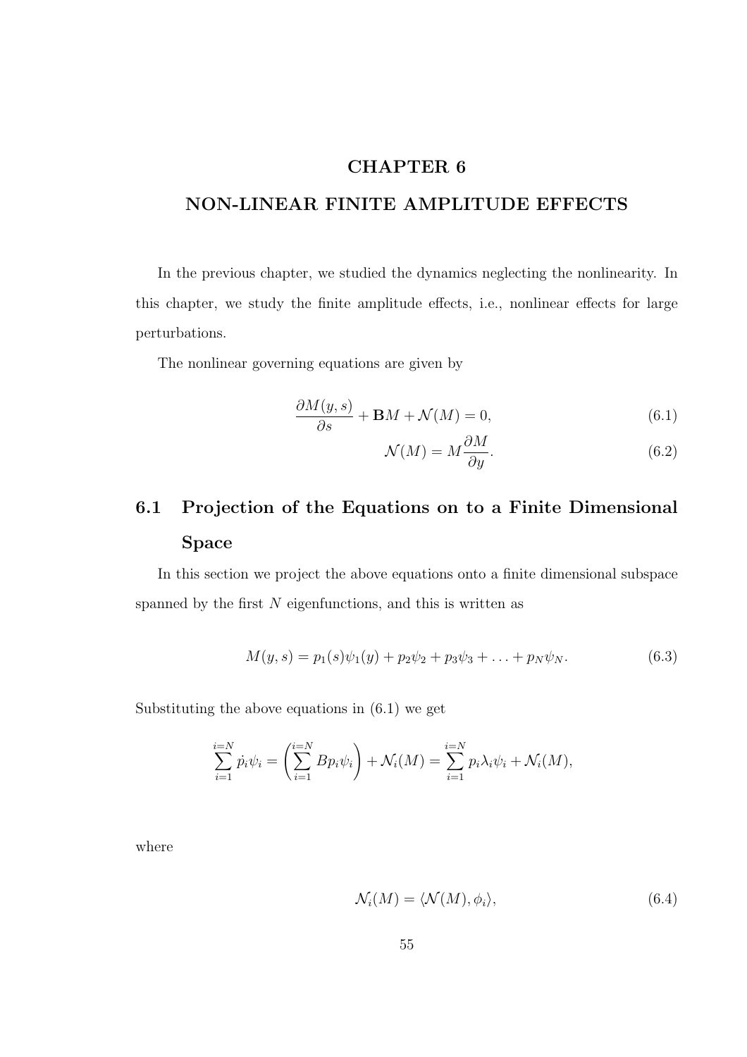# CHAPTER 6

# NON-LINEAR FINITE AMPLITUDE EFFECTS

In the previous chapter, we studied the dynamics neglecting the nonlinearity. In this chapter, we study the finite amplitude effects, i.e., nonlinear effects for large perturbations.

The nonlinear governing equations are given by

$$\frac{\partial M(y,s)}{\partial s} + \mathbf{B}M + \mathcal{N}(M) = 0, \tag{6.1}$$

$$\mathcal{N}(M) = M\frac{\partial M}{\partial y}. \tag{6.2}$$

## 6.1 Projection of the Equations on to a Finite Dimensional Space

In this section we project the above equations onto a finite dimensional subspace spanned by the first $N$ eigenfunctions, and this is written as

$$M(y,s) = p_1(s)\psi_1(y) + p_2\psi_2 + p_3\psi_3 + \ldots + p_N\psi_N. \tag{6.3}$$

Substituting the above equations in (6.1) we get

$$\sum_{i=1}^{i=N} \dot{p}_i\psi_i = \left(\sum_{i=1}^{i=N} Bp_i\psi_i\right) + \mathcal{N}_i(M) = \sum_{i=1}^{i=N} p_i\lambda_i\psi_i + \mathcal{N}_i(M),$$

where

$$\mathcal{N}_i(M) = \langle \mathcal{N}(M), \phi_i \rangle, \tag{6.4}$$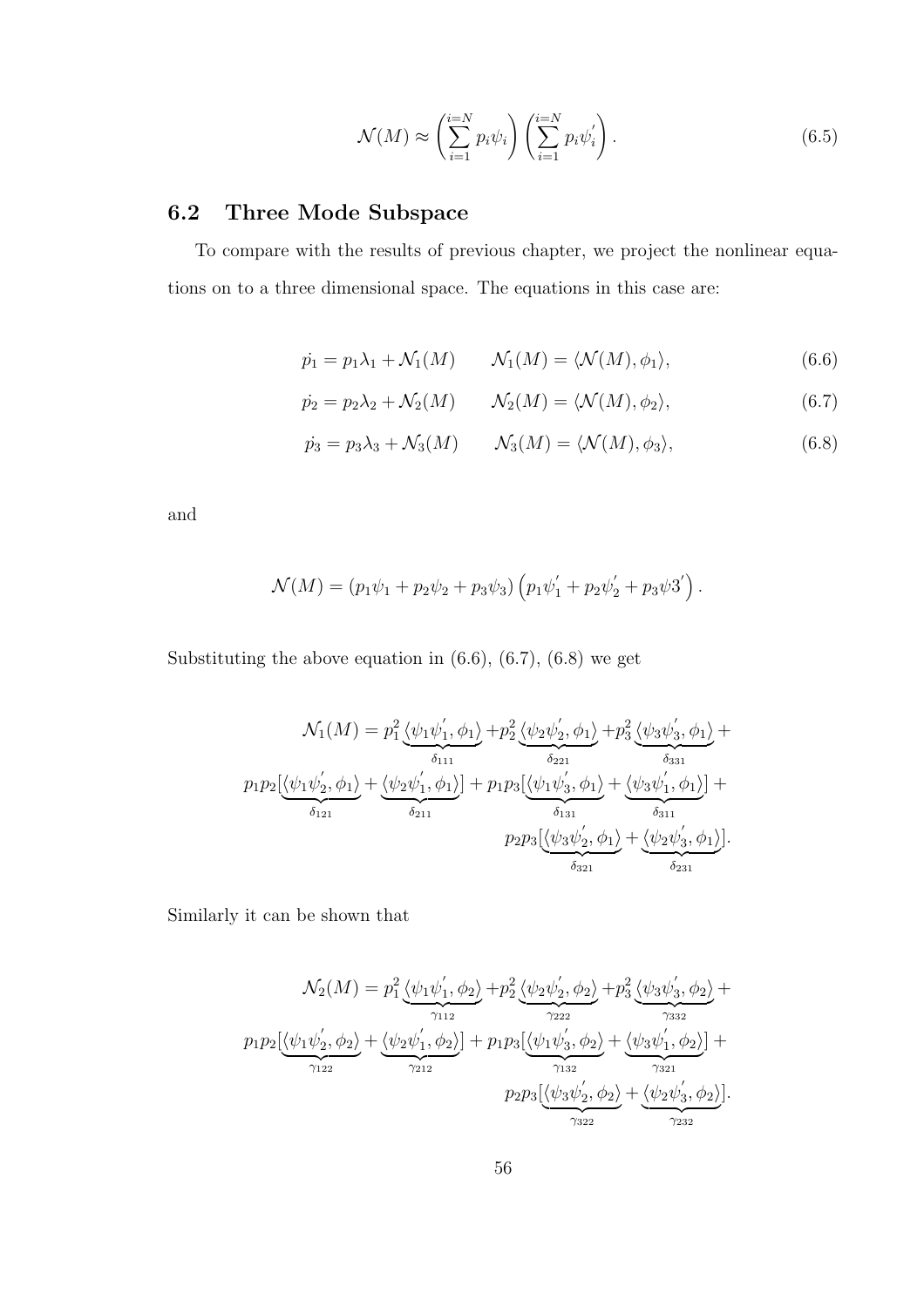$$\mathcal{N}(M) \approx \left( \sum_{i=1}^{i=N} p_i \psi_i \right) \left( \sum_{i=1}^{i=N} p_i \psi_i^{'} \right). \tag{6.5}$$

## 6.2 Three Mode Subspace

To compare with the results of previous chapter, we project the nonlinear equations on to a three dimensional space. The equations in this case are:

$$\dot{p_1} = p_1 \lambda_1 + \mathcal{N}_1(M) \qquad \mathcal{N}_1(M) = \langle \mathcal{N}(M), \phi_1 \rangle, \tag{6.6}$$

$$\dot{p_2} = p_2 \lambda_2 + \mathcal{N}_2(M) \qquad \mathcal{N}_2(M) = \langle \mathcal{N}(M), \phi_2 \rangle, \tag{6.7}$$

$$\dot{p_3} = p_3 \lambda_3 + \mathcal{N}_3(M) \qquad \mathcal{N}_3(M) = \langle \mathcal{N}(M), \phi_3 \rangle, \tag{6.8}$$

and

$$\mathcal{N}(M) = (p_1 \psi_1 + p_2 \psi_2 + p_3 \psi_3) \left( p_1 \psi_1^{'} + p_2 \psi_2^{'} + p_3 \psi 3^{'} \right).$$

Substituting the above equation in (6.6), (6.7), (6.8) we get

$$\begin{aligned}
\mathcal{N}_1(M) = p_1^2 \underbrace{\langle \psi_1 \psi_1^{'}, \phi_1 \rangle}_{\delta_{111}} + p_2^2 \underbrace{\langle \psi_2 \psi_2^{'}, \phi_1 \rangle}_{\delta_{221}} + p_3^2 \underbrace{\langle \psi_3 \psi_3^{'}, \phi_1 \rangle}_{\delta_{331}} + \\
p_1 p_2 [\underbrace{\langle \psi_1 \psi_2^{'}, \phi_1 \rangle}_{\delta_{121}} + \underbrace{\langle \psi_2 \psi_1^{'}, \phi_1 \rangle}_{\delta_{211}}] + p_1 p_3 [\underbrace{\langle \psi_1 \psi_3^{'}, \phi_1 \rangle}_{\delta_{131}} + \underbrace{\langle \psi_3 \psi_1^{'}, \phi_1 \rangle}_{\delta_{311}}] + \\
p_2 p_3 [\underbrace{\langle \psi_3 \psi_2^{'}, \phi_1 \rangle}_{\delta_{321}} + \underbrace{\langle \psi_2 \psi_3^{'}, \phi_1 \rangle}_{\delta_{231}}].
\end{aligned}$$

Similarly it can be shown that

$$\begin{aligned}
\mathcal{N}_2(M) = p_1^2 \underbrace{\langle \psi_1 \psi_1^{'}, \phi_2 \rangle}_{\gamma_{112}} + p_2^2 \underbrace{\langle \psi_2 \psi_2^{'}, \phi_2 \rangle}_{\gamma_{222}} + p_3^2 \underbrace{\langle \psi_3 \psi_3^{'}, \phi_2 \rangle}_{\gamma_{332}} + \\
p_1 p_2 [\underbrace{\langle \psi_1 \psi_2^{'}, \phi_2 \rangle}_{\gamma_{122}} + \underbrace{\langle \psi_2 \psi_1^{'}, \phi_2 \rangle}_{\gamma_{212}}] + p_1 p_3 [\underbrace{\langle \psi_1 \psi_3^{'}, \phi_2 \rangle}_{\gamma_{132}} + \underbrace{\langle \psi_3 \psi_1^{'}, \phi_2 \rangle}_{\gamma_{321}}] + \\
p_2 p_3 [\underbrace{\langle \psi_3 \psi_2^{'}, \phi_2 \rangle}_{\gamma_{322}} + \underbrace{\langle \psi_2 \psi_3^{'}, \phi_2 \rangle}_{\gamma_{232}}].
\end{aligned}$$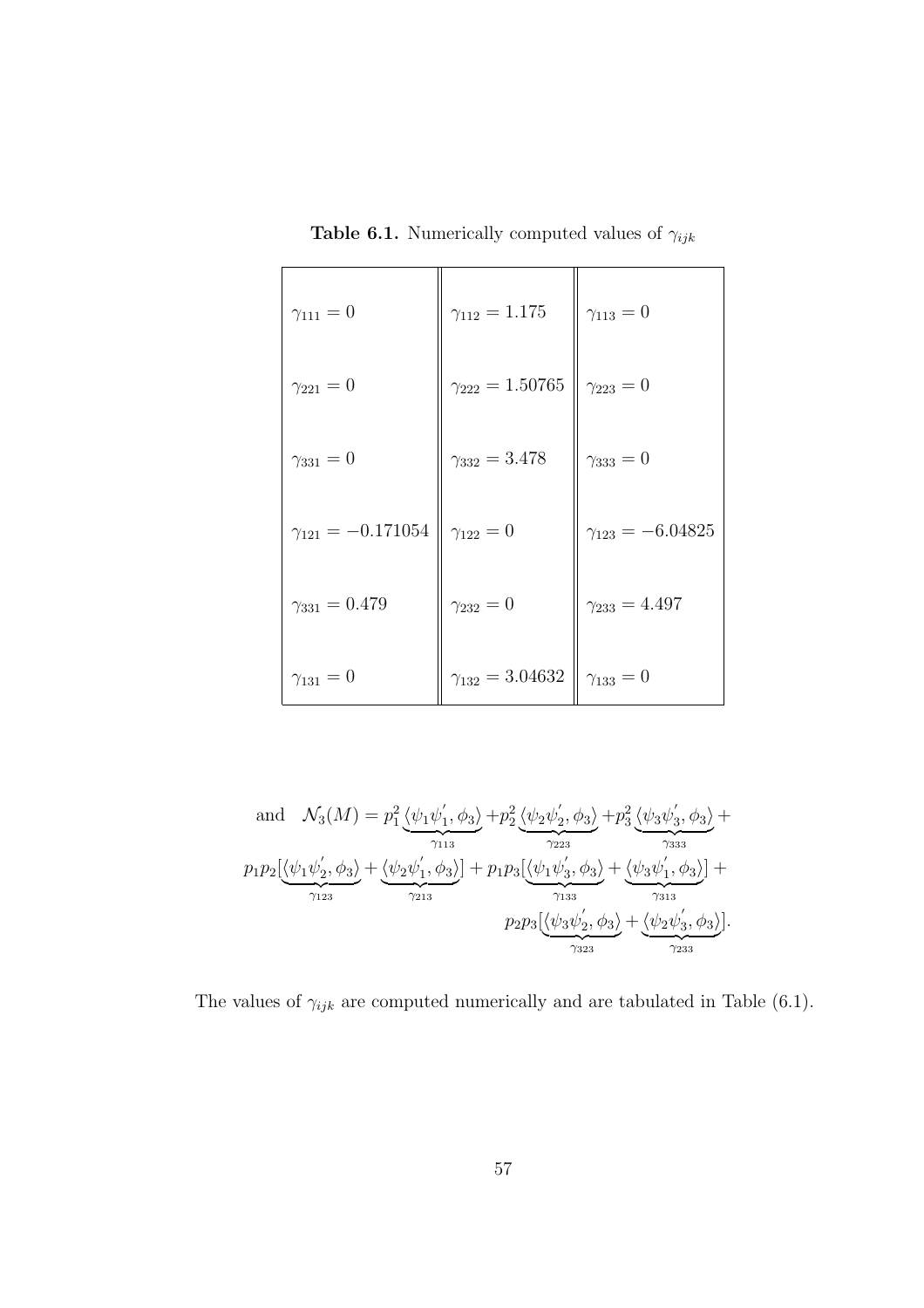**Table 6.1.** Numerically computed values of $\gamma_{ijk}$

| | | |
|---|---|---|
| $\gamma_{111} = 0$ | $\gamma_{112} = 1.175$ | $\gamma_{113} = 0$ |
| $\gamma_{221} = 0$ | $\gamma_{222} = 1.50765$ | $\gamma_{223} = 0$ |
| $\gamma_{331} = 0$ | $\gamma_{332} = 3.478$ | $\gamma_{333} = 0$ |
| $\gamma_{121} = -0.171054$ | $\gamma_{122} = 0$ | $\gamma_{123} = -6.04825$ |
| $\gamma_{331} = 0.479$ | $\gamma_{232} = 0$ | $\gamma_{233} = 4.497$ |
| $\gamma_{131} = 0$ | $\gamma_{132} = 3.04632$ | $\gamma_{133} = 0$ |

$$\text{and} \quad \mathcal{N}_3(M) = p_1^2 \underbrace{\langle \psi_1 \psi_1^{'}, \phi_3 \rangle}_{\gamma_{113}} + p_2^2 \underbrace{\langle \psi_2 \psi_2^{'}, \phi_3 \rangle}_{\gamma_{223}} + p_3^2 \underbrace{\langle \psi_3 \psi_3^{'}, \phi_3 \rangle}_{\gamma_{333}} +$$

$$p_1 p_2 [\underbrace{\langle \psi_1 \psi_2^{'}, \phi_3 \rangle}_{\gamma_{123}} + \underbrace{\langle \psi_2 \psi_1^{'}, \phi_3 \rangle}_{\gamma_{213}}] + p_1 p_3 [\underbrace{\langle \psi_1 \psi_3^{'}, \phi_3 \rangle}_{\gamma_{133}} + \underbrace{\langle \psi_3 \psi_1^{'}, \phi_3 \rangle}_{\gamma_{313}}] +$$

$$p_2 p_3 [\underbrace{\langle \psi_3 \psi_2^{'}, \phi_3 \rangle}_{\gamma_{323}} + \underbrace{\langle \psi_2 \psi_3^{'}, \phi_3 \rangle}_{\gamma_{233}}].$$

The values of $\gamma_{ijk}$ are computed numerically and are tabulated in Table (6.1).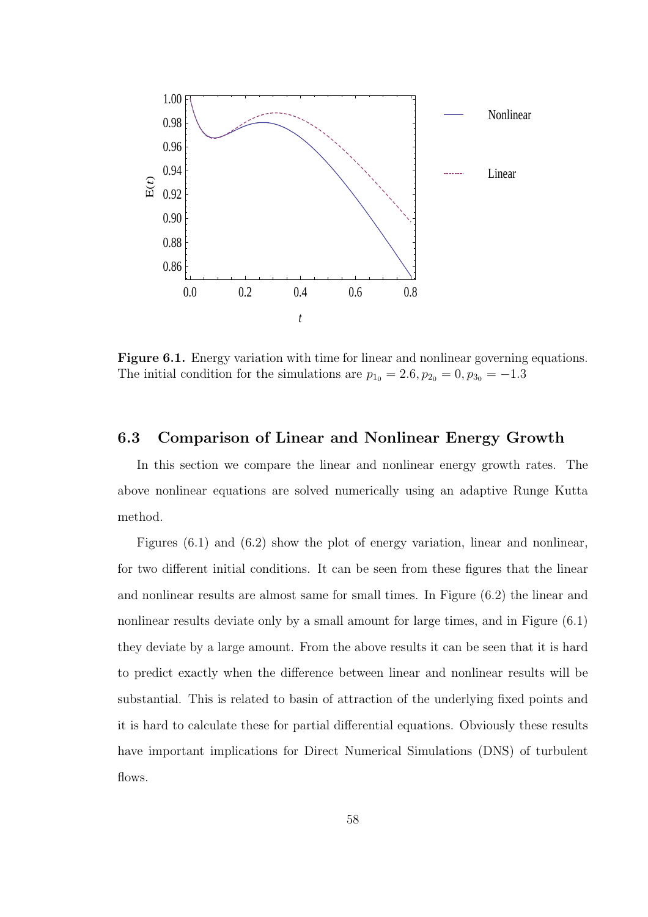**Figure 6.1.** Energy variation with time for linear and nonlinear governing equations. The initial condition for the simulations are $p_{1_0} = 2.6, p_{2_0} = 0, p_{3_0} = -1.3$

## 6.3 Comparison of Linear and Nonlinear Energy Growth

In this section we compare the linear and nonlinear energy growth rates. The above nonlinear equations are solved numerically using an adaptive Runge Kutta method.

Figures (6.1) and (6.2) show the plot of energy variation, linear and nonlinear, for two different initial conditions. It can be seen from these figures that the linear and nonlinear results are almost same for small times. In Figure (6.2) the linear and nonlinear results deviate only by a small amount for large times, and in Figure (6.1) they deviate by a large amount. From the above results it can be seen that it is hard to predict exactly when the difference between linear and nonlinear results will be substantial. This is related to basin of attraction of the underlying fixed points and it is hard to calculate these for partial differential equations. Obviously these results have important implications for Direct Numerical Simulations (DNS) of turbulent flows.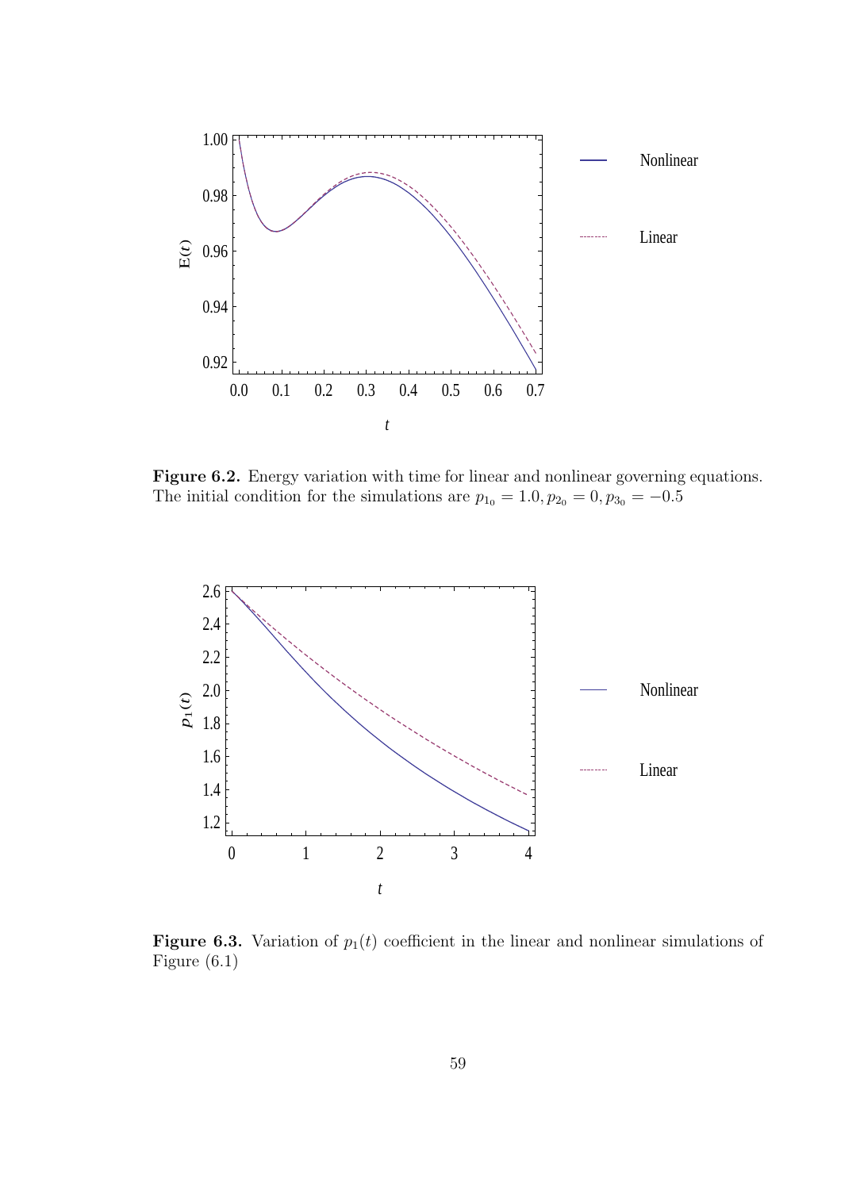**Figure 6.2.** Energy variation with time for linear and nonlinear governing equations. The initial condition for the simulations are $p_{1_0} = 1.0, p_{2_0} = 0, p_{3_0} = -0.5$

**Figure 6.3.** Variation of $p_1(t)$ coefficient in the linear and nonlinear simulations of Figure (6.1)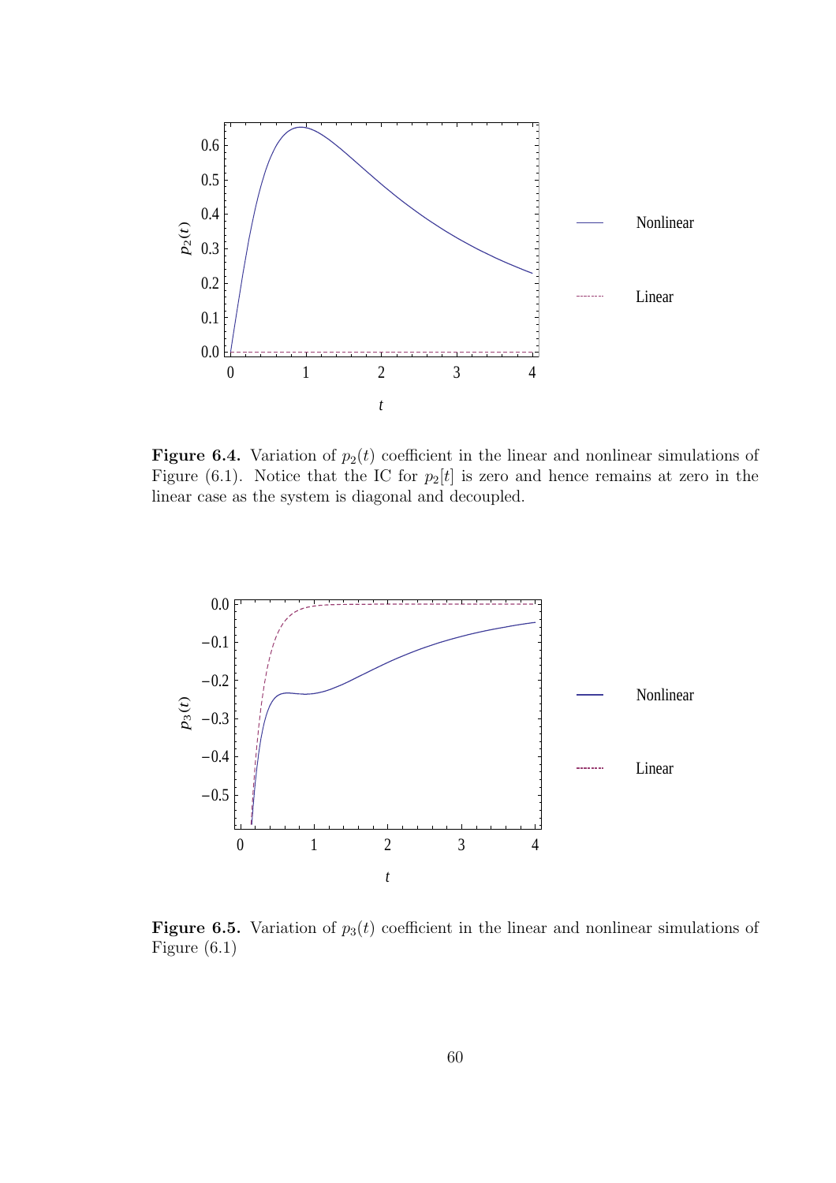**Figure 6.4.** Variation of $p_2(t)$ coefficient in the linear and nonlinear simulations of Figure (6.1). Notice that the IC for $p_2[t]$ is zero and hence remains at zero in the linear case as the system is diagonal and decoupled.

**Figure 6.5.** Variation of $p_3(t)$ coefficient in the linear and nonlinear simulations of Figure (6.1)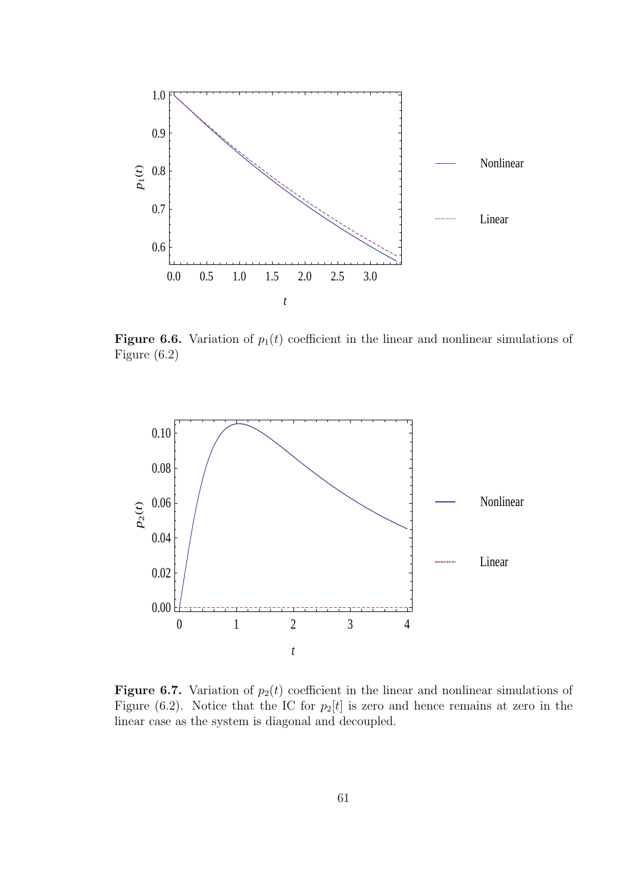**Figure 6.6.** Variation of $p_1(t)$ coefficient in the linear and nonlinear simulations of Figure (6.2)

**Figure 6.7.** Variation of $p_2(t)$ coefficient in the linear and nonlinear simulations of Figure (6.2). Notice that the IC for $p_2[t]$ is zero and hence remains at zero in the linear case as the system is diagonal and decoupled.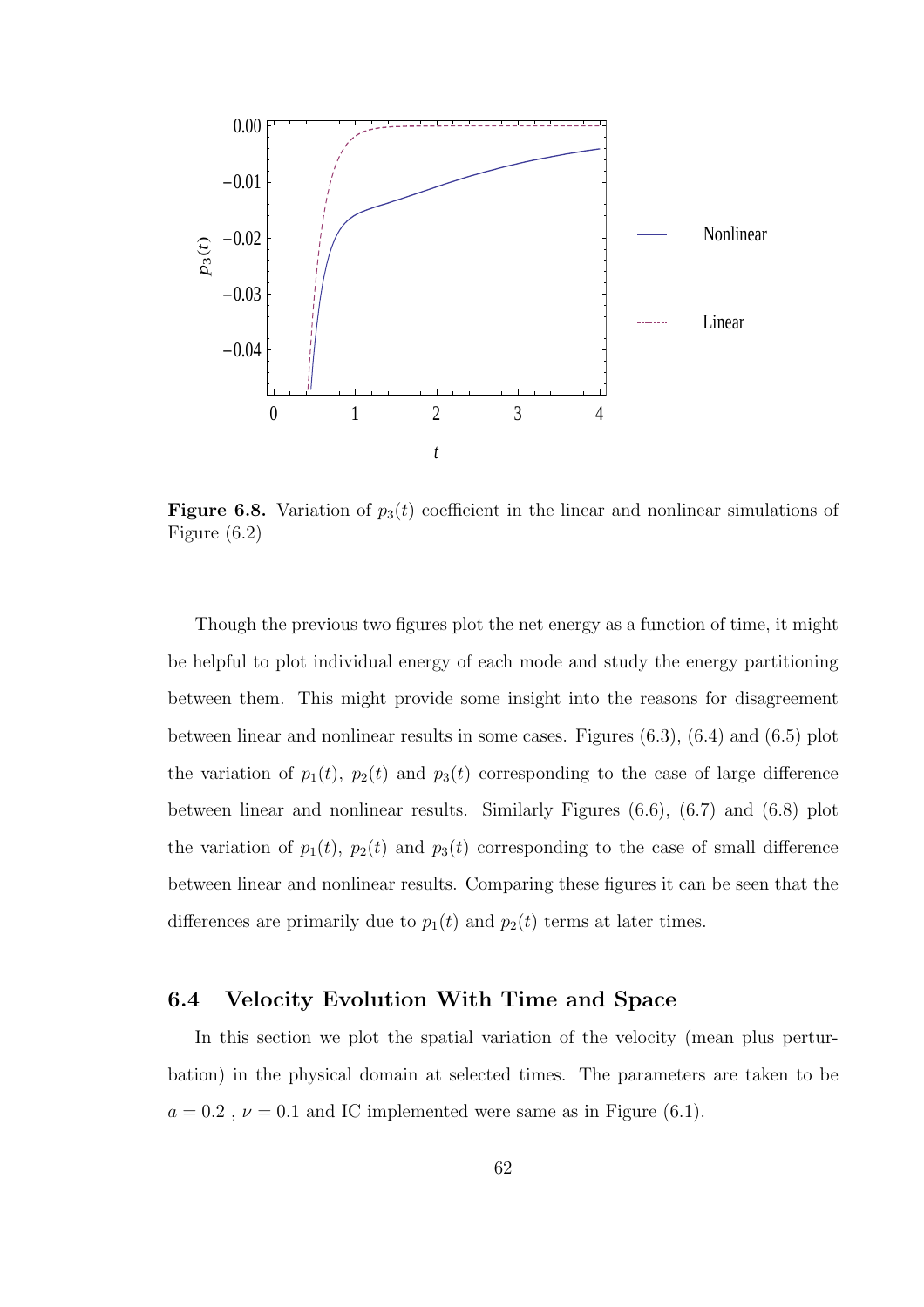**Figure 6.8.** Variation of $p_3(t)$ coefficient in the linear and nonlinear simulations of Figure (6.2)

Though the previous two figures plot the net energy as a function of time, it might be helpful to plot individual energy of each mode and study the energy partitioning between them. This might provide some insight into the reasons for disagreement between linear and nonlinear results in some cases. Figures (6.3), (6.4) and (6.5) plot the variation of $p_1(t)$, $p_2(t)$ and $p_3(t)$ corresponding to the case of large difference between linear and nonlinear results. Similarly Figures (6.6), (6.7) and (6.8) plot the variation of $p_1(t)$, $p_2(t)$ and $p_3(t)$ corresponding to the case of small difference between linear and nonlinear results. Comparing these figures it can be seen that the differences are primarily due to $p_1(t)$ and $p_2(t)$ terms at later times.

## 6.4 Velocity Evolution With Time and Space

In this section we plot the spatial variation of the velocity (mean plus perturbation) in the physical domain at selected times. The parameters are taken to be $a = 0.2$ , $\nu = 0.1$ and IC implemented were same as in Figure (6.1).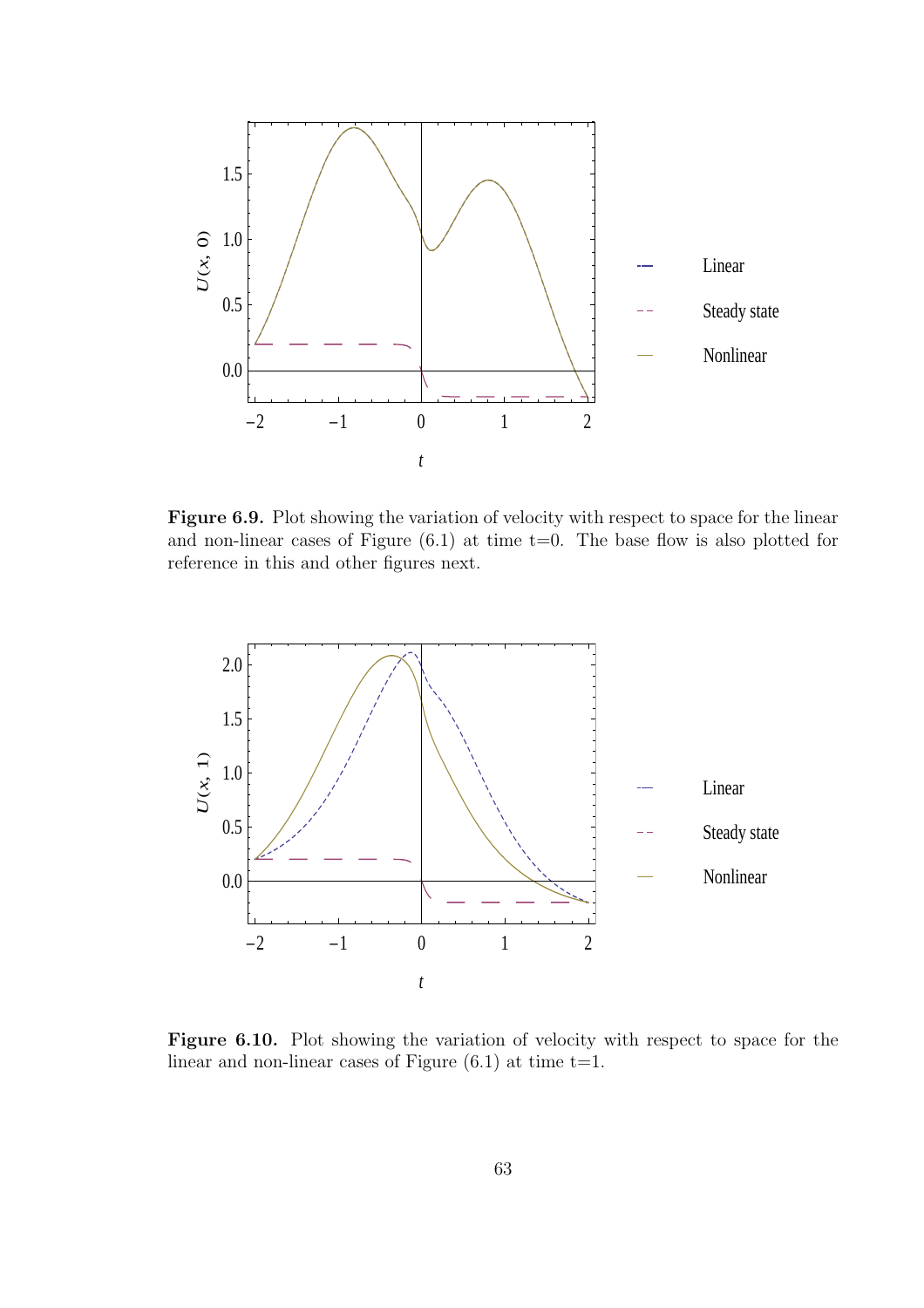**Figure 6.9.** Plot showing the variation of velocity with respect to space for the linear and non-linear cases of Figure (6.1) at time t=0. The base flow is also plotted for reference in this and other figures next.

**Figure 6.10.** Plot showing the variation of velocity with respect to space for the linear and non-linear cases of Figure (6.1) at time t=1.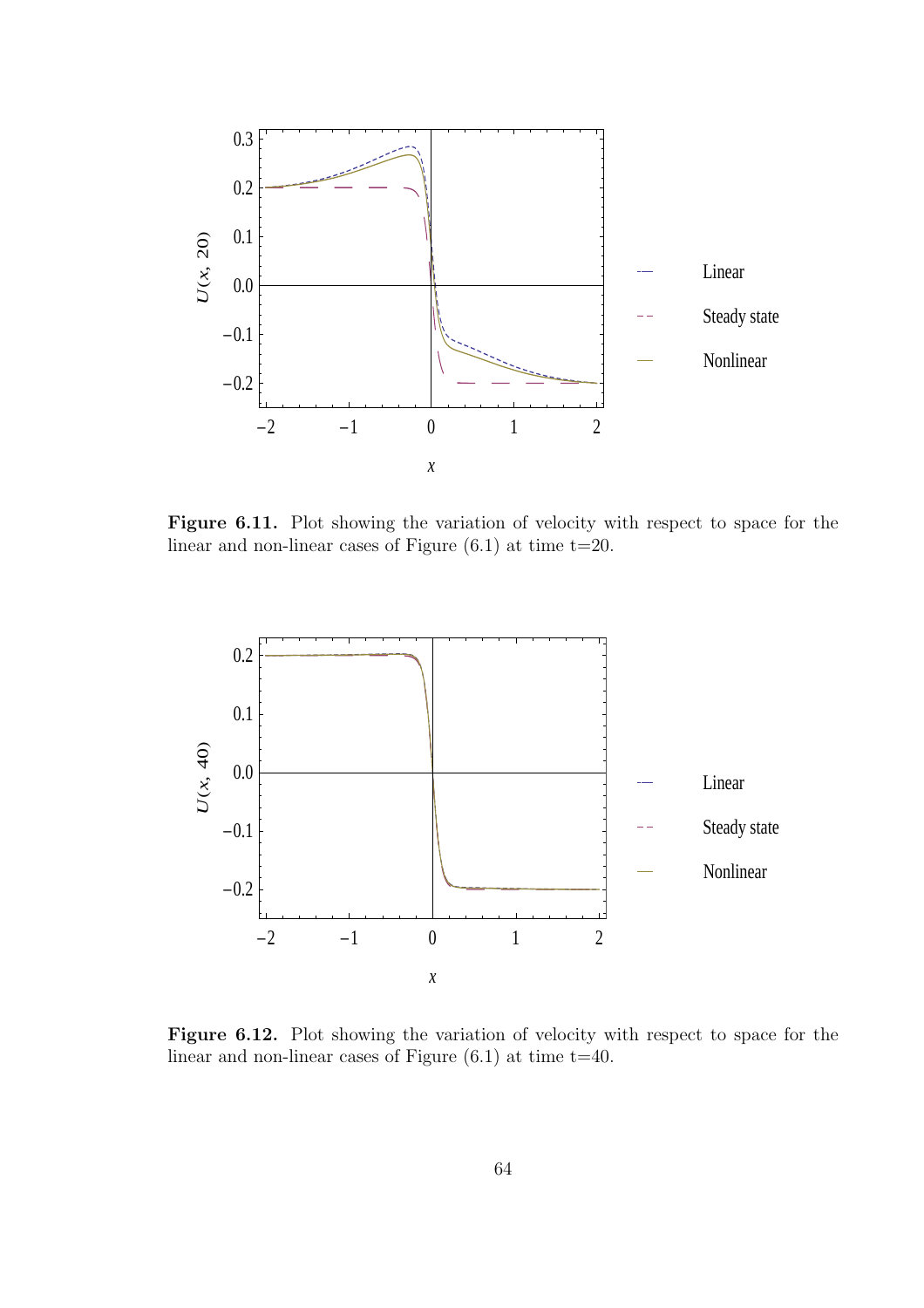**Figure 6.11.** Plot showing the variation of velocity with respect to space for the linear and non-linear cases of Figure (6.1) at time t=20.

**Figure 6.12.** Plot showing the variation of velocity with respect to space for the linear and non-linear cases of Figure (6.1) at time t=40.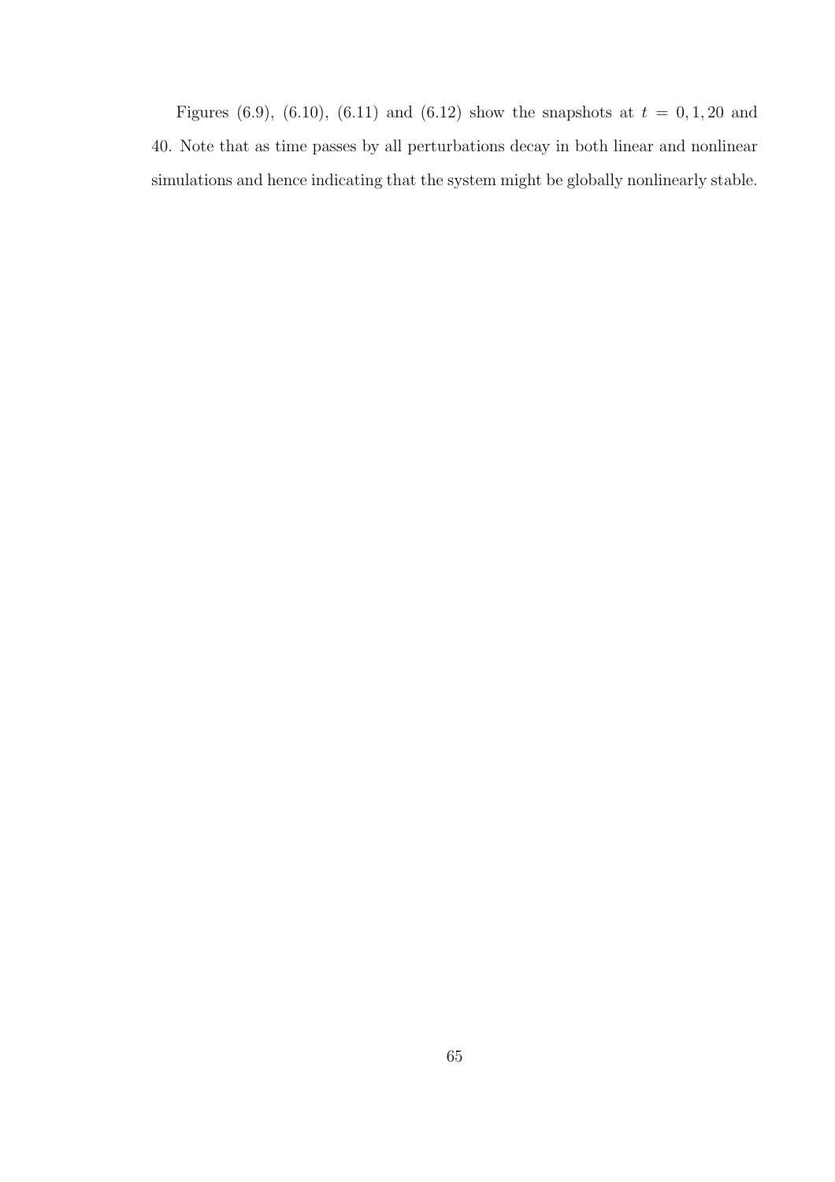Figures (6.9), (6.10), (6.11) and (6.12) show the snapshots at $t = 0, 1, 20$ and 40. Note that as time passes by all perturbations decay in both linear and nonlinear simulations and hence indicating that the system might be globally nonlinearly stable.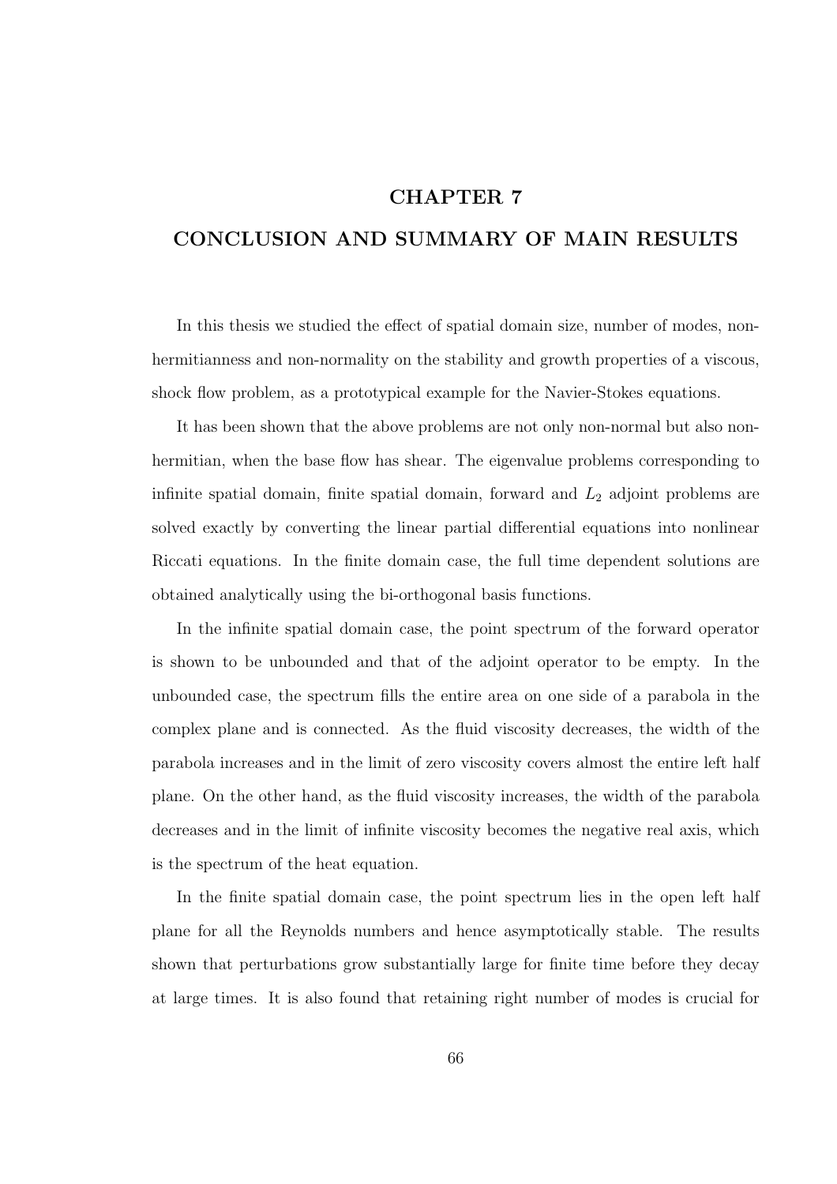# CHAPTER 7

# CONCLUSION AND SUMMARY OF MAIN RESULTS

In this thesis we studied the effect of spatial domain size, number of modes, non-hermitianness and non-normality on the stability and growth properties of a viscous, shock flow problem, as a prototypical example for the Navier-Stokes equations.

It has been shown that the above problems are not only non-normal but also non-hermitian, when the base flow has shear. The eigenvalue problems corresponding to infinite spatial domain, finite spatial domain, forward and $L_2$ adjoint problems are solved exactly by converting the linear partial differential equations into nonlinear Riccati equations. In the finite domain case, the full time dependent solutions are obtained analytically using the bi-orthogonal basis functions.

In the infinite spatial domain case, the point spectrum of the forward operator is shown to be unbounded and that of the adjoint operator to be empty. In the unbounded case, the spectrum fills the entire area on one side of a parabola in the complex plane and is connected. As the fluid viscosity decreases, the width of the parabola increases and in the limit of zero viscosity covers almost the entire left half plane. On the other hand, as the fluid viscosity increases, the width of the parabola decreases and in the limit of infinite viscosity becomes the negative real axis, which is the spectrum of the heat equation.

In the finite spatial domain case, the point spectrum lies in the open left half plane for all the Reynolds numbers and hence asymptotically stable. The results shown that perturbations grow substantially large for finite time before they decay at large times. It is also found that retaining right number of modes is crucial for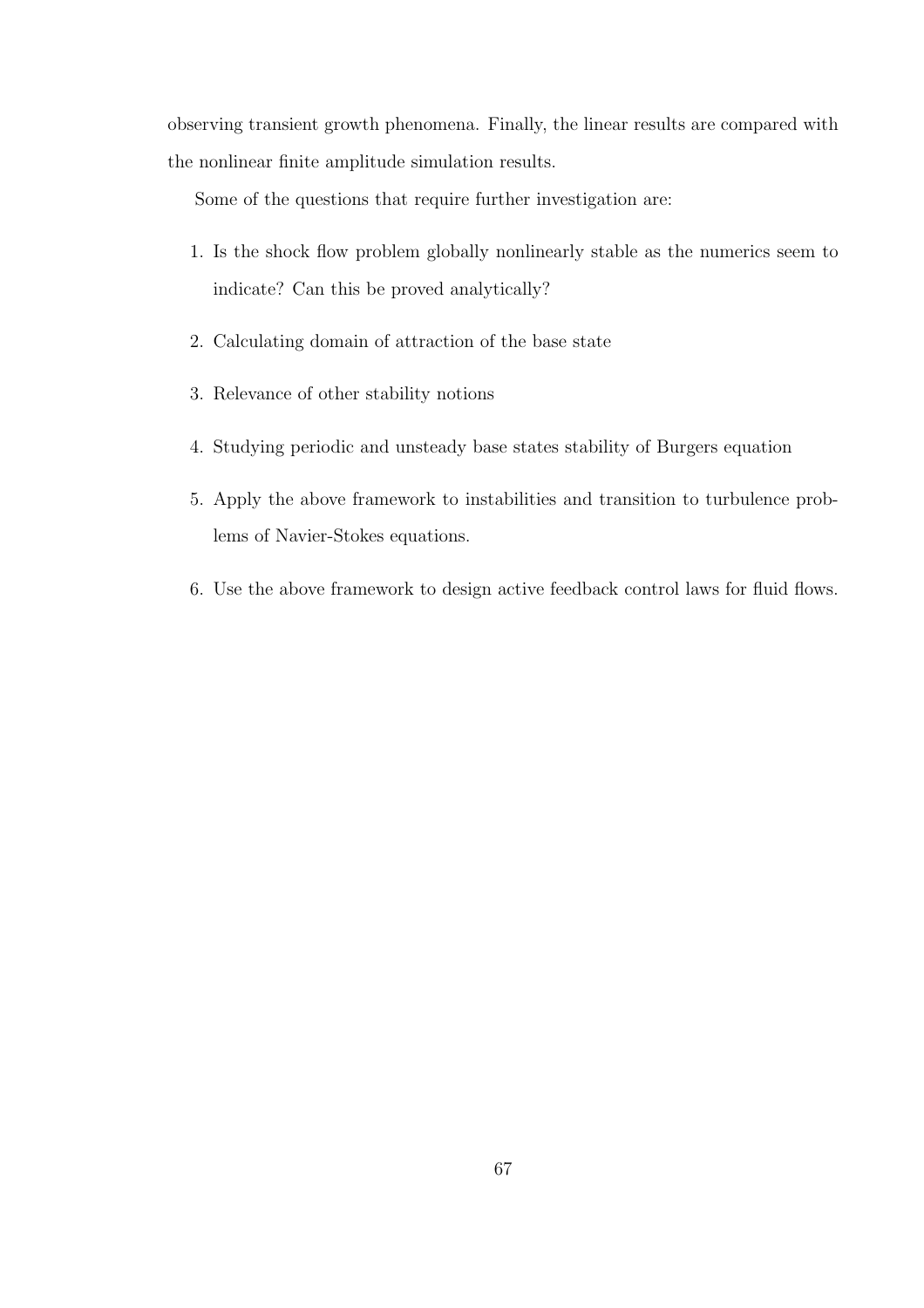observing transient growth phenomena. Finally, the linear results are compared with the nonlinear finite amplitude simulation results.

Some of the questions that require further investigation are:

1. Is the shock flow problem globally nonlinearly stable as the numerics seem to indicate? Can this be proved analytically?
2. Calculating domain of attraction of the base state
3. Relevance of other stability notions
4. Studying periodic and unsteady base states stability of Burgers equation
5. Apply the above framework to instabilities and transition to turbulence problems of Navier-Stokes equations.
6. Use the above framework to design active feedback control laws for fluid flows.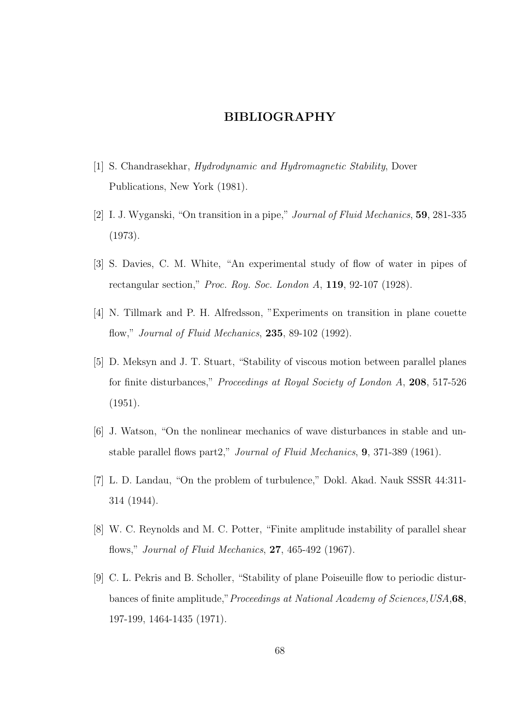# BIBLIOGRAPHY

[1] S. Chandrasekhar, *Hydrodynamic and Hydromagnetic Stability*, Dover Publications, New York (1981).

[2] I. J. Wyganski, "On transition in a pipe," *Journal of Fluid Mechanics*, **59**, 281-335 (1973).

[3] S. Davies, C. M. White, "An experimental study of flow of water in pipes of rectangular section," *Proc. Roy. Soc. London A*, **119**, 92-107 (1928).

[4] N. Tillmark and P. H. Alfredsson, "Experiments on transition in plane couette flow," *Journal of Fluid Mechanics*, **235**, 89-102 (1992).

[5] D. Meksyn and J. T. Stuart, "Stability of viscous motion between parallel planes for finite disturbances," *Proceedings at Royal Society of London A*, **208**, 517-526 (1951).

[6] J. Watson, "On the nonlinear mechanics of wave disturbances in stable and unstable parallel flows part2," *Journal of Fluid Mechanics*, **9**, 371-389 (1961).

[7] L. D. Landau, "On the problem of turbulence," Dokl. Akad. Nauk SSSR 44:311-314 (1944).

[8] W. C. Reynolds and M. C. Potter, "Finite amplitude instability of parallel shear flows," *Journal of Fluid Mechanics*, **27**, 465-492 (1967).

[9] C. L. Pekris and B. Scholler, "Stability of plane Poiseuille flow to periodic disturbances of finite amplitude,"*Proceedings at National Academy of Sciences,USA*,**68**, 197-199, 1464-1435 (1971).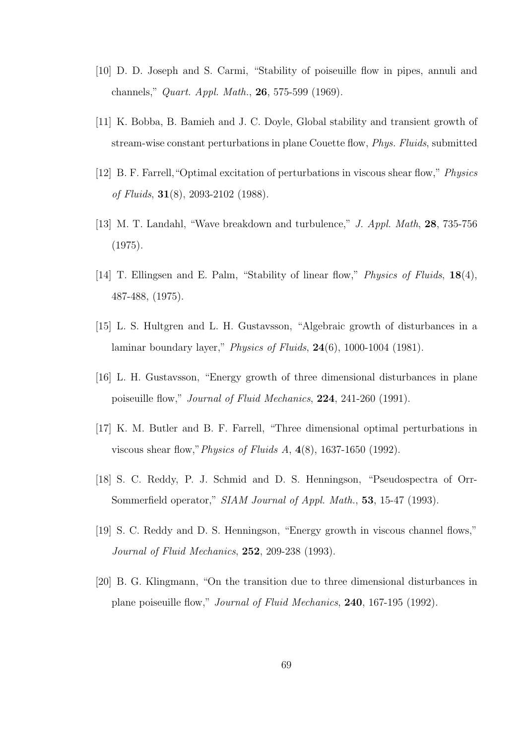[10] D. D. Joseph and S. Carmi, "Stability of poiseuille flow in pipes, annuli and channels," *Quart. Appl. Math.*, **26**, 575-599 (1969).

[11] K. Bobba, B. Bamieh and J. C. Doyle, Global stability and transient growth of stream-wise constant perturbations in plane Couette flow, *Phys. Fluids*, submitted

[12] B. F. Farrell,"Optimal excitation of perturbations in viscous shear flow," *Physics of Fluids*, **31**(8), 2093-2102 (1988).

[13] M. T. Landahl, "Wave breakdown and turbulence," *J. Appl. Math*, **28**, 735-756 (1975).

[14] T. Ellingsen and E. Palm, "Stability of linear flow," *Physics of Fluids*, **18**(4), 487-488, (1975).

[15] L. S. Hultgren and L. H. Gustavsson, "Algebraic growth of disturbances in a laminar boundary layer," *Physics of Fluids*, **24**(6), 1000-1004 (1981).

[16] L. H. Gustavsson, "Energy growth of three dimensional disturbances in plane poiseuille flow," *Journal of Fluid Mechanics*, **224**, 241-260 (1991).

[17] K. M. Butler and B. F. Farrell, "Three dimensional optimal perturbations in viscous shear flow,"*Physics of Fluids A*, **4**(8), 1637-1650 (1992).

[18] S. C. Reddy, P. J. Schmid and D. S. Henningson, "Pseudospectra of Orr-Sommerfield operator," *SIAM Journal of Appl. Math.*, **53**, 15-47 (1993).

[19] S. C. Reddy and D. S. Henningson, "Energy growth in viscous channel flows," *Journal of Fluid Mechanics*, **252**, 209-238 (1993).

[20] B. G. Klingmann, "On the transition due to three dimensional disturbances in plane poiseuille flow," *Journal of Fluid Mechanics*, **240**, 167-195 (1992).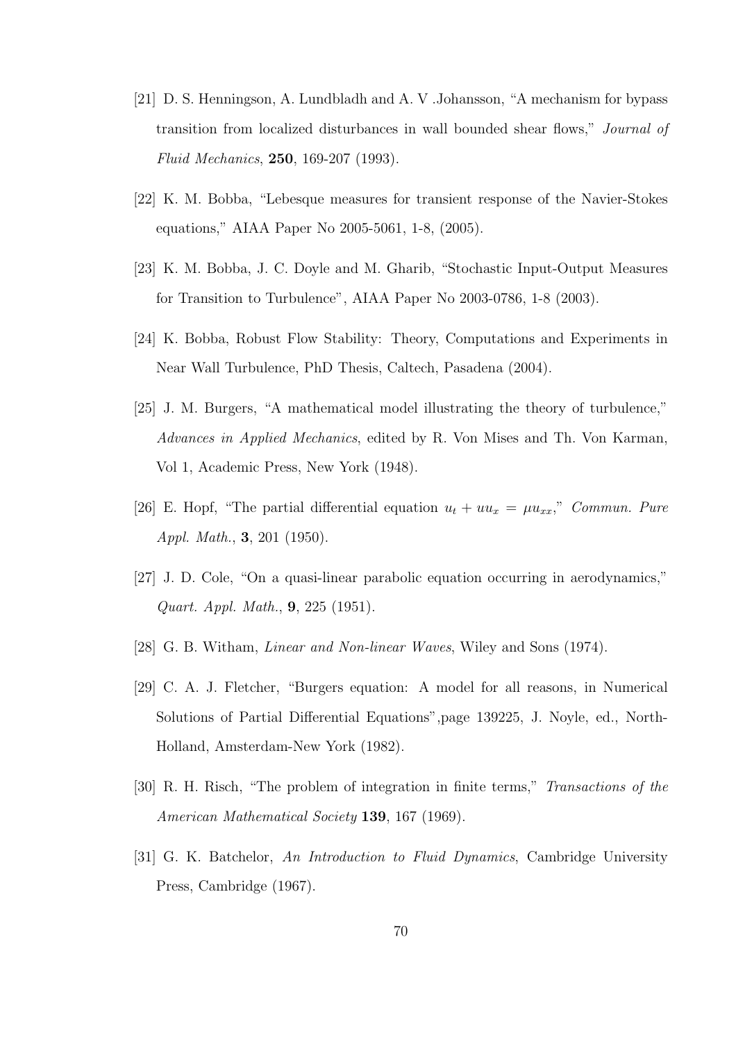[21] D. S. Henningson, A. Lundbladh and A. V .Johansson, "A mechanism for bypass transition from localized disturbances in wall bounded shear flows," *Journal of Fluid Mechanics*, **250**, 169-207 (1993).

[22] K. M. Bobba, "Lebesque measures for transient response of the Navier-Stokes equations," AIAA Paper No 2005-5061, 1-8, (2005).

[23] K. M. Bobba, J. C. Doyle and M. Gharib, "Stochastic Input-Output Measures for Transition to Turbulence", AIAA Paper No 2003-0786, 1-8 (2003).

[24] K. Bobba, Robust Flow Stability: Theory, Computations and Experiments in Near Wall Turbulence, PhD Thesis, Caltech, Pasadena (2004).

[25] J. M. Burgers, "A mathematical model illustrating the theory of turbulence," *Advances in Applied Mechanics*, edited by R. Von Mises and Th. Von Karman, Vol 1, Academic Press, New York (1948).

[26] E. Hopf, "The partial differential equation $u_t + uu_x = \mu u_{xx}$," *Commun. Pure Appl. Math.*, **3**, 201 (1950).

[27] J. D. Cole, "On a quasi-linear parabolic equation occurring in aerodynamics," *Quart. Appl. Math.*, **9**, 225 (1951).

[28] G. B. Witham, *Linear and Non-linear Waves*, Wiley and Sons (1974).

[29] C. A. J. Fletcher, "Burgers equation: A model for all reasons, in Numerical Solutions of Partial Differential Equations",page 139225, J. Noyle, ed., North-Holland, Amsterdam-New York (1982).

[30] R. H. Risch, "The problem of integration in finite terms," *Transactions of the American Mathematical Society* **139**, 167 (1969).

[31] G. K. Batchelor, *An Introduction to Fluid Dynamics*, Cambridge University Press, Cambridge (1967).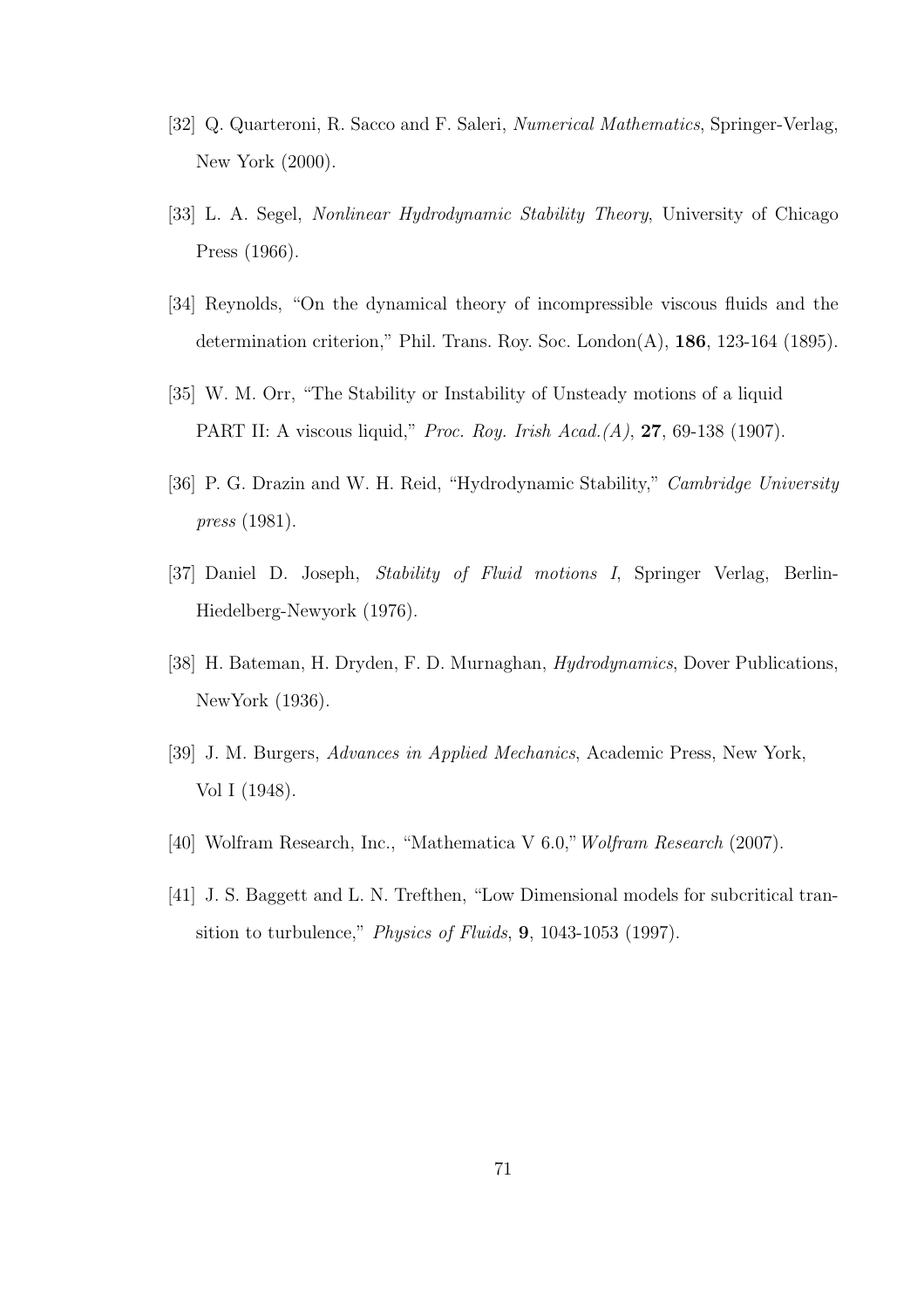[32] Q. Quarteroni, R. Sacco and F. Saleri, *Numerical Mathematics*, Springer-Verlag, New York (2000).

[33] L. A. Segel, *Nonlinear Hydrodynamic Stability Theory*, University of Chicago Press (1966).

[34] Reynolds, "On the dynamical theory of incompressible viscous fluids and the determination criterion," Phil. Trans. Roy. Soc. London(A), **186**, 123-164 (1895).

[35] W. M. Orr, "The Stability or Instability of Unsteady motions of a liquid PART II: A viscous liquid," *Proc. Roy. Irish Acad.(A)*, **27**, 69-138 (1907).

[36] P. G. Drazin and W. H. Reid, "Hydrodynamic Stability," *Cambridge University press* (1981).

[37] Daniel D. Joseph, *Stability of Fluid motions I*, Springer Verlag, Berlin-Hiedelberg-Newyork (1976).

[38] H. Bateman, H. Dryden, F. D. Murnaghan, *Hydrodynamics*, Dover Publications, NewYork (1936).

[39] J. M. Burgers, *Advances in Applied Mechanics*, Academic Press, New York, Vol I (1948).

[40] Wolfram Research, Inc., "Mathematica V 6.0," *Wolfram Research* (2007).

[41] J. S. Baggett and L. N. Trefthen, "Low Dimensional models for subcritical transition to turbulence," *Physics of Fluids*, **9**, 1043-1053 (1997).